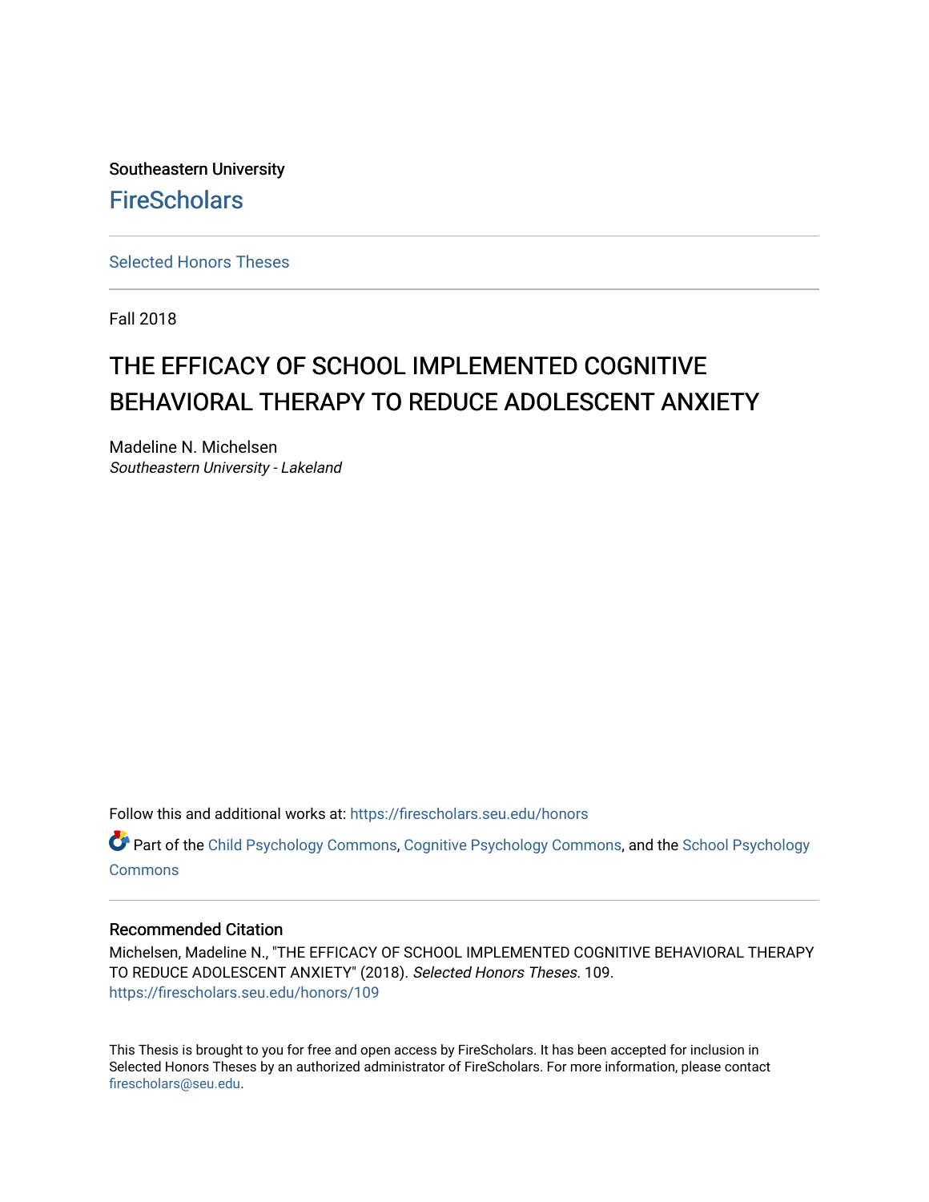Southeastern University

FireScholars

Selected Honors Theses

Fall 2018

# THE EFFICACY OF SCHOOL IMPLEMENTED COGNITIVE BEHAVIORAL THERAPY TO REDUCE ADOLESCENT ANXIETY

Madeline N. Michelsen
*Southeastern University - Lakeland*

Follow this and additional works at: https://firescholars.seu.edu/honors

Part of the Child Psychology Commons, Cognitive Psychology Commons, and the School Psychology Commons

## Recommended Citation

Michelsen, Madeline N., "THE EFFICACY OF SCHOOL IMPLEMENTED COGNITIVE BEHAVIORAL THERAPY TO REDUCE ADOLESCENT ANXIETY" (2018). *Selected Honors Theses*. 109.
https://firescholars.seu.edu/honors/109

This Thesis is brought to you for free and open access by FireScholars. It has been accepted for inclusion in Selected Honors Theses by an authorized administrator of FireScholars. For more information, please contact firescholars@seu.edu.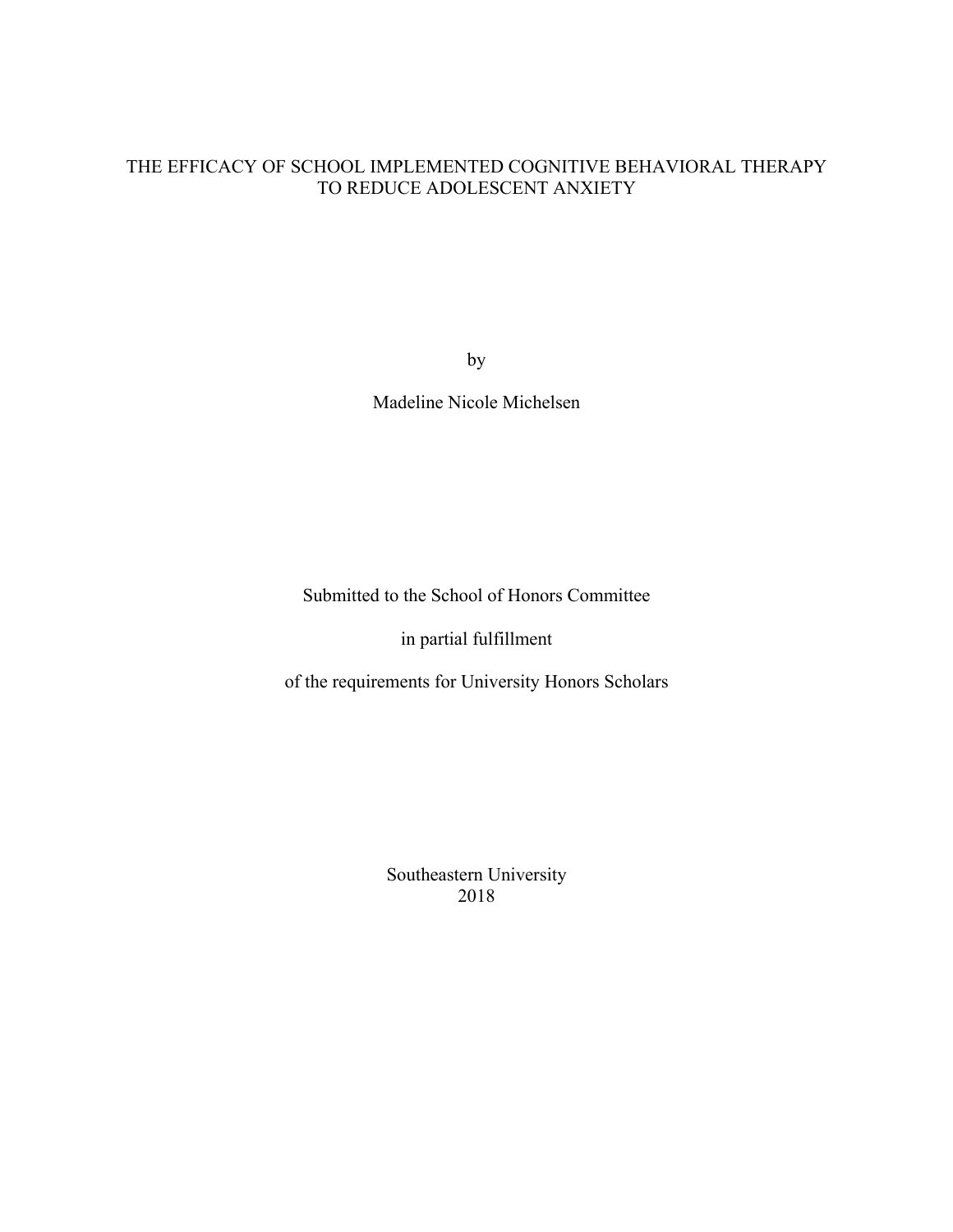# THE EFFICACY OF SCHOOL IMPLEMENTED COGNITIVE BEHAVIORAL THERAPY TO REDUCE ADOLESCENT ANXIETY

by

Madeline Nicole Michelsen

Submitted to the School of Honors Committee

in partial fulfillment

of the requirements for University Honors Scholars

Southeastern University
2018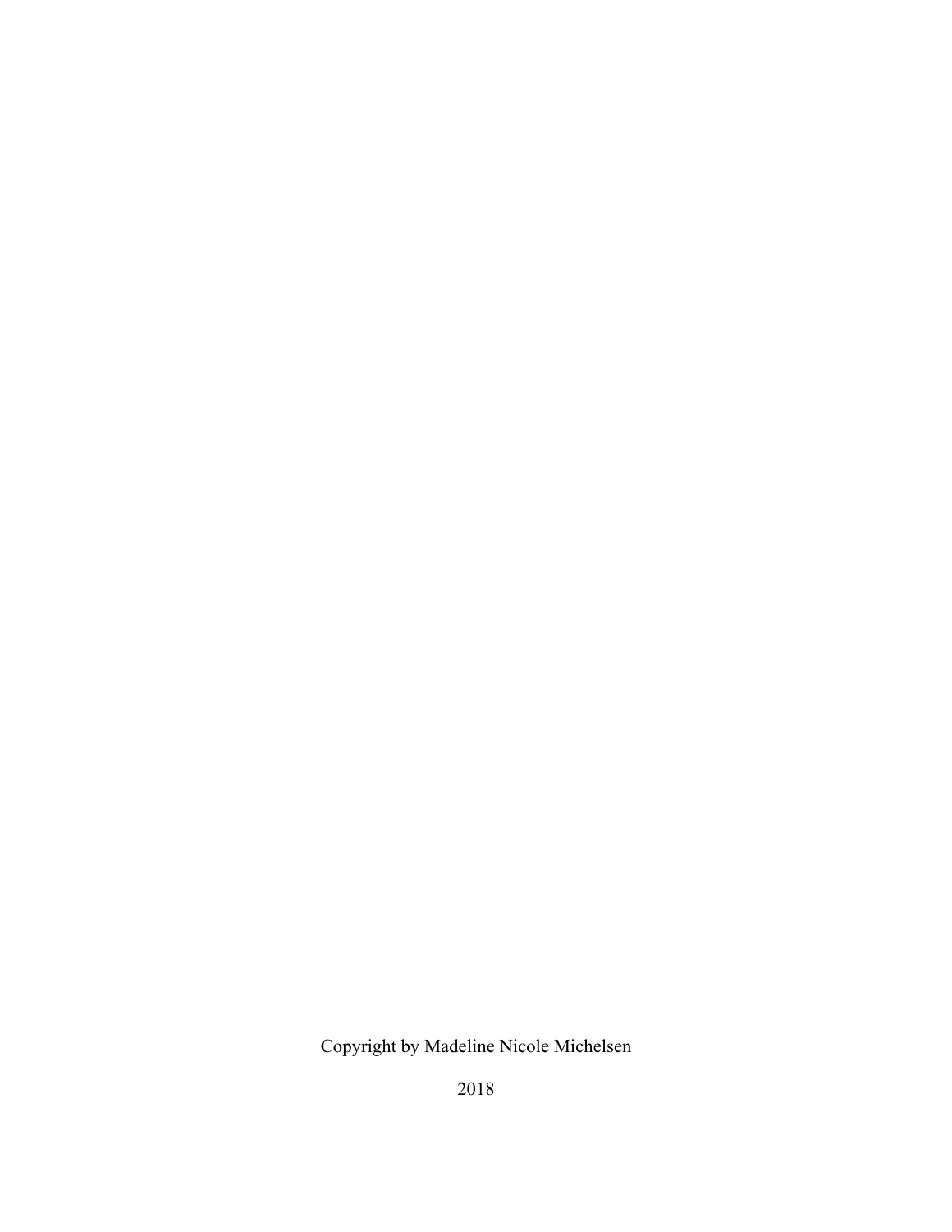Copyright by Madeline Nicole Michelsen

2018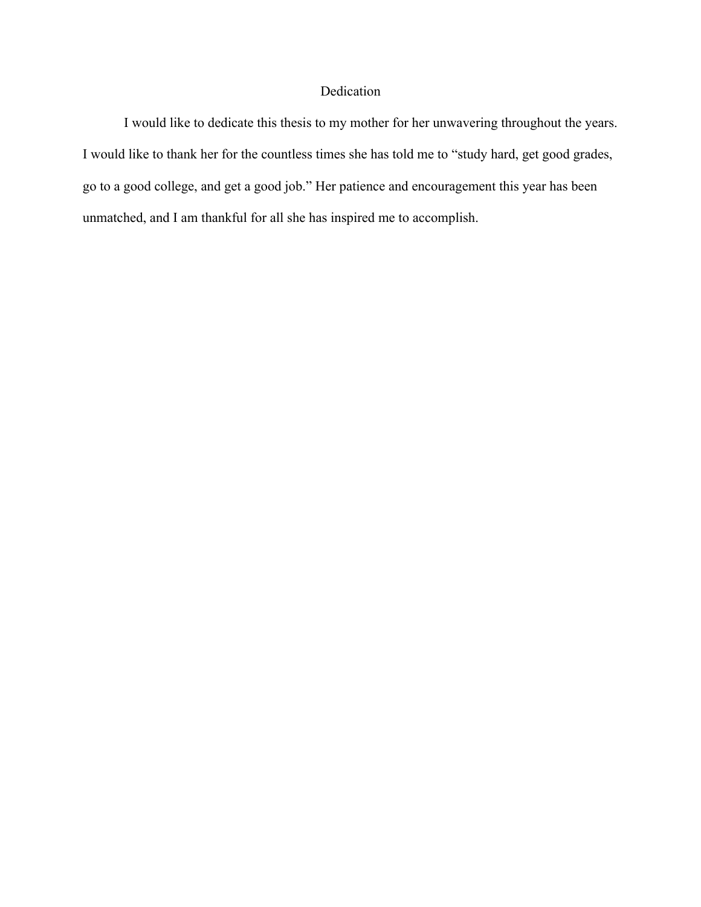# Dedication

I would like to dedicate this thesis to my mother for her unwavering throughout the years. I would like to thank her for the countless times she has told me to "study hard, get good grades, go to a good college, and get a good job." Her patience and encouragement this year has been unmatched, and I am thankful for all she has inspired me to accomplish.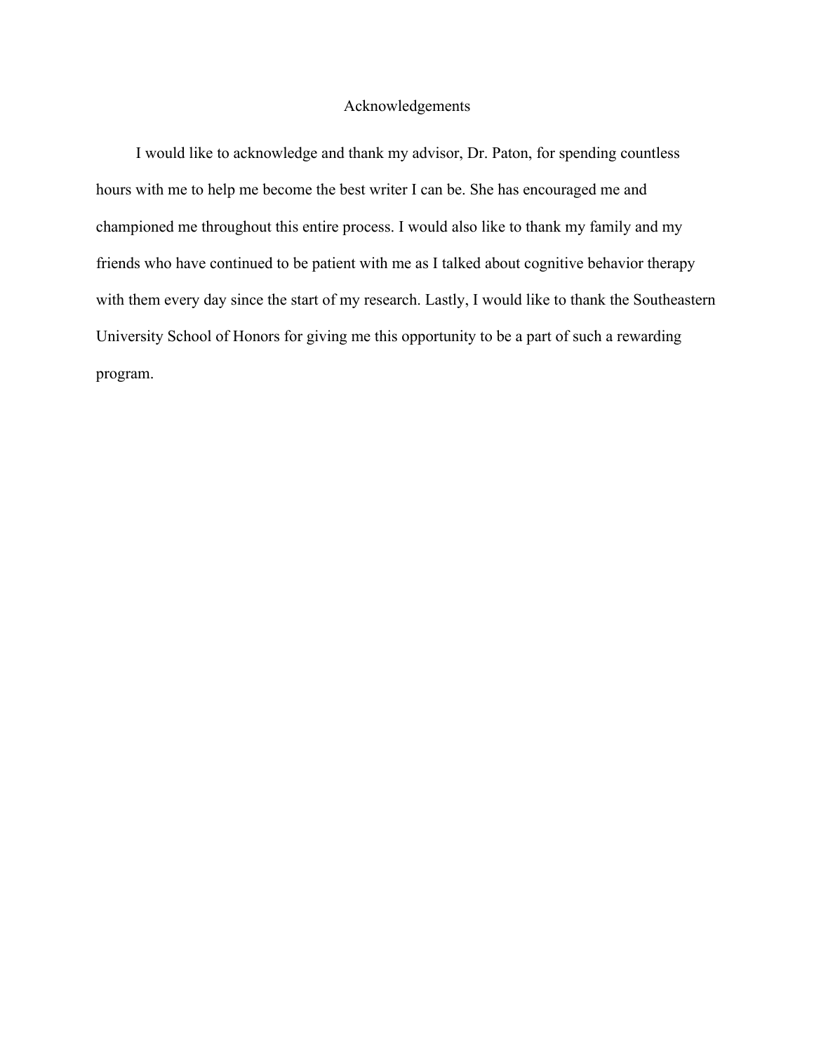# Acknowledgements

I would like to acknowledge and thank my advisor, Dr. Paton, for spending countless hours with me to help me become the best writer I can be. She has encouraged me and championed me throughout this entire process. I would also like to thank my family and my friends who have continued to be patient with me as I talked about cognitive behavior therapy with them every day since the start of my research. Lastly, I would like to thank the Southeastern University School of Honors for giving me this opportunity to be a part of such a rewarding program.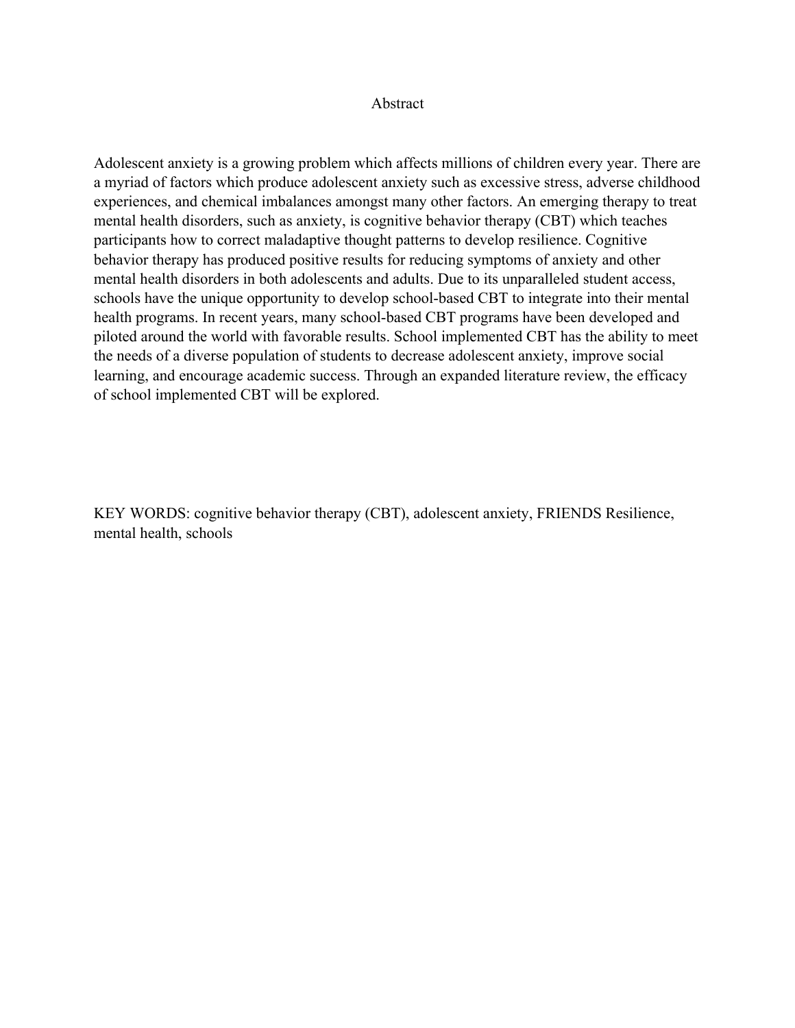# Abstract

Adolescent anxiety is a growing problem which affects millions of children every year. There are a myriad of factors which produce adolescent anxiety such as excessive stress, adverse childhood experiences, and chemical imbalances amongst many other factors. An emerging therapy to treat mental health disorders, such as anxiety, is cognitive behavior therapy (CBT) which teaches participants how to correct maladaptive thought patterns to develop resilience. Cognitive behavior therapy has produced positive results for reducing symptoms of anxiety and other mental health disorders in both adolescents and adults. Due to its unparalleled student access, schools have the unique opportunity to develop school-based CBT to integrate into their mental health programs. In recent years, many school-based CBT programs have been developed and piloted around the world with favorable results. School implemented CBT has the ability to meet the needs of a diverse population of students to decrease adolescent anxiety, improve social learning, and encourage academic success. Through an expanded literature review, the efficacy of school implemented CBT will be explored.

KEY WORDS: cognitive behavior therapy (CBT), adolescent anxiety, FRIENDS Resilience, mental health, schools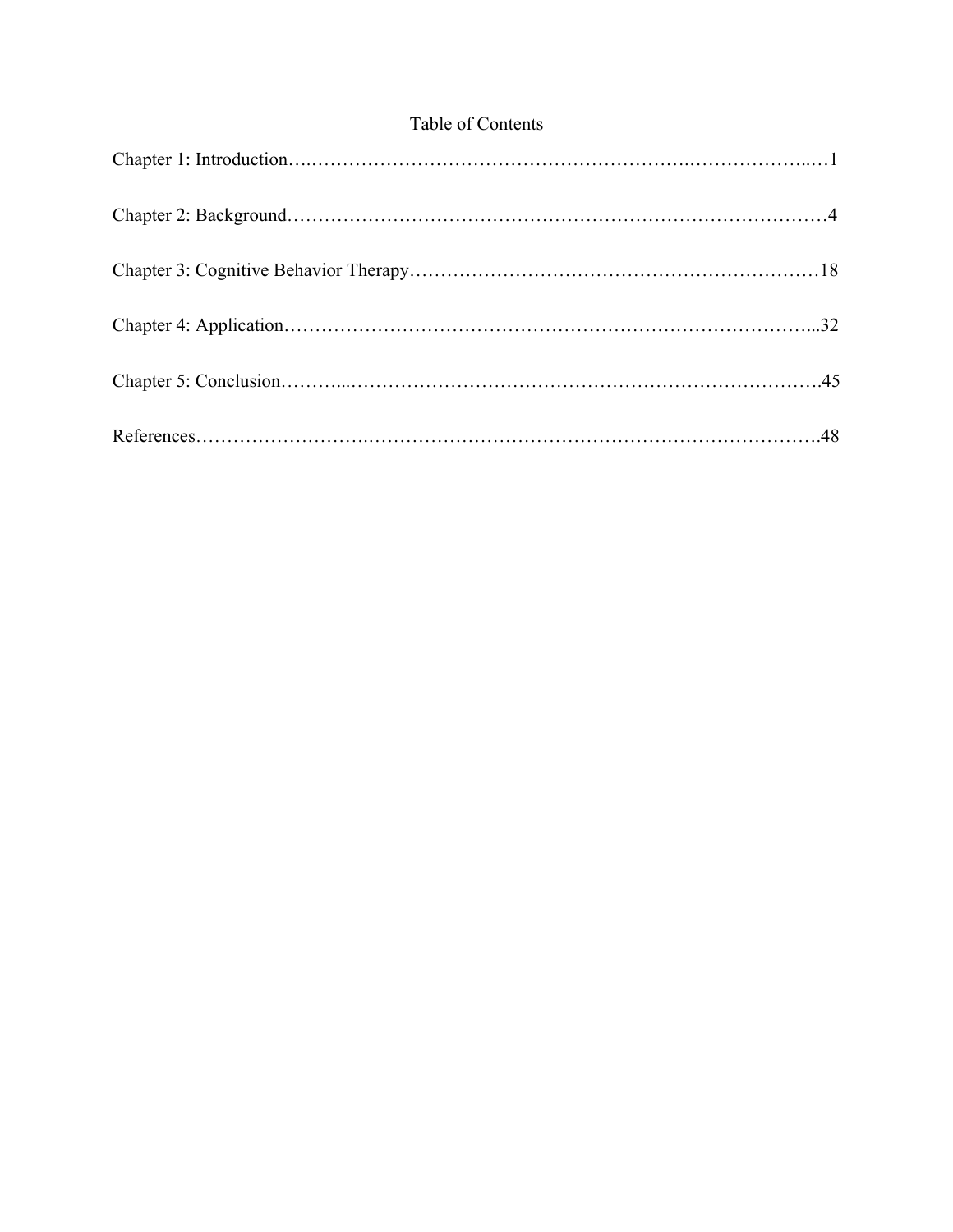# Table of Contents

Chapter 1: Introduction…..………………………………………………….……………….….1

Chapter 2: Background………………………………………………….……………………4

Chapter 3: Cognitive Behavior Therapy………………………………………………………18

Chapter 4: Application……………………………………………………………………...32

Chapter 5: Conclusion………...…………………………………………………………….45

References……………………….…………………………………………….…………….48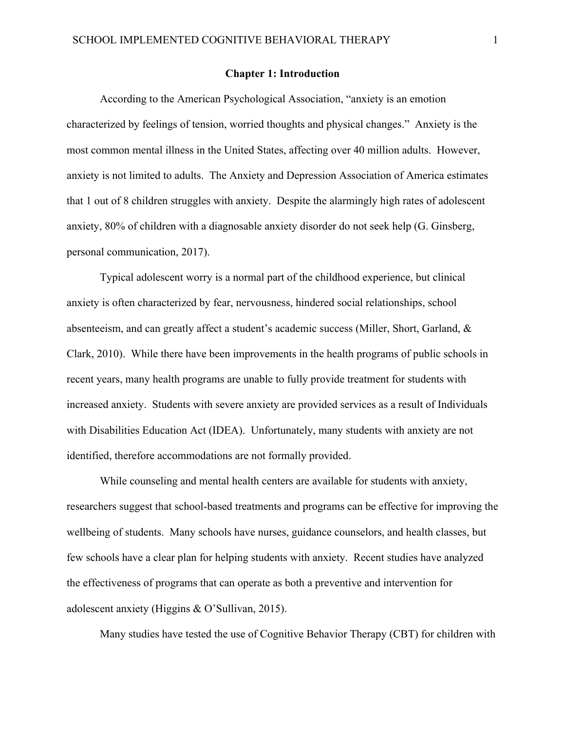## Chapter 1: Introduction

According to the American Psychological Association, "anxiety is an emotion characterized by feelings of tension, worried thoughts and physical changes." Anxiety is the most common mental illness in the United States, affecting over 40 million adults. However, anxiety is not limited to adults. The Anxiety and Depression Association of America estimates that 1 out of 8 children struggles with anxiety. Despite the alarmingly high rates of adolescent anxiety, 80% of children with a diagnosable anxiety disorder do not seek help (G. Ginsberg, personal communication, 2017).

Typical adolescent worry is a normal part of the childhood experience, but clinical anxiety is often characterized by fear, nervousness, hindered social relationships, school absenteeism, and can greatly affect a student's academic success (Miller, Short, Garland, & Clark, 2010). While there have been improvements in the health programs of public schools in recent years, many health programs are unable to fully provide treatment for students with increased anxiety. Students with severe anxiety are provided services as a result of Individuals with Disabilities Education Act (IDEA). Unfortunately, many students with anxiety are not identified, therefore accommodations are not formally provided.

While counseling and mental health centers are available for students with anxiety, researchers suggest that school-based treatments and programs can be effective for improving the wellbeing of students. Many schools have nurses, guidance counselors, and health classes, but few schools have a clear plan for helping students with anxiety. Recent studies have analyzed the effectiveness of programs that can operate as both a preventive and intervention for adolescent anxiety (Higgins & O'Sullivan, 2015).

Many studies have tested the use of Cognitive Behavior Therapy (CBT) for children with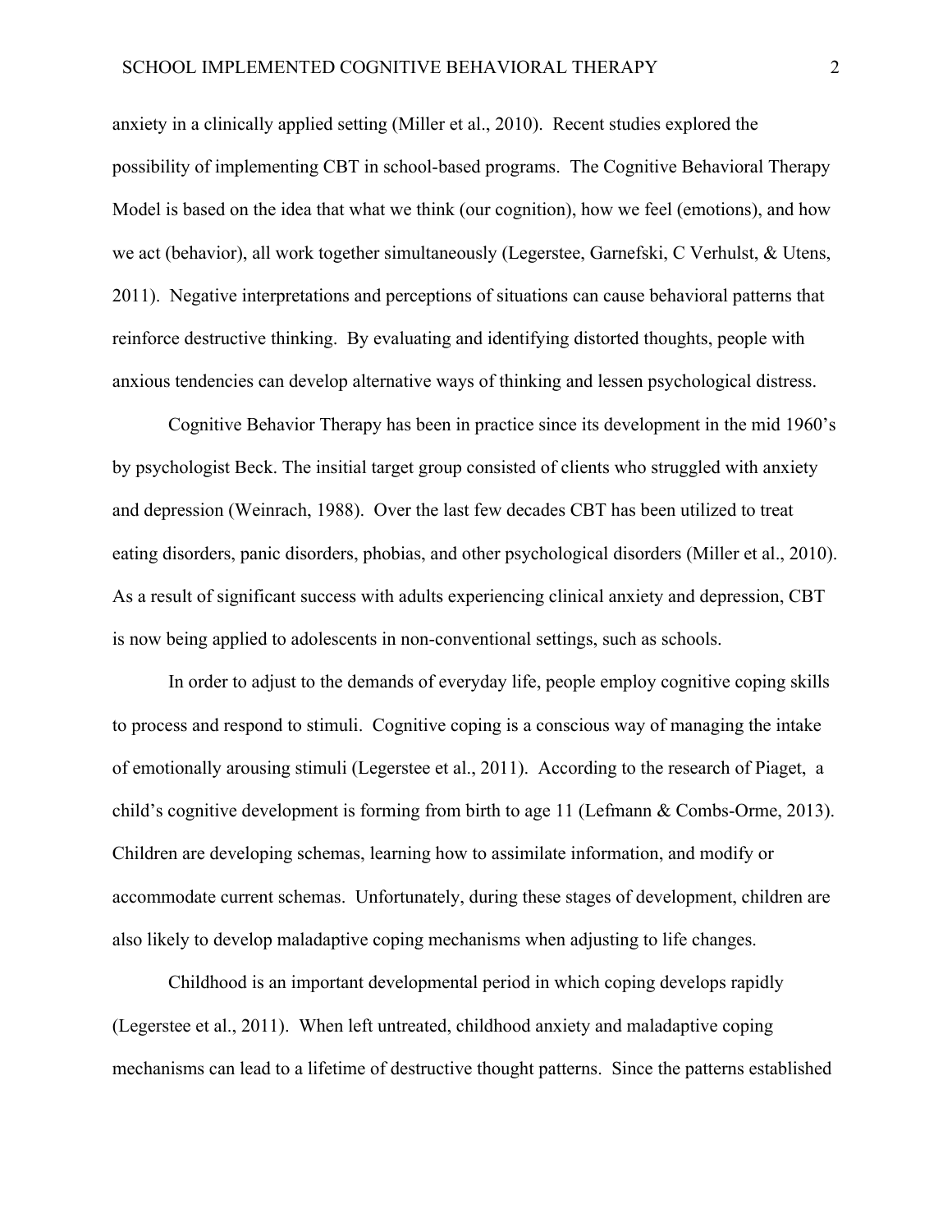anxiety in a clinically applied setting (Miller et al., 2010). Recent studies explored the possibility of implementing CBT in school-based programs. The Cognitive Behavioral Therapy Model is based on the idea that what we think (our cognition), how we feel (emotions), and how we act (behavior), all work together simultaneously (Legerstee, Garnefski, C Verhulst, & Utens, 2011). Negative interpretations and perceptions of situations can cause behavioral patterns that reinforce destructive thinking. By evaluating and identifying distorted thoughts, people with anxious tendencies can develop alternative ways of thinking and lessen psychological distress.

Cognitive Behavior Therapy has been in practice since its development in the mid 1960's by psychologist Beck. The insitial target group consisted of clients who struggled with anxiety and depression (Weinrach, 1988). Over the last few decades CBT has been utilized to treat eating disorders, panic disorders, phobias, and other psychological disorders (Miller et al., 2010). As a result of significant success with adults experiencing clinical anxiety and depression, CBT is now being applied to adolescents in non-conventional settings, such as schools.

In order to adjust to the demands of everyday life, people employ cognitive coping skills to process and respond to stimuli. Cognitive coping is a conscious way of managing the intake of emotionally arousing stimuli (Legerstee et al., 2011). According to the research of Piaget, a child's cognitive development is forming from birth to age 11 (Lefmann & Combs-Orme, 2013). Children are developing schemas, learning how to assimilate information, and modify or accommodate current schemas. Unfortunately, during these stages of development, children are also likely to develop maladaptive coping mechanisms when adjusting to life changes.

Childhood is an important developmental period in which coping develops rapidly (Legerstee et al., 2011). When left untreated, childhood anxiety and maladaptive coping mechanisms can lead to a lifetime of destructive thought patterns. Since the patterns established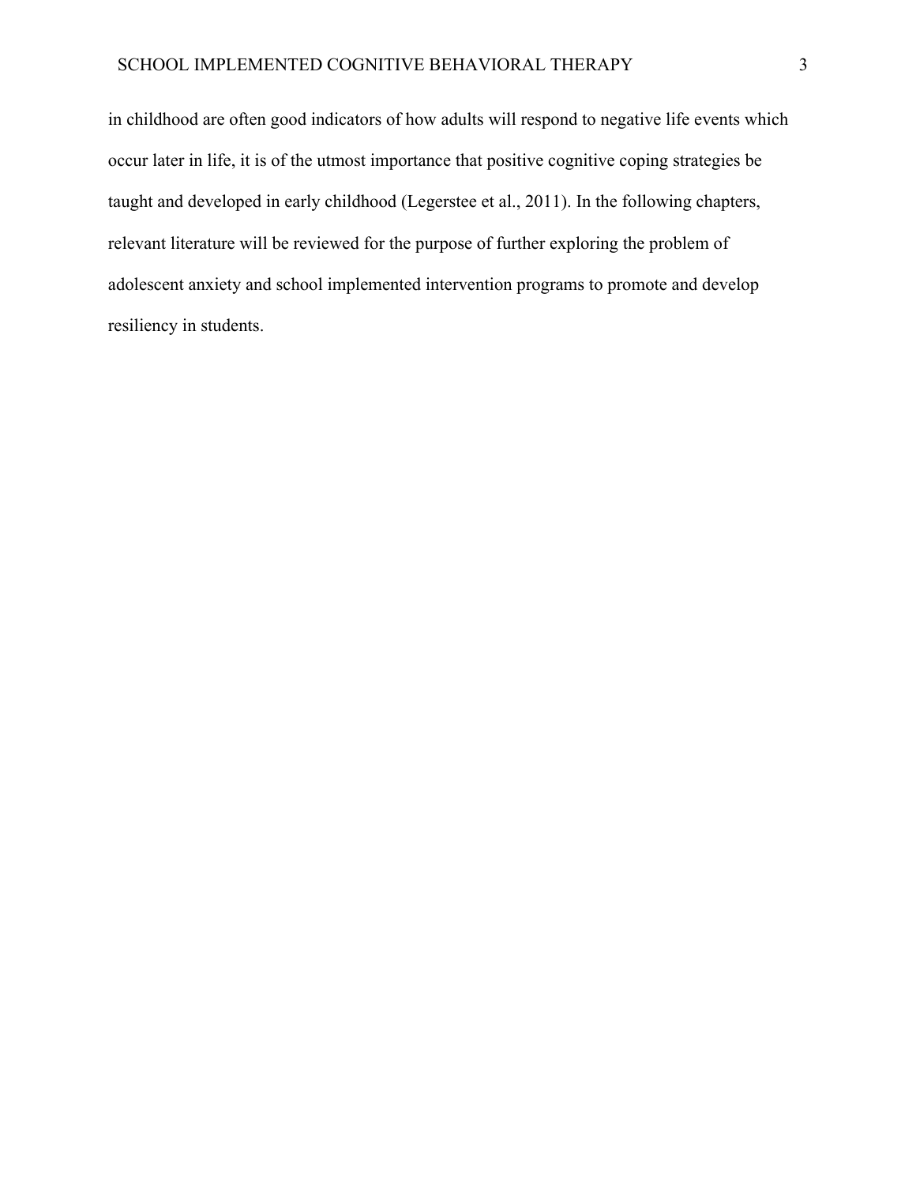in childhood are often good indicators of how adults will respond to negative life events which occur later in life, it is of the utmost importance that positive cognitive coping strategies be taught and developed in early childhood (Legerstee et al., 2011). In the following chapters, relevant literature will be reviewed for the purpose of further exploring the problem of adolescent anxiety and school implemented intervention programs to promote and develop resiliency in students.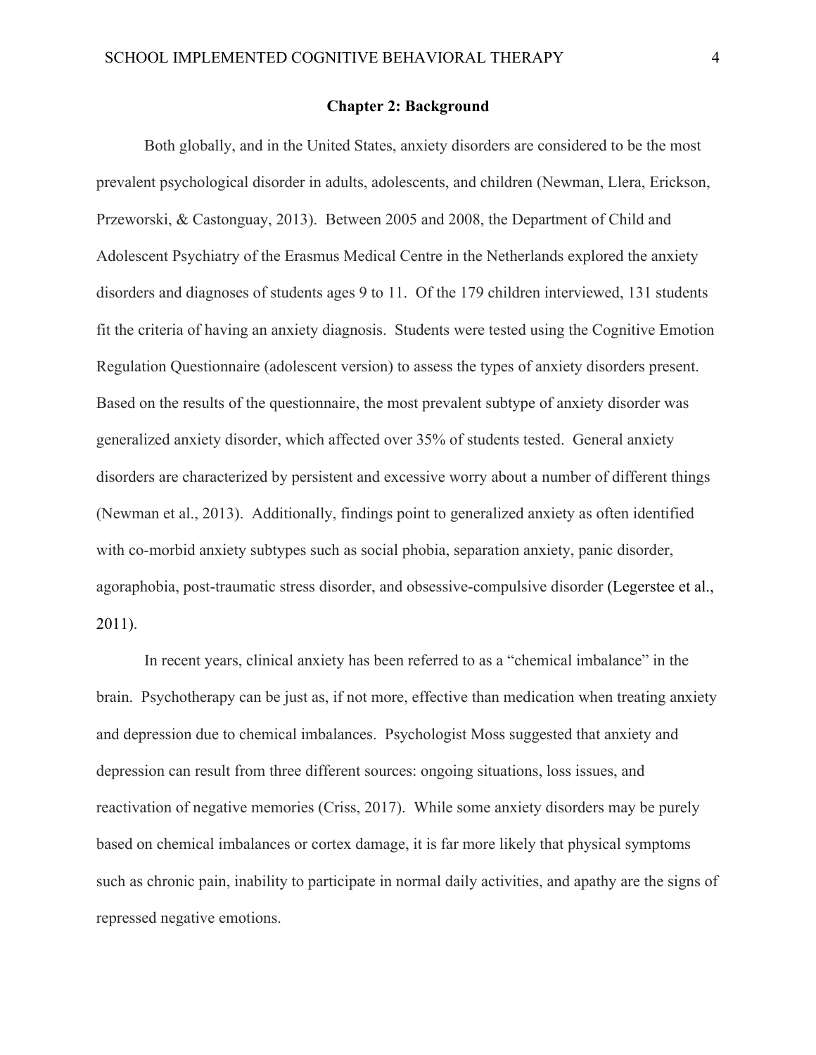## Chapter 2: Background

Both globally, and in the United States, anxiety disorders are considered to be the most prevalent psychological disorder in adults, adolescents, and children (Newman, Llera, Erickson, Przeworski, & Castonguay, 2013). Between 2005 and 2008, the Department of Child and Adolescent Psychiatry of the Erasmus Medical Centre in the Netherlands explored the anxiety disorders and diagnoses of students ages 9 to 11. Of the 179 children interviewed, 131 students fit the criteria of having an anxiety diagnosis. Students were tested using the Cognitive Emotion Regulation Questionnaire (adolescent version) to assess the types of anxiety disorders present. Based on the results of the questionnaire, the most prevalent subtype of anxiety disorder was generalized anxiety disorder, which affected over 35% of students tested. General anxiety disorders are characterized by persistent and excessive worry about a number of different things (Newman et al., 2013). Additionally, findings point to generalized anxiety as often identified with co-morbid anxiety subtypes such as social phobia, separation anxiety, panic disorder, agoraphobia, post-traumatic stress disorder, and obsessive-compulsive disorder (Legerstee et al., 2011).

In recent years, clinical anxiety has been referred to as a "chemical imbalance" in the brain. Psychotherapy can be just as, if not more, effective than medication when treating anxiety and depression due to chemical imbalances. Psychologist Moss suggested that anxiety and depression can result from three different sources: ongoing situations, loss issues, and reactivation of negative memories (Criss, 2017). While some anxiety disorders may be purely based on chemical imbalances or cortex damage, it is far more likely that physical symptoms such as chronic pain, inability to participate in normal daily activities, and apathy are the signs of repressed negative emotions.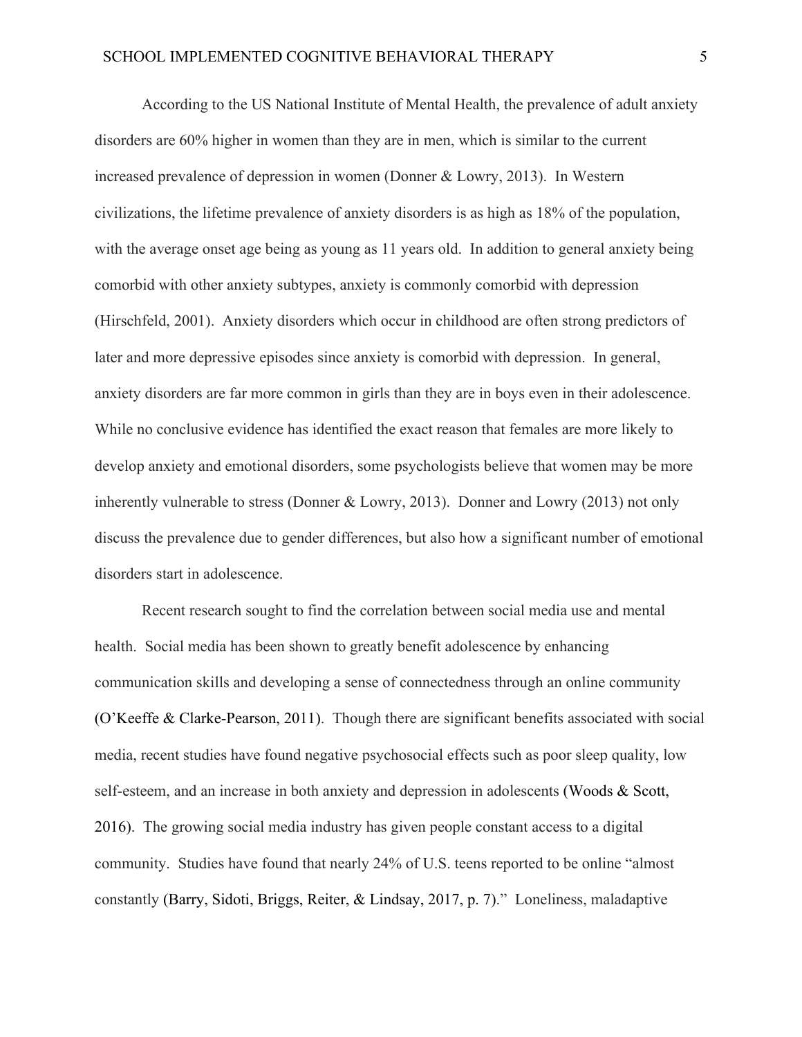According to the US National Institute of Mental Health, the prevalence of adult anxiety disorders are 60% higher in women than they are in men, which is similar to the current increased prevalence of depression in women (Donner & Lowry, 2013). In Western civilizations, the lifetime prevalence of anxiety disorders is as high as 18% of the population, with the average onset age being as young as 11 years old. In addition to general anxiety being comorbid with other anxiety subtypes, anxiety is commonly comorbid with depression (Hirschfeld, 2001). Anxiety disorders which occur in childhood are often strong predictors of later and more depressive episodes since anxiety is comorbid with depression. In general, anxiety disorders are far more common in girls than they are in boys even in their adolescence. While no conclusive evidence has identified the exact reason that females are more likely to develop anxiety and emotional disorders, some psychologists believe that women may be more inherently vulnerable to stress (Donner & Lowry, 2013). Donner and Lowry (2013) not only discuss the prevalence due to gender differences, but also how a significant number of emotional disorders start in adolescence.

Recent research sought to find the correlation between social media use and mental health. Social media has been shown to greatly benefit adolescence by enhancing communication skills and developing a sense of connectedness through an online community (O'Keeffe & Clarke-Pearson, 2011). Though there are significant benefits associated with social media, recent studies have found negative psychosocial effects such as poor sleep quality, low self-esteem, and an increase in both anxiety and depression in adolescents (Woods & Scott, 2016). The growing social media industry has given people constant access to a digital community. Studies have found that nearly 24% of U.S. teens reported to be online "almost constantly (Barry, Sidoti, Briggs, Reiter, & Lindsay, 2017, p. 7)." Loneliness, maladaptive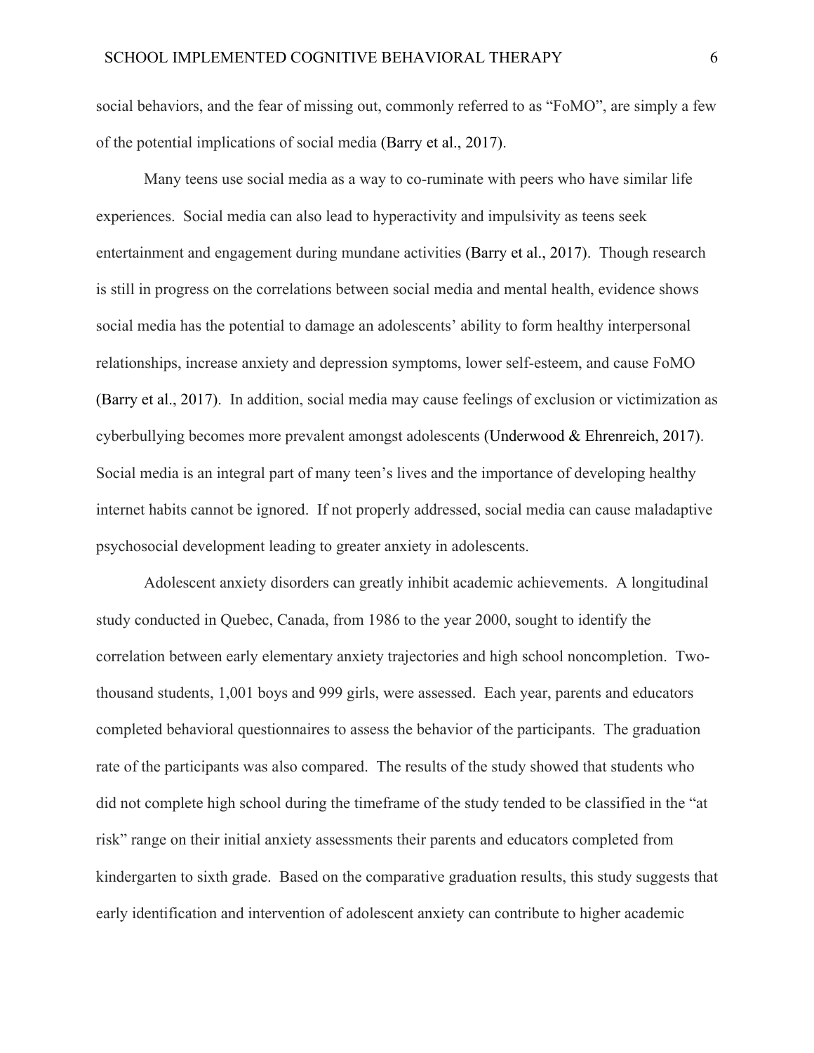social behaviors, and the fear of missing out, commonly referred to as "FoMO", are simply a few of the potential implications of social media (Barry et al., 2017).

Many teens use social media as a way to co-ruminate with peers who have similar life experiences. Social media can also lead to hyperactivity and impulsivity as teens seek entertainment and engagement during mundane activities (Barry et al., 2017). Though research is still in progress on the correlations between social media and mental health, evidence shows social media has the potential to damage an adolescents' ability to form healthy interpersonal relationships, increase anxiety and depression symptoms, lower self-esteem, and cause FoMO (Barry et al., 2017). In addition, social media may cause feelings of exclusion or victimization as cyberbullying becomes more prevalent amongst adolescents (Underwood & Ehrenreich, 2017). Social media is an integral part of many teen's lives and the importance of developing healthy internet habits cannot be ignored. If not properly addressed, social media can cause maladaptive psychosocial development leading to greater anxiety in adolescents.

Adolescent anxiety disorders can greatly inhibit academic achievements. A longitudinal study conducted in Quebec, Canada, from 1986 to the year 2000, sought to identify the correlation between early elementary anxiety trajectories and high school noncompletion. Two-thousand students, 1,001 boys and 999 girls, were assessed. Each year, parents and educators completed behavioral questionnaires to assess the behavior of the participants. The graduation rate of the participants was also compared. The results of the study showed that students who did not complete high school during the timeframe of the study tended to be classified in the "at risk" range on their initial anxiety assessments their parents and educators completed from kindergarten to sixth grade. Based on the comparative graduation results, this study suggests that early identification and intervention of adolescent anxiety can contribute to higher academic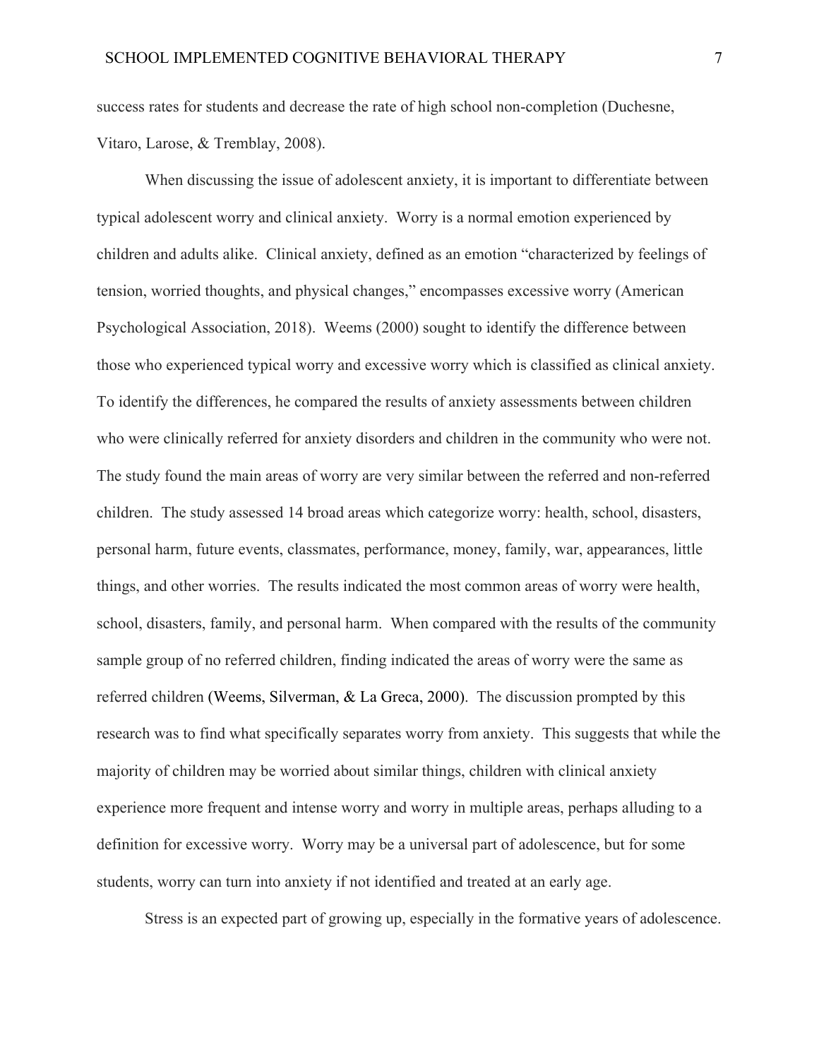success rates for students and decrease the rate of high school non-completion (Duchesne, Vitaro, Larose, & Tremblay, 2008).

When discussing the issue of adolescent anxiety, it is important to differentiate between typical adolescent worry and clinical anxiety. Worry is a normal emotion experienced by children and adults alike. Clinical anxiety, defined as an emotion "characterized by feelings of tension, worried thoughts, and physical changes," encompasses excessive worry (American Psychological Association, 2018). Weems (2000) sought to identify the difference between those who experienced typical worry and excessive worry which is classified as clinical anxiety. To identify the differences, he compared the results of anxiety assessments between children who were clinically referred for anxiety disorders and children in the community who were not. The study found the main areas of worry are very similar between the referred and non-referred children. The study assessed 14 broad areas which categorize worry: health, school, disasters, personal harm, future events, classmates, performance, money, family, war, appearances, little things, and other worries. The results indicated the most common areas of worry were health, school, disasters, family, and personal harm. When compared with the results of the community sample group of no referred children, finding indicated the areas of worry were the same as referred children (Weems, Silverman, & La Greca, 2000). The discussion prompted by this research was to find what specifically separates worry from anxiety. This suggests that while the majority of children may be worried about similar things, children with clinical anxiety experience more frequent and intense worry and worry in multiple areas, perhaps alluding to a definition for excessive worry. Worry may be a universal part of adolescence, but for some students, worry can turn into anxiety if not identified and treated at an early age.

Stress is an expected part of growing up, especially in the formative years of adolescence.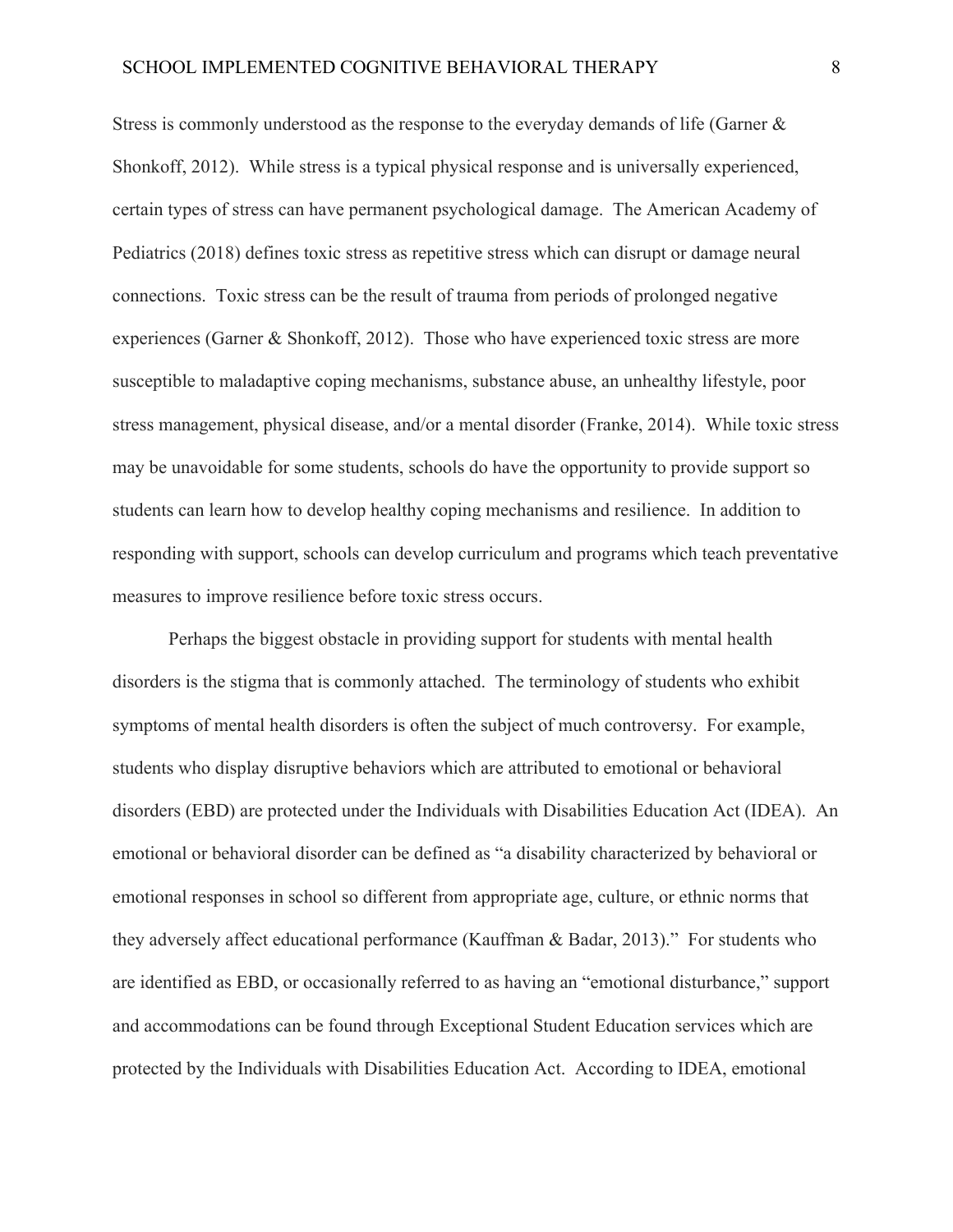Stress is commonly understood as the response to the everyday demands of life (Garner & Shonkoff, 2012). While stress is a typical physical response and is universally experienced, certain types of stress can have permanent psychological damage. The American Academy of Pediatrics (2018) defines toxic stress as repetitive stress which can disrupt or damage neural connections. Toxic stress can be the result of trauma from periods of prolonged negative experiences (Garner & Shonkoff, 2012). Those who have experienced toxic stress are more susceptible to maladaptive coping mechanisms, substance abuse, an unhealthy lifestyle, poor stress management, physical disease, and/or a mental disorder (Franke, 2014). While toxic stress may be unavoidable for some students, schools do have the opportunity to provide support so students can learn how to develop healthy coping mechanisms and resilience. In addition to responding with support, schools can develop curriculum and programs which teach preventative measures to improve resilience before toxic stress occurs.

Perhaps the biggest obstacle in providing support for students with mental health disorders is the stigma that is commonly attached. The terminology of students who exhibit symptoms of mental health disorders is often the subject of much controversy. For example, students who display disruptive behaviors which are attributed to emotional or behavioral disorders (EBD) are protected under the Individuals with Disabilities Education Act (IDEA). An emotional or behavioral disorder can be defined as "a disability characterized by behavioral or emotional responses in school so different from appropriate age, culture, or ethnic norms that they adversely affect educational performance (Kauffman & Badar, 2013)." For students who are identified as EBD, or occasionally referred to as having an "emotional disturbance," support and accommodations can be found through Exceptional Student Education services which are protected by the Individuals with Disabilities Education Act. According to IDEA, emotional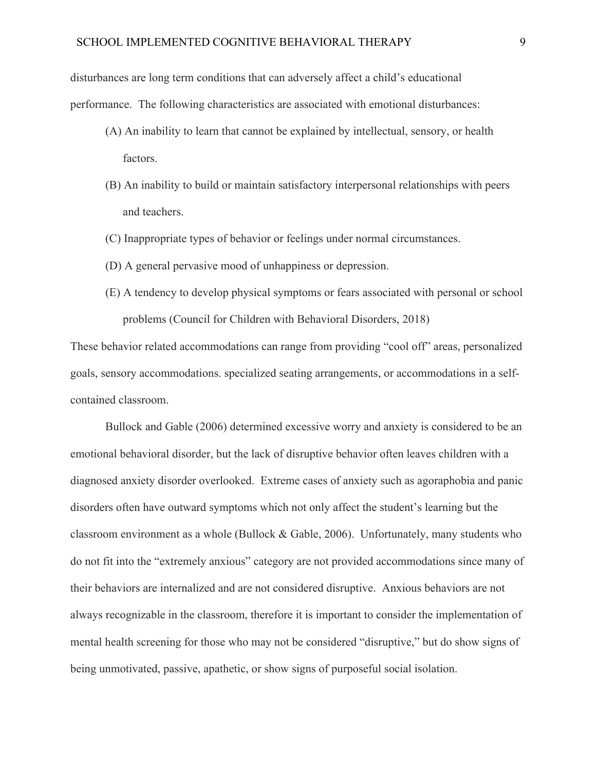disturbances are long term conditions that can adversely affect a child's educational performance. The following characteristics are associated with emotional disturbances:

(A) An inability to learn that cannot be explained by intellectual, sensory, or health factors.

(B) An inability to build or maintain satisfactory interpersonal relationships with peers and teachers.

(C) Inappropriate types of behavior or feelings under normal circumstances.

(D) A general pervasive mood of unhappiness or depression.

(E) A tendency to develop physical symptoms or fears associated with personal or school problems (Council for Children with Behavioral Disorders, 2018)

These behavior related accommodations can range from providing "cool off" areas, personalized goals, sensory accommodations. specialized seating arrangements, or accommodations in a self-contained classroom.

Bullock and Gable (2006) determined excessive worry and anxiety is considered to be an emotional behavioral disorder, but the lack of disruptive behavior often leaves children with a diagnosed anxiety disorder overlooked. Extreme cases of anxiety such as agoraphobia and panic disorders often have outward symptoms which not only affect the student's learning but the classroom environment as a whole (Bullock & Gable, 2006). Unfortunately, many students who do not fit into the "extremely anxious" category are not provided accommodations since many of their behaviors are internalized and are not considered disruptive. Anxious behaviors are not always recognizable in the classroom, therefore it is important to consider the implementation of mental health screening for those who may not be considered "disruptive," but do show signs of being unmotivated, passive, apathetic, or show signs of purposeful social isolation.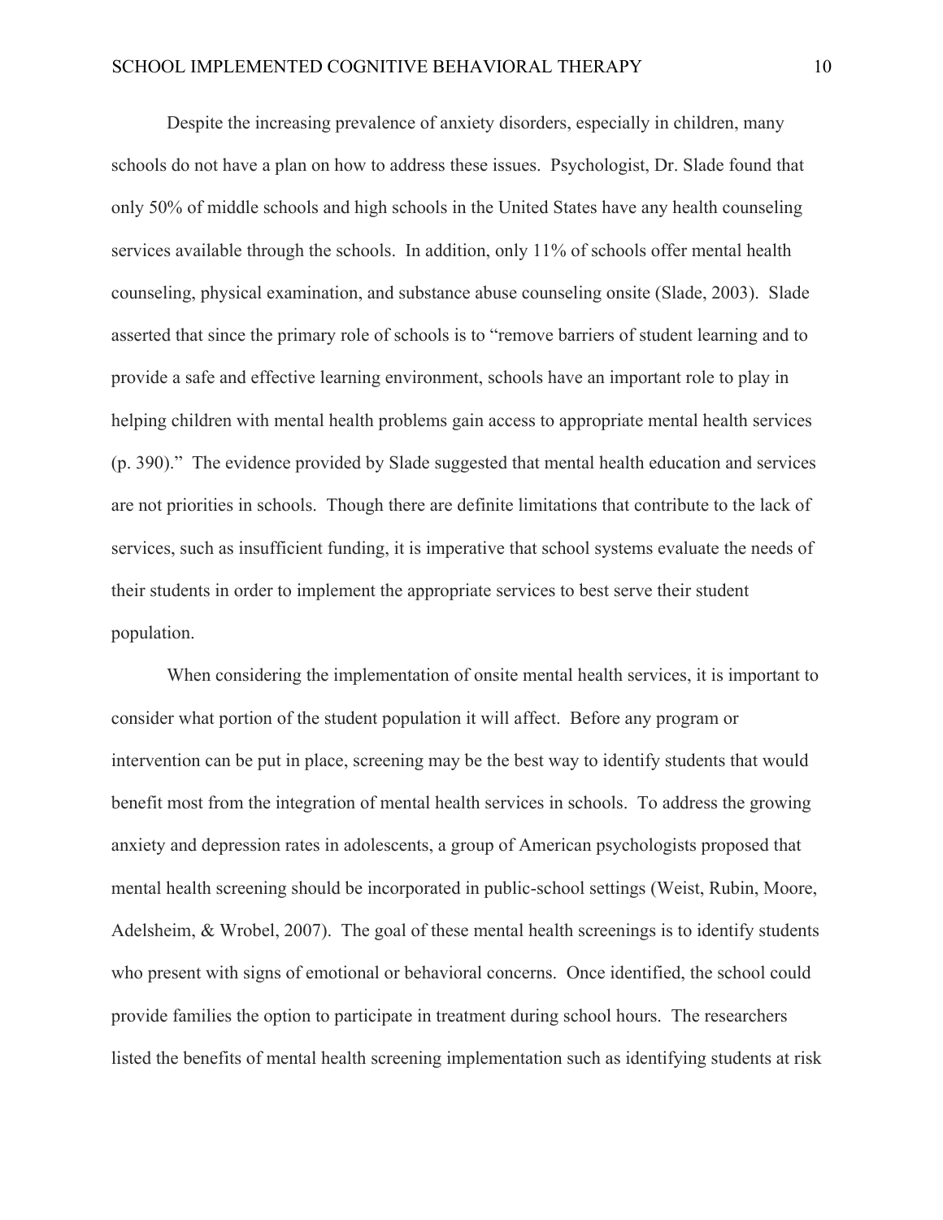Despite the increasing prevalence of anxiety disorders, especially in children, many schools do not have a plan on how to address these issues. Psychologist, Dr. Slade found that only 50% of middle schools and high schools in the United States have any health counseling services available through the schools. In addition, only 11% of schools offer mental health counseling, physical examination, and substance abuse counseling onsite (Slade, 2003). Slade asserted that since the primary role of schools is to "remove barriers of student learning and to provide a safe and effective learning environment, schools have an important role to play in helping children with mental health problems gain access to appropriate mental health services (p. 390)." The evidence provided by Slade suggested that mental health education and services are not priorities in schools. Though there are definite limitations that contribute to the lack of services, such as insufficient funding, it is imperative that school systems evaluate the needs of their students in order to implement the appropriate services to best serve their student population.

When considering the implementation of onsite mental health services, it is important to consider what portion of the student population it will affect. Before any program or intervention can be put in place, screening may be the best way to identify students that would benefit most from the integration of mental health services in schools. To address the growing anxiety and depression rates in adolescents, a group of American psychologists proposed that mental health screening should be incorporated in public-school settings (Weist, Rubin, Moore, Adelsheim, & Wrobel, 2007). The goal of these mental health screenings is to identify students who present with signs of emotional or behavioral concerns. Once identified, the school could provide families the option to participate in treatment during school hours. The researchers listed the benefits of mental health screening implementation such as identifying students at risk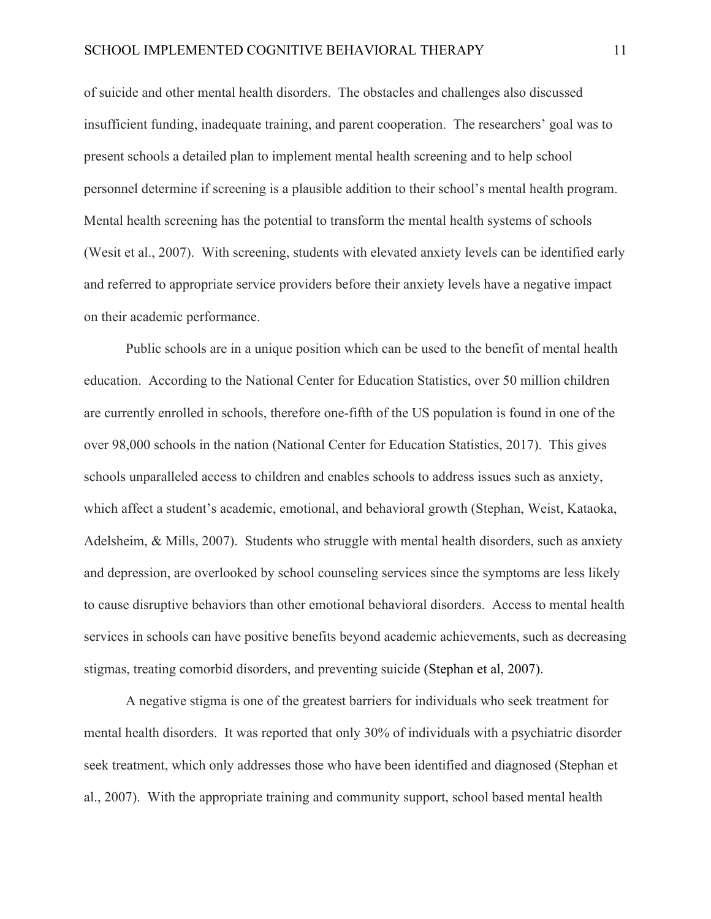of suicide and other mental health disorders. The obstacles and challenges also discussed insufficient funding, inadequate training, and parent cooperation. The researchers' goal was to present schools a detailed plan to implement mental health screening and to help school personnel determine if screening is a plausible addition to their school's mental health program. Mental health screening has the potential to transform the mental health systems of schools (Wesit et al., 2007). With screening, students with elevated anxiety levels can be identified early and referred to appropriate service providers before their anxiety levels have a negative impact on their academic performance.

Public schools are in a unique position which can be used to the benefit of mental health education. According to the National Center for Education Statistics, over 50 million children are currently enrolled in schools, therefore one-fifth of the US population is found in one of the over 98,000 schools in the nation (National Center for Education Statistics, 2017). This gives schools unparalleled access to children and enables schools to address issues such as anxiety, which affect a student's academic, emotional, and behavioral growth (Stephan, Weist, Kataoka, Adelsheim, & Mills, 2007). Students who struggle with mental health disorders, such as anxiety and depression, are overlooked by school counseling services since the symptoms are less likely to cause disruptive behaviors than other emotional behavioral disorders. Access to mental health services in schools can have positive benefits beyond academic achievements, such as decreasing stigmas, treating comorbid disorders, and preventing suicide (Stephan et al, 2007).

A negative stigma is one of the greatest barriers for individuals who seek treatment for mental health disorders. It was reported that only 30% of individuals with a psychiatric disorder seek treatment, which only addresses those who have been identified and diagnosed (Stephan et al., 2007). With the appropriate training and community support, school based mental health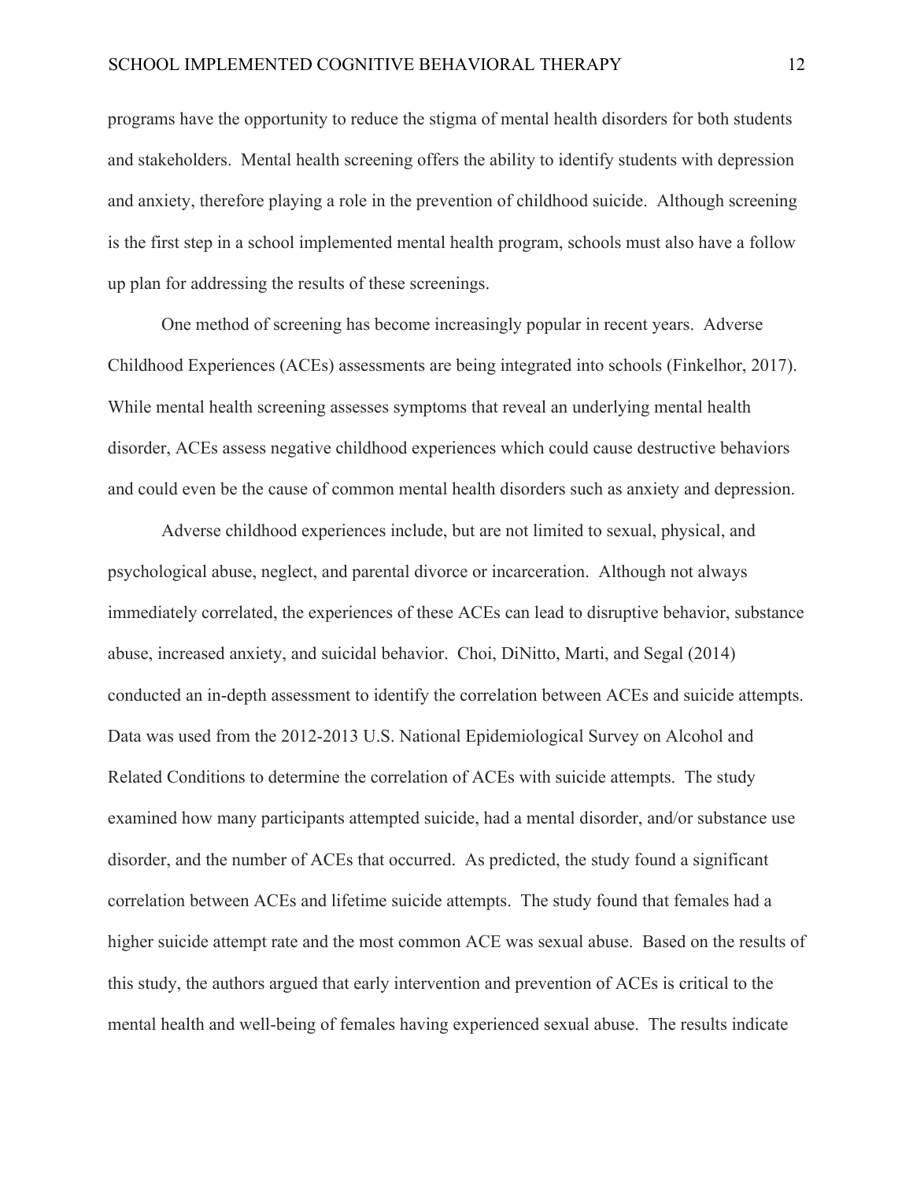programs have the opportunity to reduce the stigma of mental health disorders for both students and stakeholders. Mental health screening offers the ability to identify students with depression and anxiety, therefore playing a role in the prevention of childhood suicide. Although screening is the first step in a school implemented mental health program, schools must also have a follow up plan for addressing the results of these screenings.

One method of screening has become increasingly popular in recent years. Adverse Childhood Experiences (ACEs) assessments are being integrated into schools (Finkelhor, 2017). While mental health screening assesses symptoms that reveal an underlying mental health disorder, ACEs assess negative childhood experiences which could cause destructive behaviors and could even be the cause of common mental health disorders such as anxiety and depression.

Adverse childhood experiences include, but are not limited to sexual, physical, and psychological abuse, neglect, and parental divorce or incarceration. Although not always immediately correlated, the experiences of these ACEs can lead to disruptive behavior, substance abuse, increased anxiety, and suicidal behavior. Choi, DiNitto, Marti, and Segal (2014) conducted an in-depth assessment to identify the correlation between ACEs and suicide attempts. Data was used from the 2012-2013 U.S. National Epidemiological Survey on Alcohol and Related Conditions to determine the correlation of ACEs with suicide attempts. The study examined how many participants attempted suicide, had a mental disorder, and/or substance use disorder, and the number of ACEs that occurred. As predicted, the study found a significant correlation between ACEs and lifetime suicide attempts. The study found that females had a higher suicide attempt rate and the most common ACE was sexual abuse. Based on the results of this study, the authors argued that early intervention and prevention of ACEs is critical to the mental health and well-being of females having experienced sexual abuse. The results indicate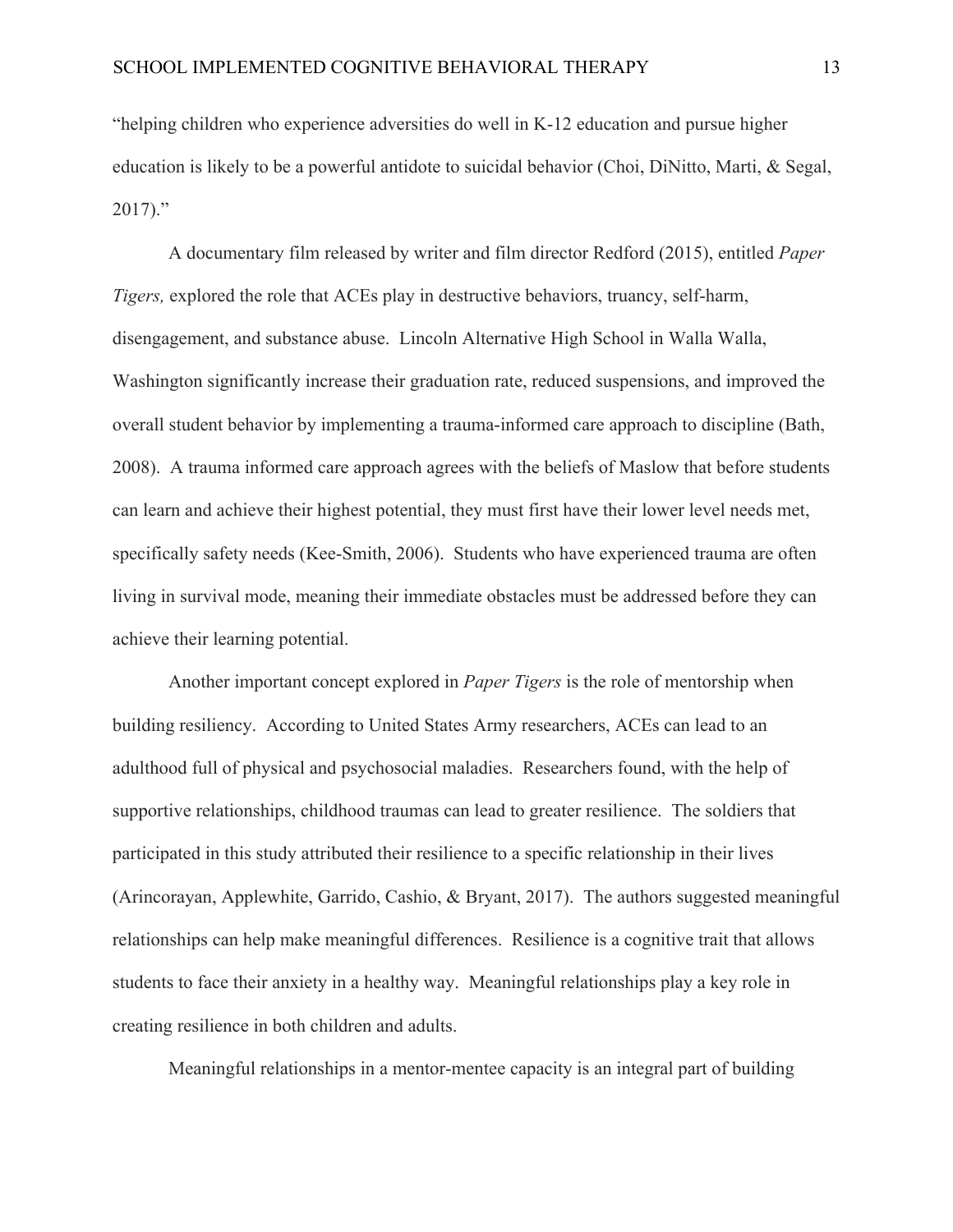"helping children who experience adversities do well in K-12 education and pursue higher education is likely to be a powerful antidote to suicidal behavior (Choi, DiNitto, Marti, & Segal, 2017)."

A documentary film released by writer and film director Redford (2015), entitled *Paper Tigers,* explored the role that ACEs play in destructive behaviors, truancy, self-harm, disengagement, and substance abuse. Lincoln Alternative High School in Walla Walla, Washington significantly increase their graduation rate, reduced suspensions, and improved the overall student behavior by implementing a trauma-informed care approach to discipline (Bath, 2008). A trauma informed care approach agrees with the beliefs of Maslow that before students can learn and achieve their highest potential, they must first have their lower level needs met, specifically safety needs (Kee-Smith, 2006). Students who have experienced trauma are often living in survival mode, meaning their immediate obstacles must be addressed before they can achieve their learning potential.

Another important concept explored in *Paper Tigers* is the role of mentorship when building resiliency. According to United States Army researchers, ACEs can lead to an adulthood full of physical and psychosocial maladies. Researchers found, with the help of supportive relationships, childhood traumas can lead to greater resilience. The soldiers that participated in this study attributed their resilience to a specific relationship in their lives (Arincorayan, Applewhite, Garrido, Cashio, & Bryant, 2017). The authors suggested meaningful relationships can help make meaningful differences. Resilience is a cognitive trait that allows students to face their anxiety in a healthy way. Meaningful relationships play a key role in creating resilience in both children and adults.

Meaningful relationships in a mentor-mentee capacity is an integral part of building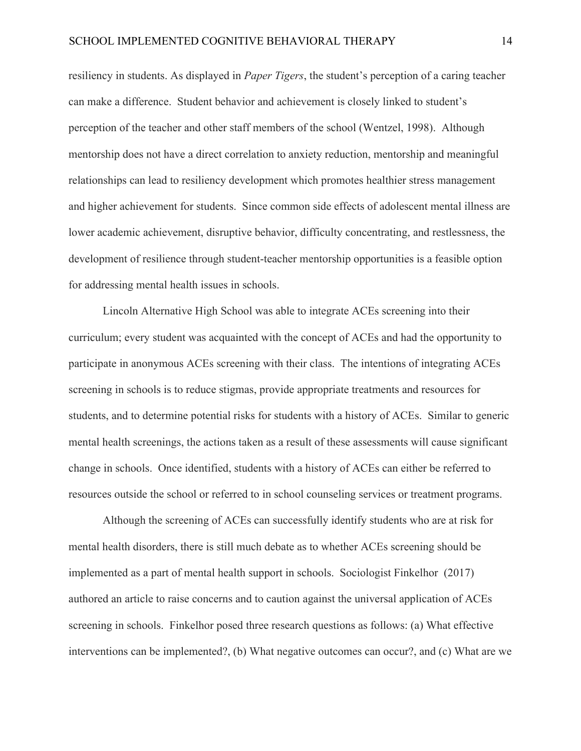resiliency in students. As displayed in *Paper Tigers*, the student's perception of a caring teacher can make a difference. Student behavior and achievement is closely linked to student's perception of the teacher and other staff members of the school (Wentzel, 1998). Although mentorship does not have a direct correlation to anxiety reduction, mentorship and meaningful relationships can lead to resiliency development which promotes healthier stress management and higher achievement for students. Since common side effects of adolescent mental illness are lower academic achievement, disruptive behavior, difficulty concentrating, and restlessness, the development of resilience through student-teacher mentorship opportunities is a feasible option for addressing mental health issues in schools.

Lincoln Alternative High School was able to integrate ACEs screening into their curriculum; every student was acquainted with the concept of ACEs and had the opportunity to participate in anonymous ACEs screening with their class. The intentions of integrating ACEs screening in schools is to reduce stigmas, provide appropriate treatments and resources for students, and to determine potential risks for students with a history of ACEs. Similar to generic mental health screenings, the actions taken as a result of these assessments will cause significant change in schools. Once identified, students with a history of ACEs can either be referred to resources outside the school or referred to in school counseling services or treatment programs.

Although the screening of ACEs can successfully identify students who are at risk for mental health disorders, there is still much debate as to whether ACEs screening should be implemented as a part of mental health support in schools. Sociologist Finkelhor (2017) authored an article to raise concerns and to caution against the universal application of ACEs screening in schools. Finkelhor posed three research questions as follows: (a) What effective interventions can be implemented?, (b) What negative outcomes can occur?, and (c) What are we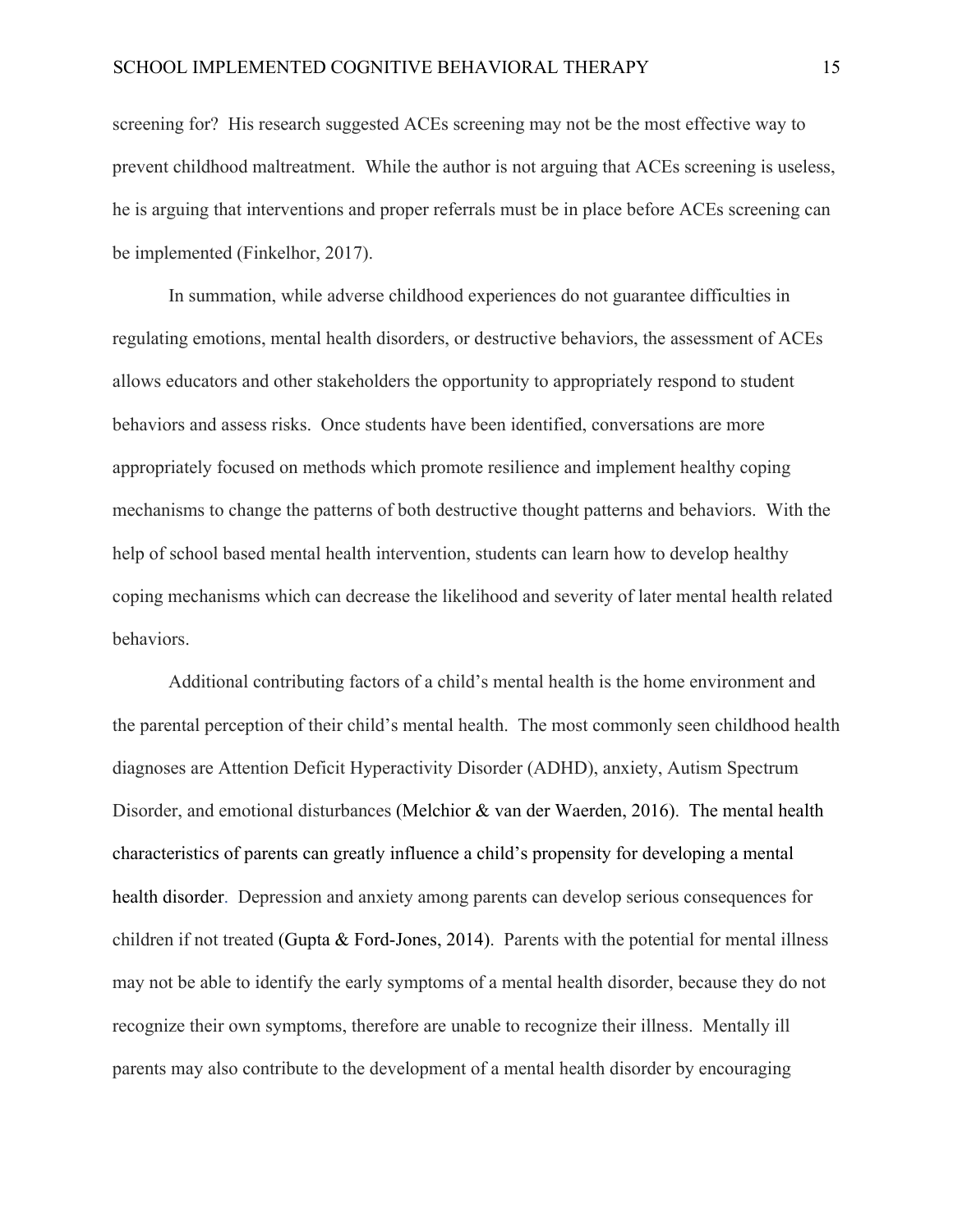screening for? His research suggested ACEs screening may not be the most effective way to prevent childhood maltreatment. While the author is not arguing that ACEs screening is useless, he is arguing that interventions and proper referrals must be in place before ACEs screening can be implemented (Finkelhor, 2017).

In summation, while adverse childhood experiences do not guarantee difficulties in regulating emotions, mental health disorders, or destructive behaviors, the assessment of ACEs allows educators and other stakeholders the opportunity to appropriately respond to student behaviors and assess risks. Once students have been identified, conversations are more appropriately focused on methods which promote resilience and implement healthy coping mechanisms to change the patterns of both destructive thought patterns and behaviors. With the help of school based mental health intervention, students can learn how to develop healthy coping mechanisms which can decrease the likelihood and severity of later mental health related behaviors.

Additional contributing factors of a child's mental health is the home environment and the parental perception of their child's mental health. The most commonly seen childhood health diagnoses are Attention Deficit Hyperactivity Disorder (ADHD), anxiety, Autism Spectrum Disorder, and emotional disturbances (Melchior & van der Waerden, 2016). The mental health characteristics of parents can greatly influence a child's propensity for developing a mental health disorder. Depression and anxiety among parents can develop serious consequences for children if not treated (Gupta & Ford-Jones, 2014). Parents with the potential for mental illness may not be able to identify the early symptoms of a mental health disorder, because they do not recognize their own symptoms, therefore are unable to recognize their illness. Mentally ill parents may also contribute to the development of a mental health disorder by encouraging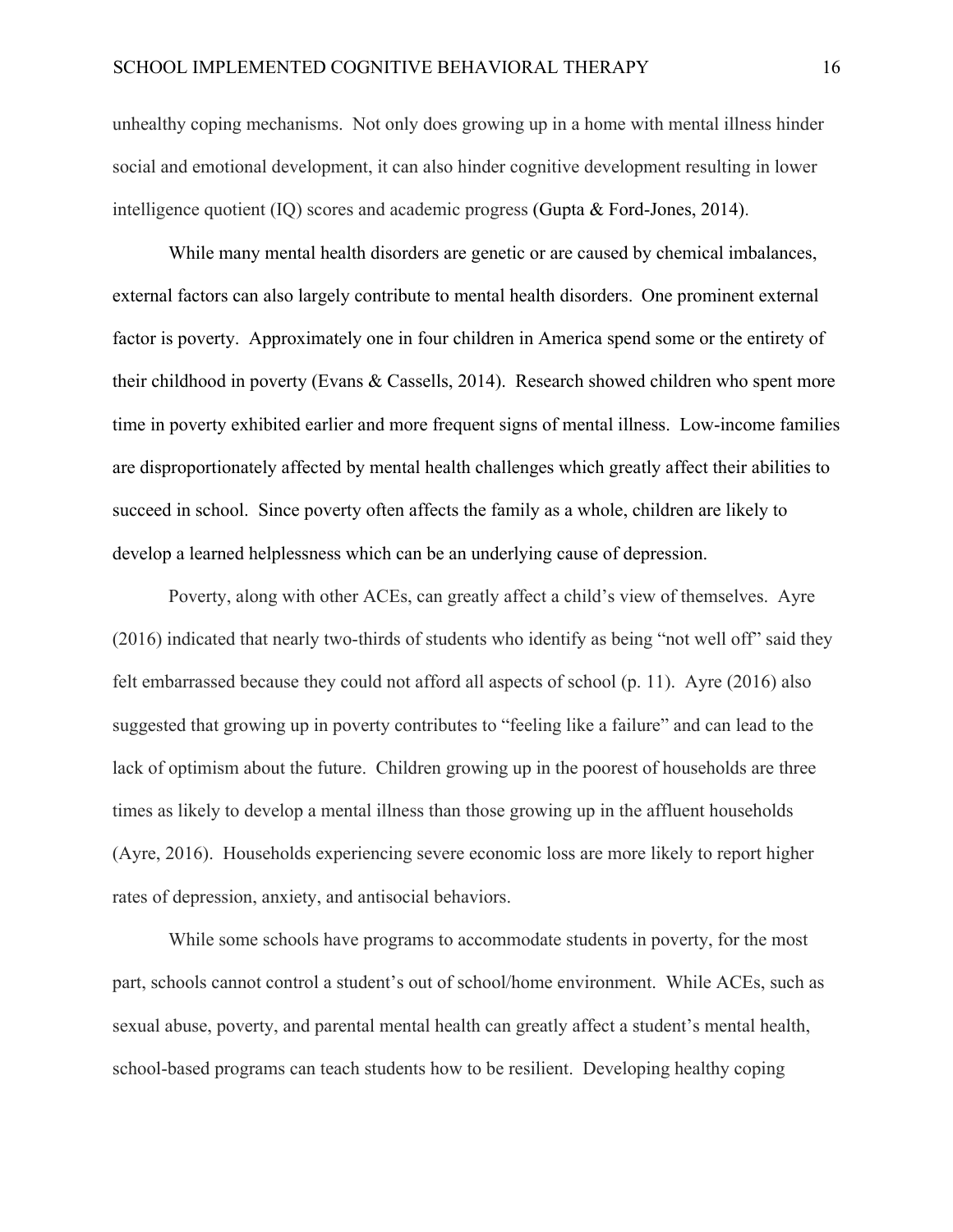unhealthy coping mechanisms. Not only does growing up in a home with mental illness hinder social and emotional development, it can also hinder cognitive development resulting in lower intelligence quotient (IQ) scores and academic progress (Gupta & Ford-Jones, 2014).

While many mental health disorders are genetic or are caused by chemical imbalances, external factors can also largely contribute to mental health disorders. One prominent external factor is poverty. Approximately one in four children in America spend some or the entirety of their childhood in poverty (Evans & Cassells, 2014). Research showed children who spent more time in poverty exhibited earlier and more frequent signs of mental illness. Low-income families are disproportionately affected by mental health challenges which greatly affect their abilities to succeed in school. Since poverty often affects the family as a whole, children are likely to develop a learned helplessness which can be an underlying cause of depression.

Poverty, along with other ACEs, can greatly affect a child's view of themselves. Ayre (2016) indicated that nearly two-thirds of students who identify as being "not well off" said they felt embarrassed because they could not afford all aspects of school (p. 11). Ayre (2016) also suggested that growing up in poverty contributes to "feeling like a failure" and can lead to the lack of optimism about the future. Children growing up in the poorest of households are three times as likely to develop a mental illness than those growing up in the affluent households (Ayre, 2016). Households experiencing severe economic loss are more likely to report higher rates of depression, anxiety, and antisocial behaviors.

While some schools have programs to accommodate students in poverty, for the most part, schools cannot control a student's out of school/home environment. While ACEs, such as sexual abuse, poverty, and parental mental health can greatly affect a student's mental health, school-based programs can teach students how to be resilient. Developing healthy coping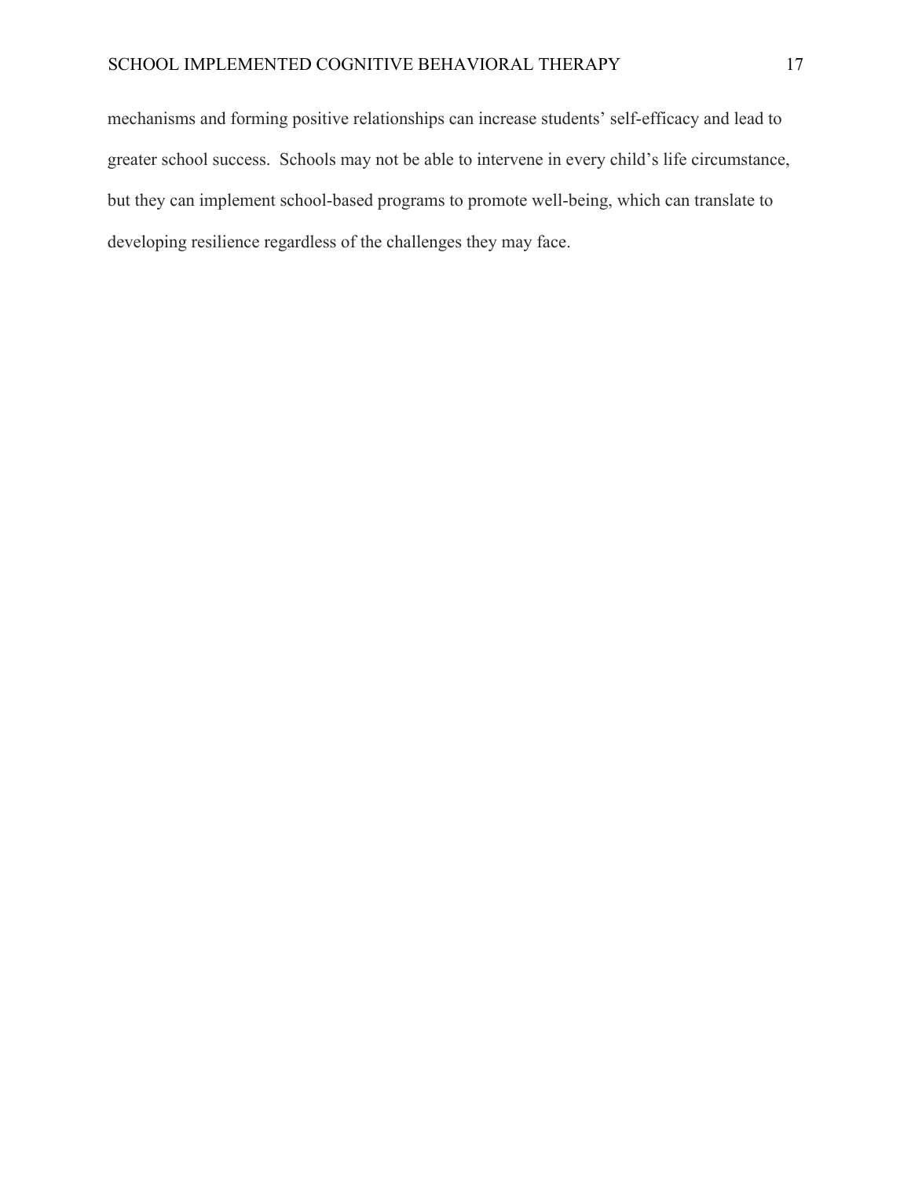mechanisms and forming positive relationships can increase students' self-efficacy and lead to greater school success. Schools may not be able to intervene in every child's life circumstance, but they can implement school-based programs to promote well-being, which can translate to developing resilience regardless of the challenges they may face.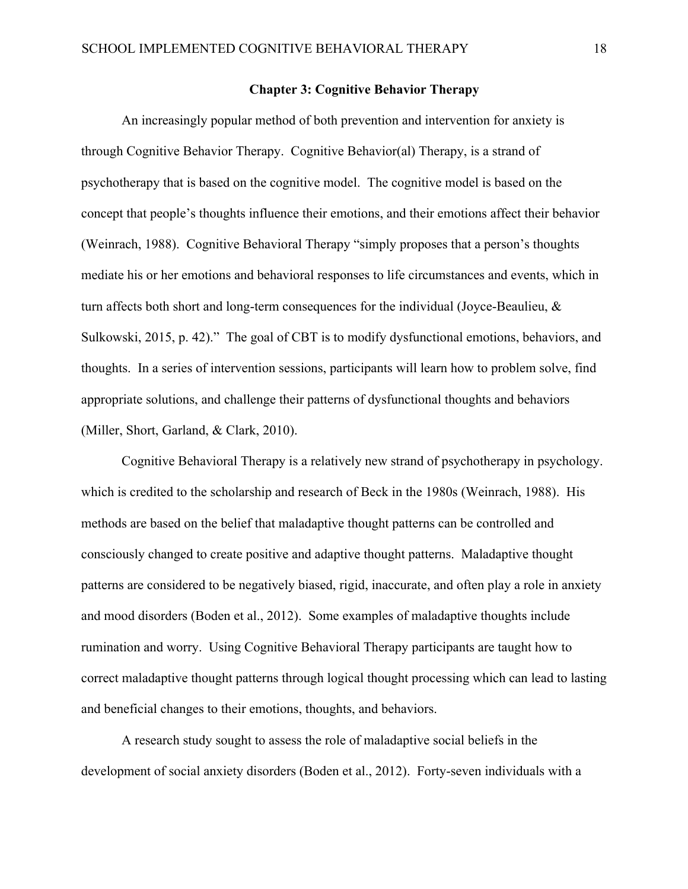# Chapter 3: Cognitive Behavior Therapy

An increasingly popular method of both prevention and intervention for anxiety is through Cognitive Behavior Therapy. Cognitive Behavior(al) Therapy, is a strand of psychotherapy that is based on the cognitive model. The cognitive model is based on the concept that people's thoughts influence their emotions, and their emotions affect their behavior (Weinrach, 1988). Cognitive Behavioral Therapy "simply proposes that a person's thoughts mediate his or her emotions and behavioral responses to life circumstances and events, which in turn affects both short and long-term consequences for the individual (Joyce-Beaulieu, & Sulkowski, 2015, p. 42)." The goal of CBT is to modify dysfunctional emotions, behaviors, and thoughts. In a series of intervention sessions, participants will learn how to problem solve, find appropriate solutions, and challenge their patterns of dysfunctional thoughts and behaviors (Miller, Short, Garland, & Clark, 2010).

Cognitive Behavioral Therapy is a relatively new strand of psychotherapy in psychology. which is credited to the scholarship and research of Beck in the 1980s (Weinrach, 1988). His methods are based on the belief that maladaptive thought patterns can be controlled and consciously changed to create positive and adaptive thought patterns. Maladaptive thought patterns are considered to be negatively biased, rigid, inaccurate, and often play a role in anxiety and mood disorders (Boden et al., 2012). Some examples of maladaptive thoughts include rumination and worry. Using Cognitive Behavioral Therapy participants are taught how to correct maladaptive thought patterns through logical thought processing which can lead to lasting and beneficial changes to their emotions, thoughts, and behaviors.

A research study sought to assess the role of maladaptive social beliefs in the development of social anxiety disorders (Boden et al., 2012). Forty-seven individuals with a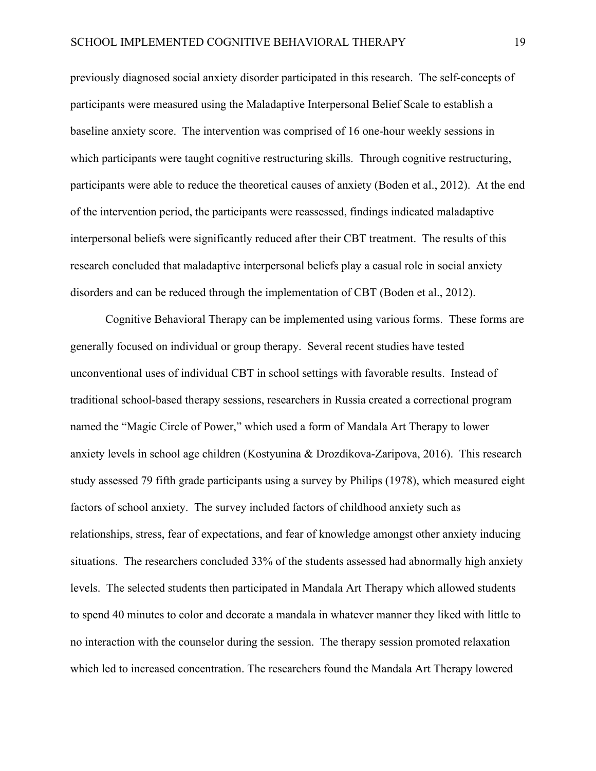previously diagnosed social anxiety disorder participated in this research. The self-concepts of participants were measured using the Maladaptive Interpersonal Belief Scale to establish a baseline anxiety score. The intervention was comprised of 16 one-hour weekly sessions in which participants were taught cognitive restructuring skills. Through cognitive restructuring, participants were able to reduce the theoretical causes of anxiety (Boden et al., 2012). At the end of the intervention period, the participants were reassessed, findings indicated maladaptive interpersonal beliefs were significantly reduced after their CBT treatment. The results of this research concluded that maladaptive interpersonal beliefs play a casual role in social anxiety disorders and can be reduced through the implementation of CBT (Boden et al., 2012).

Cognitive Behavioral Therapy can be implemented using various forms. These forms are generally focused on individual or group therapy. Several recent studies have tested unconventional uses of individual CBT in school settings with favorable results. Instead of traditional school-based therapy sessions, researchers in Russia created a correctional program named the "Magic Circle of Power," which used a form of Mandala Art Therapy to lower anxiety levels in school age children (Kostyunina & Drozdikova-Zaripova, 2016). This research study assessed 79 fifth grade participants using a survey by Philips (1978), which measured eight factors of school anxiety. The survey included factors of childhood anxiety such as relationships, stress, fear of expectations, and fear of knowledge amongst other anxiety inducing situations. The researchers concluded 33% of the students assessed had abnormally high anxiety levels. The selected students then participated in Mandala Art Therapy which allowed students to spend 40 minutes to color and decorate a mandala in whatever manner they liked with little to no interaction with the counselor during the session. The therapy session promoted relaxation which led to increased concentration. The researchers found the Mandala Art Therapy lowered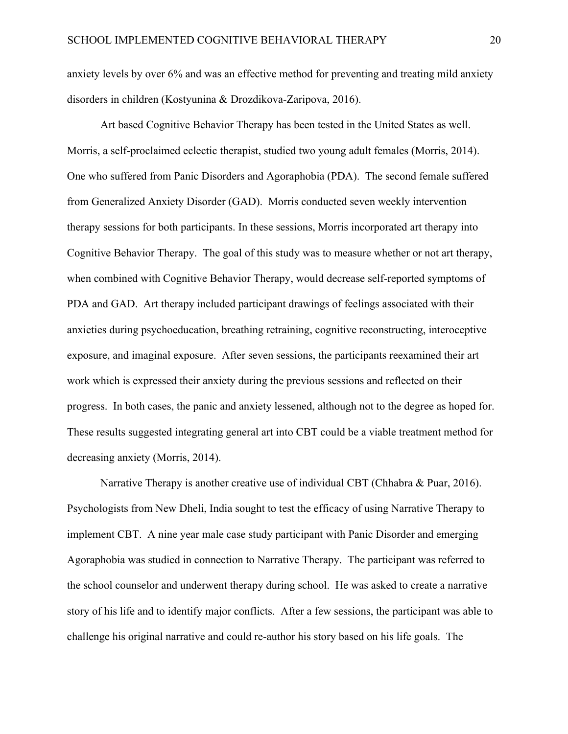anxiety levels by over 6% and was an effective method for preventing and treating mild anxiety disorders in children (Kostyunina & Drozdikova-Zaripova, 2016).

Art based Cognitive Behavior Therapy has been tested in the United States as well. Morris, a self-proclaimed eclectic therapist, studied two young adult females (Morris, 2014). One who suffered from Panic Disorders and Agoraphobia (PDA). The second female suffered from Generalized Anxiety Disorder (GAD). Morris conducted seven weekly intervention therapy sessions for both participants. In these sessions, Morris incorporated art therapy into Cognitive Behavior Therapy. The goal of this study was to measure whether or not art therapy, when combined with Cognitive Behavior Therapy, would decrease self-reported symptoms of PDA and GAD. Art therapy included participant drawings of feelings associated with their anxieties during psychoeducation, breathing retraining, cognitive reconstructing, interoceptive exposure, and imaginal exposure. After seven sessions, the participants reexamined their art work which is expressed their anxiety during the previous sessions and reflected on their progress. In both cases, the panic and anxiety lessened, although not to the degree as hoped for. These results suggested integrating general art into CBT could be a viable treatment method for decreasing anxiety (Morris, 2014).

Narrative Therapy is another creative use of individual CBT (Chhabra & Puar, 2016). Psychologists from New Dheli, India sought to test the efficacy of using Narrative Therapy to implement CBT. A nine year male case study participant with Panic Disorder and emerging Agoraphobia was studied in connection to Narrative Therapy. The participant was referred to the school counselor and underwent therapy during school. He was asked to create a narrative story of his life and to identify major conflicts. After a few sessions, the participant was able to challenge his original narrative and could re-author his story based on his life goals. The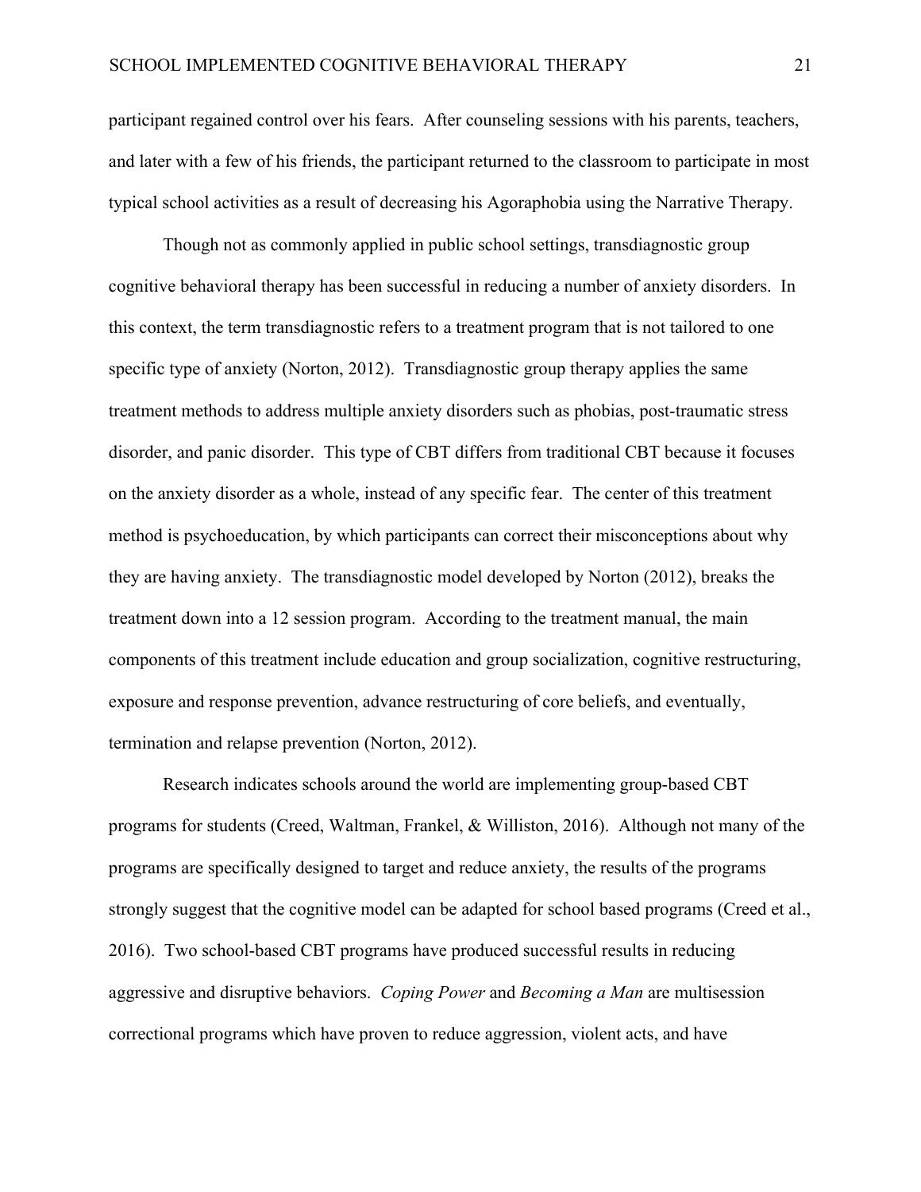participant regained control over his fears. After counseling sessions with his parents, teachers, and later with a few of his friends, the participant returned to the classroom to participate in most typical school activities as a result of decreasing his Agoraphobia using the Narrative Therapy.

Though not as commonly applied in public school settings, transdiagnostic group cognitive behavioral therapy has been successful in reducing a number of anxiety disorders. In this context, the term transdiagnostic refers to a treatment program that is not tailored to one specific type of anxiety (Norton, 2012). Transdiagnostic group therapy applies the same treatment methods to address multiple anxiety disorders such as phobias, post-traumatic stress disorder, and panic disorder. This type of CBT differs from traditional CBT because it focuses on the anxiety disorder as a whole, instead of any specific fear. The center of this treatment method is psychoeducation, by which participants can correct their misconceptions about why they are having anxiety. The transdiagnostic model developed by Norton (2012), breaks the treatment down into a 12 session program. According to the treatment manual, the main components of this treatment include education and group socialization, cognitive restructuring, exposure and response prevention, advance restructuring of core beliefs, and eventually, termination and relapse prevention (Norton, 2012).

Research indicates schools around the world are implementing group-based CBT programs for students (Creed, Waltman, Frankel, & Williston, 2016). Although not many of the programs are specifically designed to target and reduce anxiety, the results of the programs strongly suggest that the cognitive model can be adapted for school based programs (Creed et al., 2016). Two school-based CBT programs have produced successful results in reducing aggressive and disruptive behaviors. *Coping Power* and *Becoming a Man* are multisession correctional programs which have proven to reduce aggression, violent acts, and have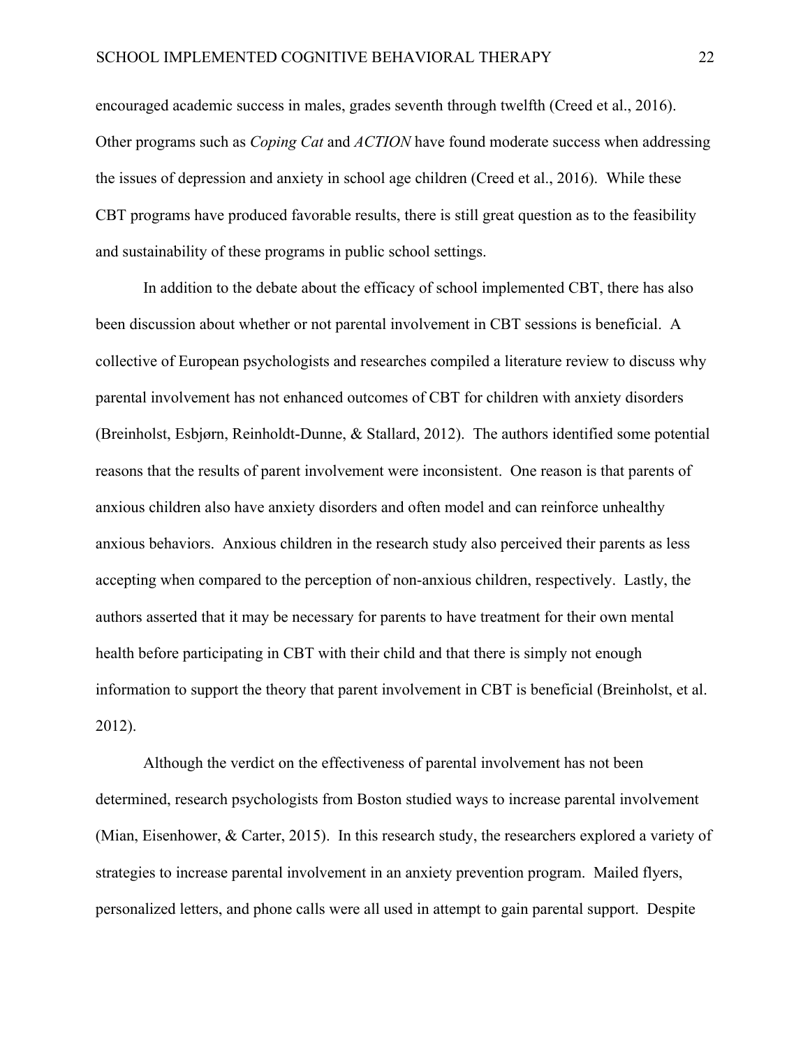encouraged academic success in males, grades seventh through twelfth (Creed et al., 2016). Other programs such as *Coping Cat* and *ACTION* have found moderate success when addressing the issues of depression and anxiety in school age children (Creed et al., 2016). While these CBT programs have produced favorable results, there is still great question as to the feasibility and sustainability of these programs in public school settings.

In addition to the debate about the efficacy of school implemented CBT, there has also been discussion about whether or not parental involvement in CBT sessions is beneficial. A collective of European psychologists and researches compiled a literature review to discuss why parental involvement has not enhanced outcomes of CBT for children with anxiety disorders (Breinholst, Esbjørn, Reinholdt-Dunne, & Stallard, 2012). The authors identified some potential reasons that the results of parent involvement were inconsistent. One reason is that parents of anxious children also have anxiety disorders and often model and can reinforce unhealthy anxious behaviors. Anxious children in the research study also perceived their parents as less accepting when compared to the perception of non-anxious children, respectively. Lastly, the authors asserted that it may be necessary for parents to have treatment for their own mental health before participating in CBT with their child and that there is simply not enough information to support the theory that parent involvement in CBT is beneficial (Breinholst, et al. 2012).

Although the verdict on the effectiveness of parental involvement has not been determined, research psychologists from Boston studied ways to increase parental involvement (Mian, Eisenhower, & Carter, 2015). In this research study, the researchers explored a variety of strategies to increase parental involvement in an anxiety prevention program. Mailed flyers, personalized letters, and phone calls were all used in attempt to gain parental support. Despite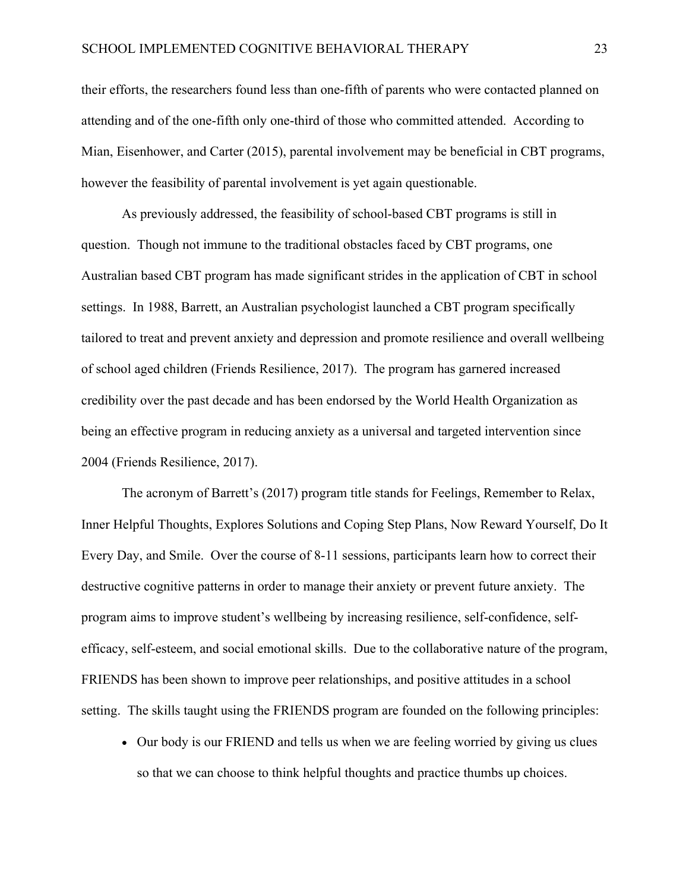their efforts, the researchers found less than one-fifth of parents who were contacted planned on attending and of the one-fifth only one-third of those who committed attended. According to Mian, Eisenhower, and Carter (2015), parental involvement may be beneficial in CBT programs, however the feasibility of parental involvement is yet again questionable.

As previously addressed, the feasibility of school-based CBT programs is still in question. Though not immune to the traditional obstacles faced by CBT programs, one Australian based CBT program has made significant strides in the application of CBT in school settings. In 1988, Barrett, an Australian psychologist launched a CBT program specifically tailored to treat and prevent anxiety and depression and promote resilience and overall wellbeing of school aged children (Friends Resilience, 2017). The program has garnered increased credibility over the past decade and has been endorsed by the World Health Organization as being an effective program in reducing anxiety as a universal and targeted intervention since 2004 (Friends Resilience, 2017).

The acronym of Barrett's (2017) program title stands for Feelings, Remember to Relax, Inner Helpful Thoughts, Explores Solutions and Coping Step Plans, Now Reward Yourself, Do It Every Day, and Smile. Over the course of 8-11 sessions, participants learn how to correct their destructive cognitive patterns in order to manage their anxiety or prevent future anxiety. The program aims to improve student's wellbeing by increasing resilience, self-confidence, self-efficacy, self-esteem, and social emotional skills. Due to the collaborative nature of the program, FRIENDS has been shown to improve peer relationships, and positive attitudes in a school setting. The skills taught using the FRIENDS program are founded on the following principles:

- Our body is our FRIEND and tells us when we are feeling worried by giving us clues so that we can choose to think helpful thoughts and practice thumbs up choices.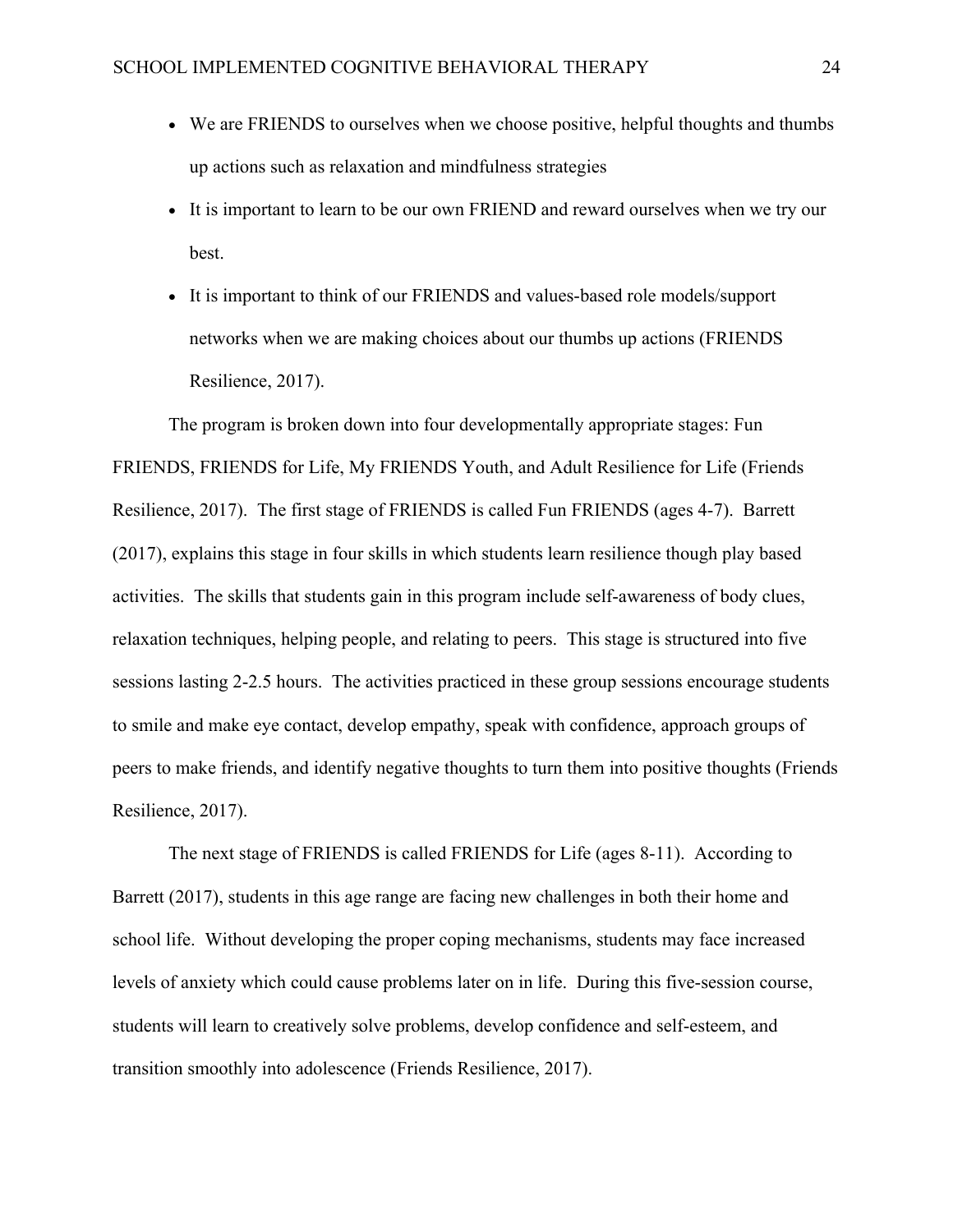- We are FRIENDS to ourselves when we choose positive, helpful thoughts and thumbs up actions such as relaxation and mindfulness strategies
- It is important to learn to be our own FRIEND and reward ourselves when we try our best.
- It is important to think of our FRIENDS and values-based role models/support networks when we are making choices about our thumbs up actions (FRIENDS Resilience, 2017).

The program is broken down into four developmentally appropriate stages: Fun FRIENDS, FRIENDS for Life, My FRIENDS Youth, and Adult Resilience for Life (Friends Resilience, 2017). The first stage of FRIENDS is called Fun FRIENDS (ages 4-7). Barrett (2017), explains this stage in four skills in which students learn resilience though play based activities. The skills that students gain in this program include self-awareness of body clues, relaxation techniques, helping people, and relating to peers. This stage is structured into five sessions lasting 2-2.5 hours. The activities practiced in these group sessions encourage students to smile and make eye contact, develop empathy, speak with confidence, approach groups of peers to make friends, and identify negative thoughts to turn them into positive thoughts (Friends Resilience, 2017).

The next stage of FRIENDS is called FRIENDS for Life (ages 8-11). According to Barrett (2017), students in this age range are facing new challenges in both their home and school life. Without developing the proper coping mechanisms, students may face increased levels of anxiety which could cause problems later on in life. During this five-session course, students will learn to creatively solve problems, develop confidence and self-esteem, and transition smoothly into adolescence (Friends Resilience, 2017).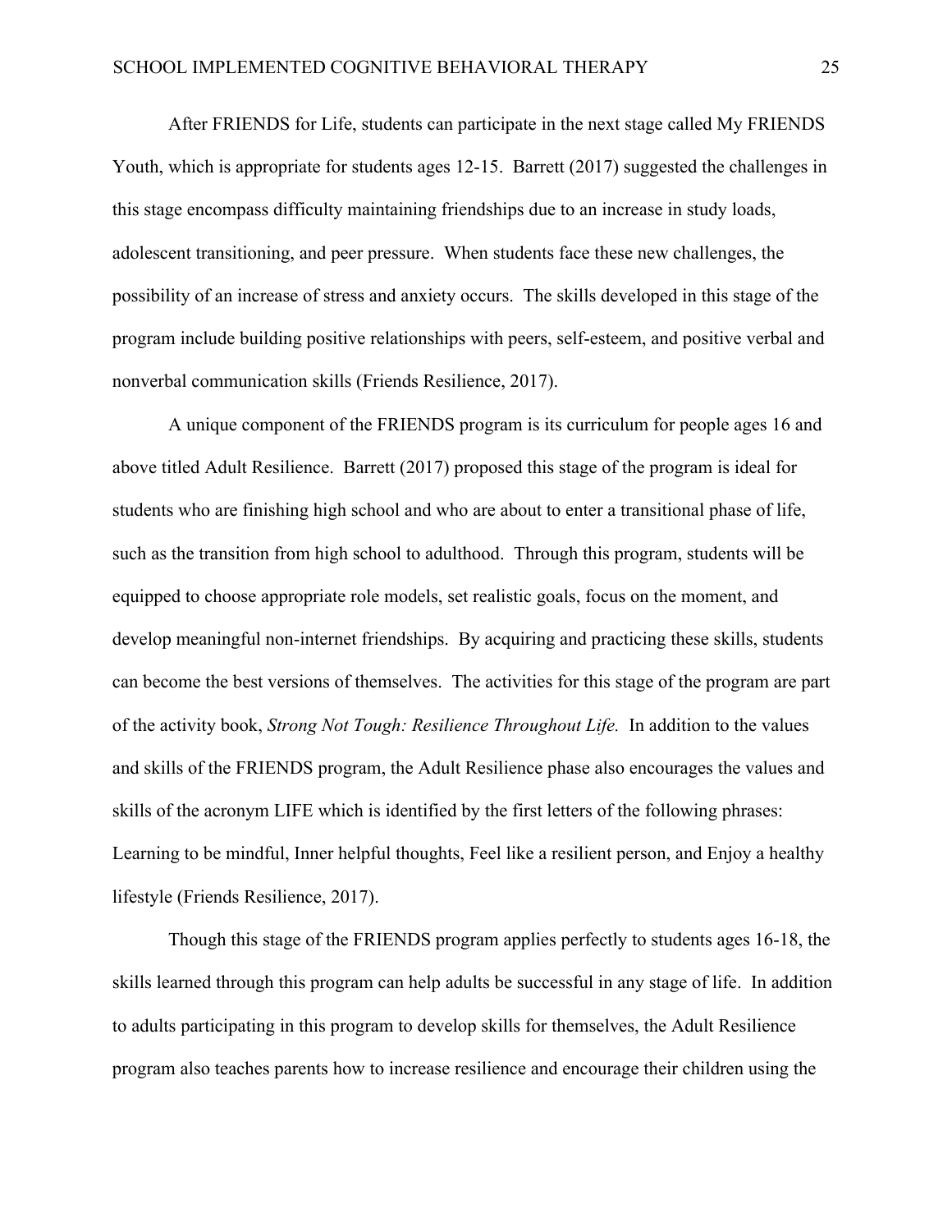After FRIENDS for Life, students can participate in the next stage called My FRIENDS Youth, which is appropriate for students ages 12-15. Barrett (2017) suggested the challenges in this stage encompass difficulty maintaining friendships due to an increase in study loads, adolescent transitioning, and peer pressure. When students face these new challenges, the possibility of an increase of stress and anxiety occurs. The skills developed in this stage of the program include building positive relationships with peers, self-esteem, and positive verbal and nonverbal communication skills (Friends Resilience, 2017).

A unique component of the FRIENDS program is its curriculum for people ages 16 and above titled Adult Resilience. Barrett (2017) proposed this stage of the program is ideal for students who are finishing high school and who are about to enter a transitional phase of life, such as the transition from high school to adulthood. Through this program, students will be equipped to choose appropriate role models, set realistic goals, focus on the moment, and develop meaningful non-internet friendships. By acquiring and practicing these skills, students can become the best versions of themselves. The activities for this stage of the program are part of the activity book, *Strong Not Tough: Resilience Throughout Life.* In addition to the values and skills of the FRIENDS program, the Adult Resilience phase also encourages the values and skills of the acronym LIFE which is identified by the first letters of the following phrases: Learning to be mindful, Inner helpful thoughts, Feel like a resilient person, and Enjoy a healthy lifestyle (Friends Resilience, 2017).

Though this stage of the FRIENDS program applies perfectly to students ages 16-18, the skills learned through this program can help adults be successful in any stage of life. In addition to adults participating in this program to develop skills for themselves, the Adult Resilience program also teaches parents how to increase resilience and encourage their children using the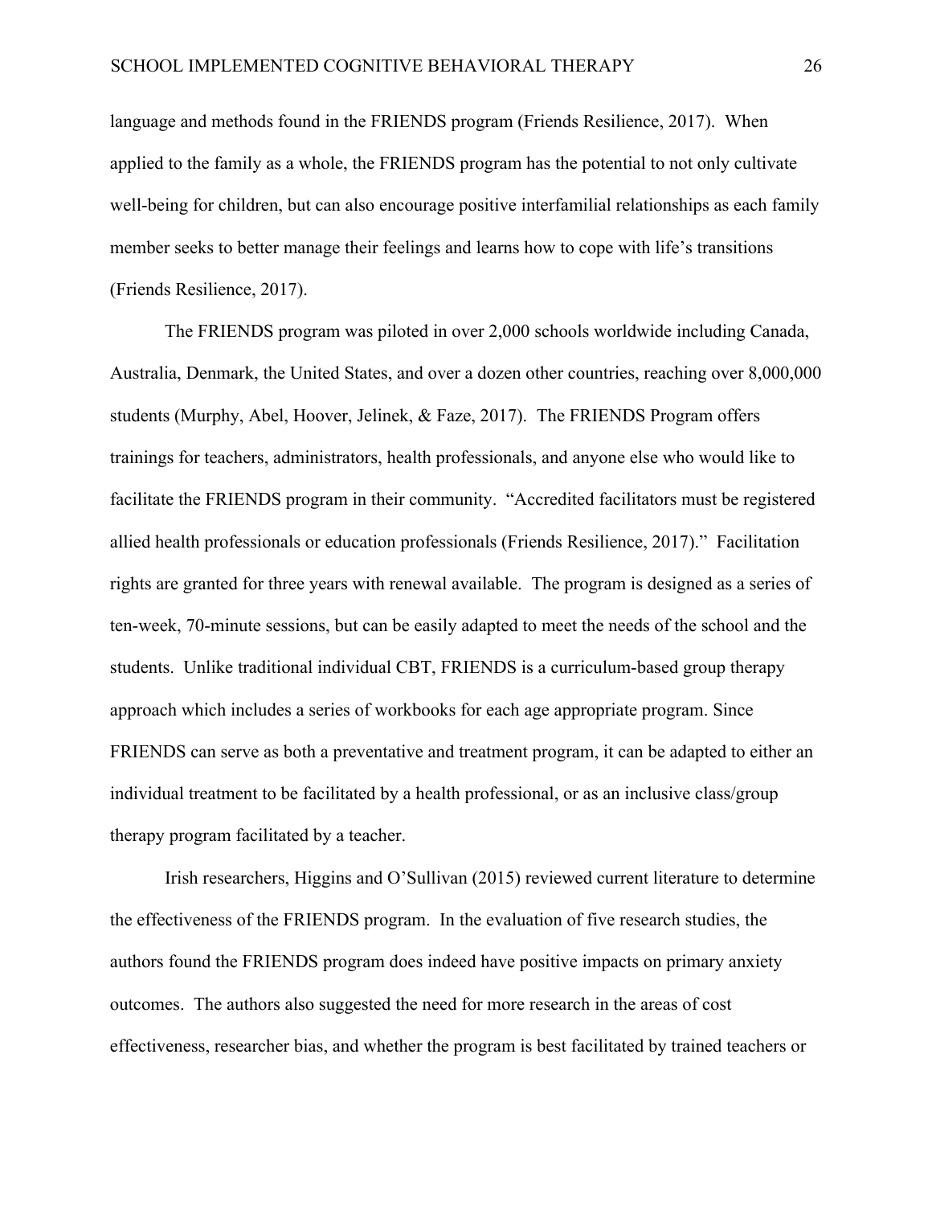language and methods found in the FRIENDS program (Friends Resilience, 2017). When applied to the family as a whole, the FRIENDS program has the potential to not only cultivate well-being for children, but can also encourage positive interfamilial relationships as each family member seeks to better manage their feelings and learns how to cope with life's transitions (Friends Resilience, 2017).

The FRIENDS program was piloted in over 2,000 schools worldwide including Canada, Australia, Denmark, the United States, and over a dozen other countries, reaching over 8,000,000 students (Murphy, Abel, Hoover, Jelinek, & Faze, 2017). The FRIENDS Program offers trainings for teachers, administrators, health professionals, and anyone else who would like to facilitate the FRIENDS program in their community. "Accredited facilitators must be registered allied health professionals or education professionals (Friends Resilience, 2017)." Facilitation rights are granted for three years with renewal available. The program is designed as a series of ten-week, 70-minute sessions, but can be easily adapted to meet the needs of the school and the students. Unlike traditional individual CBT, FRIENDS is a curriculum-based group therapy approach which includes a series of workbooks for each age appropriate program. Since FRIENDS can serve as both a preventative and treatment program, it can be adapted to either an individual treatment to be facilitated by a health professional, or as an inclusive class/group therapy program facilitated by a teacher.

Irish researchers, Higgins and O'Sullivan (2015) reviewed current literature to determine the effectiveness of the FRIENDS program. In the evaluation of five research studies, the authors found the FRIENDS program does indeed have positive impacts on primary anxiety outcomes. The authors also suggested the need for more research in the areas of cost effectiveness, researcher bias, and whether the program is best facilitated by trained teachers or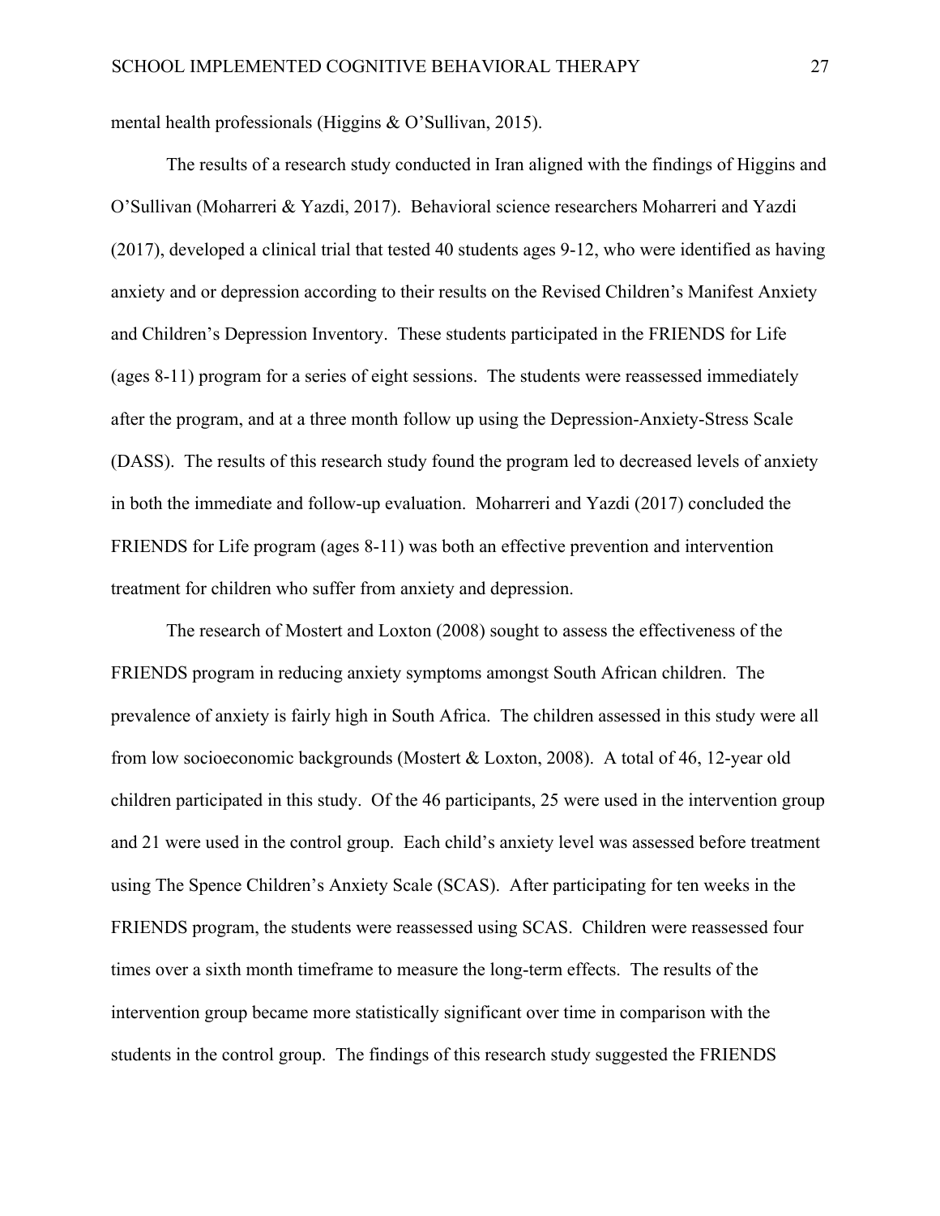mental health professionals (Higgins & O'Sullivan, 2015).

The results of a research study conducted in Iran aligned with the findings of Higgins and O'Sullivan (Moharreri & Yazdi, 2017). Behavioral science researchers Moharreri and Yazdi (2017), developed a clinical trial that tested 40 students ages 9-12, who were identified as having anxiety and or depression according to their results on the Revised Children's Manifest Anxiety and Children's Depression Inventory. These students participated in the FRIENDS for Life (ages 8-11) program for a series of eight sessions. The students were reassessed immediately after the program, and at a three month follow up using the Depression-Anxiety-Stress Scale (DASS). The results of this research study found the program led to decreased levels of anxiety in both the immediate and follow-up evaluation. Moharreri and Yazdi (2017) concluded the FRIENDS for Life program (ages 8-11) was both an effective prevention and intervention treatment for children who suffer from anxiety and depression.

The research of Mostert and Loxton (2008) sought to assess the effectiveness of the FRIENDS program in reducing anxiety symptoms amongst South African children. The prevalence of anxiety is fairly high in South Africa. The children assessed in this study were all from low socioeconomic backgrounds (Mostert & Loxton, 2008). A total of 46, 12-year old children participated in this study. Of the 46 participants, 25 were used in the intervention group and 21 were used in the control group. Each child's anxiety level was assessed before treatment using The Spence Children's Anxiety Scale (SCAS). After participating for ten weeks in the FRIENDS program, the students were reassessed using SCAS. Children were reassessed four times over a sixth month timeframe to measure the long-term effects. The results of the intervention group became more statistically significant over time in comparison with the students in the control group. The findings of this research study suggested the FRIENDS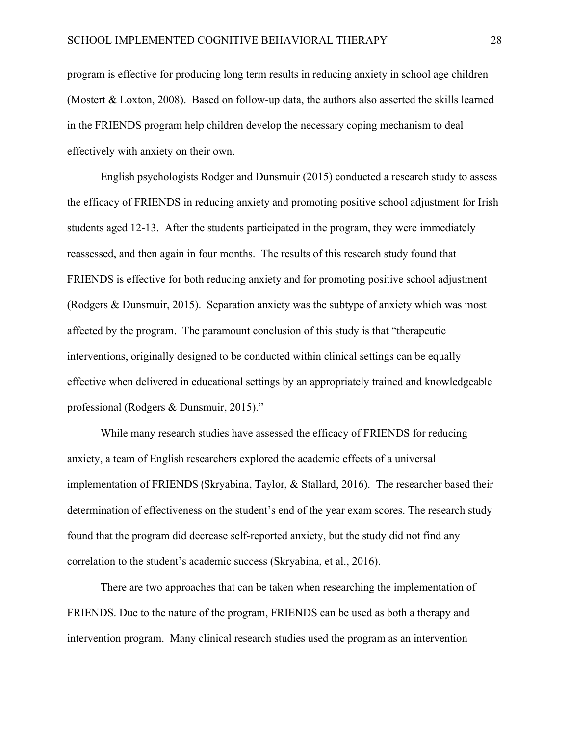program is effective for producing long term results in reducing anxiety in school age children (Mostert & Loxton, 2008). Based on follow-up data, the authors also asserted the skills learned in the FRIENDS program help children develop the necessary coping mechanism to deal effectively with anxiety on their own.

English psychologists Rodger and Dunsmuir (2015) conducted a research study to assess the efficacy of FRIENDS in reducing anxiety and promoting positive school adjustment for Irish students aged 12-13. After the students participated in the program, they were immediately reassessed, and then again in four months. The results of this research study found that FRIENDS is effective for both reducing anxiety and for promoting positive school adjustment (Rodgers & Dunsmuir, 2015). Separation anxiety was the subtype of anxiety which was most affected by the program. The paramount conclusion of this study is that "therapeutic interventions, originally designed to be conducted within clinical settings can be equally effective when delivered in educational settings by an appropriately trained and knowledgeable professional (Rodgers & Dunsmuir, 2015)."

While many research studies have assessed the efficacy of FRIENDS for reducing anxiety, a team of English researchers explored the academic effects of a universal implementation of FRIENDS (Skryabina, Taylor, & Stallard, 2016). The researcher based their determination of effectiveness on the student's end of the year exam scores. The research study found that the program did decrease self-reported anxiety, but the study did not find any correlation to the student's academic success (Skryabina, et al., 2016).

There are two approaches that can be taken when researching the implementation of FRIENDS. Due to the nature of the program, FRIENDS can be used as both a therapy and intervention program. Many clinical research studies used the program as an intervention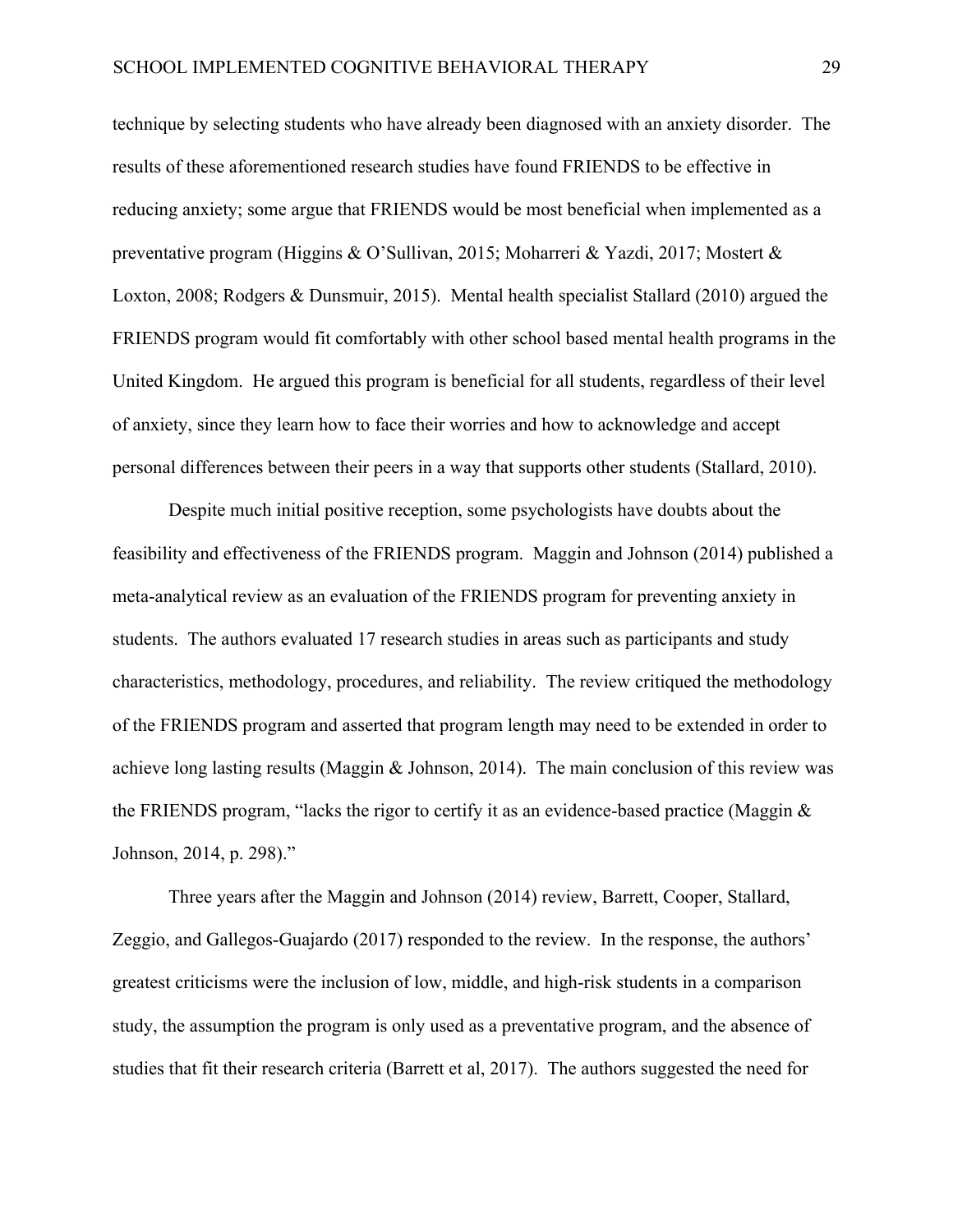technique by selecting students who have already been diagnosed with an anxiety disorder. The results of these aforementioned research studies have found FRIENDS to be effective in reducing anxiety; some argue that FRIENDS would be most beneficial when implemented as a preventative program (Higgins & O'Sullivan, 2015; Moharreri & Yazdi, 2017; Mostert & Loxton, 2008; Rodgers & Dunsmuir, 2015). Mental health specialist Stallard (2010) argued the FRIENDS program would fit comfortably with other school based mental health programs in the United Kingdom. He argued this program is beneficial for all students, regardless of their level of anxiety, since they learn how to face their worries and how to acknowledge and accept personal differences between their peers in a way that supports other students (Stallard, 2010).

Despite much initial positive reception, some psychologists have doubts about the feasibility and effectiveness of the FRIENDS program. Maggin and Johnson (2014) published a meta-analytical review as an evaluation of the FRIENDS program for preventing anxiety in students. The authors evaluated 17 research studies in areas such as participants and study characteristics, methodology, procedures, and reliability. The review critiqued the methodology of the FRIENDS program and asserted that program length may need to be extended in order to achieve long lasting results (Maggin & Johnson, 2014). The main conclusion of this review was the FRIENDS program, "lacks the rigor to certify it as an evidence-based practice (Maggin & Johnson, 2014, p. 298)."

Three years after the Maggin and Johnson (2014) review, Barrett, Cooper, Stallard, Zeggio, and Gallegos-Guajardo (2017) responded to the review. In the response, the authors' greatest criticisms were the inclusion of low, middle, and high-risk students in a comparison study, the assumption the program is only used as a preventative program, and the absence of studies that fit their research criteria (Barrett et al, 2017). The authors suggested the need for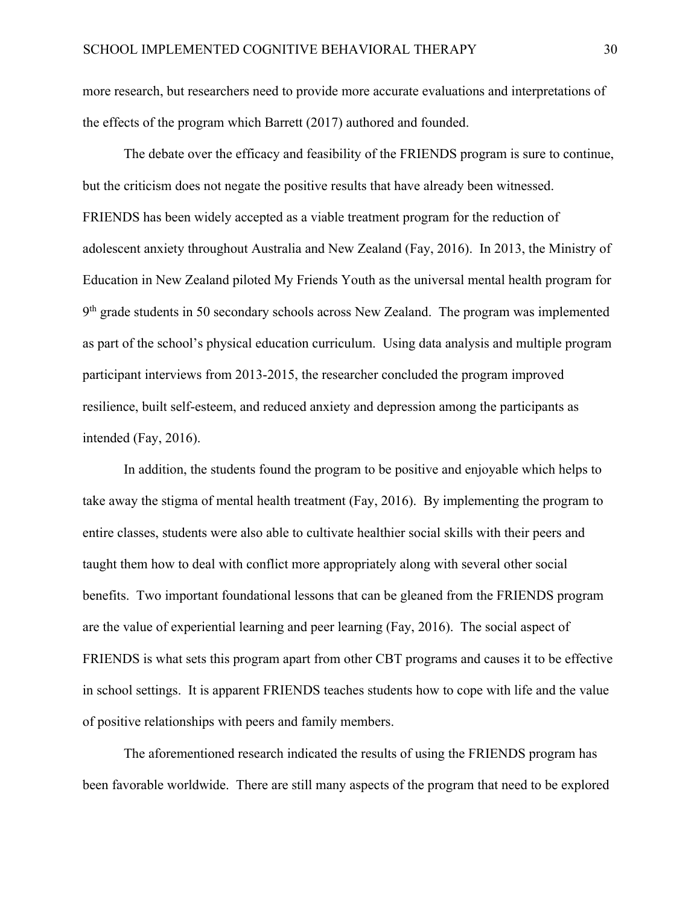more research, but researchers need to provide more accurate evaluations and interpretations of the effects of the program which Barrett (2017) authored and founded.

The debate over the efficacy and feasibility of the FRIENDS program is sure to continue, but the criticism does not negate the positive results that have already been witnessed. FRIENDS has been widely accepted as a viable treatment program for the reduction of adolescent anxiety throughout Australia and New Zealand (Fay, 2016). In 2013, the Ministry of Education in New Zealand piloted My Friends Youth as the universal mental health program for 9th grade students in 50 secondary schools across New Zealand. The program was implemented as part of the school's physical education curriculum. Using data analysis and multiple program participant interviews from 2013-2015, the researcher concluded the program improved resilience, built self-esteem, and reduced anxiety and depression among the participants as intended (Fay, 2016).

In addition, the students found the program to be positive and enjoyable which helps to take away the stigma of mental health treatment (Fay, 2016). By implementing the program to entire classes, students were also able to cultivate healthier social skills with their peers and taught them how to deal with conflict more appropriately along with several other social benefits. Two important foundational lessons that can be gleaned from the FRIENDS program are the value of experiential learning and peer learning (Fay, 2016). The social aspect of FRIENDS is what sets this program apart from other CBT programs and causes it to be effective in school settings. It is apparent FRIENDS teaches students how to cope with life and the value of positive relationships with peers and family members.

The aforementioned research indicated the results of using the FRIENDS program has been favorable worldwide. There are still many aspects of the program that need to be explored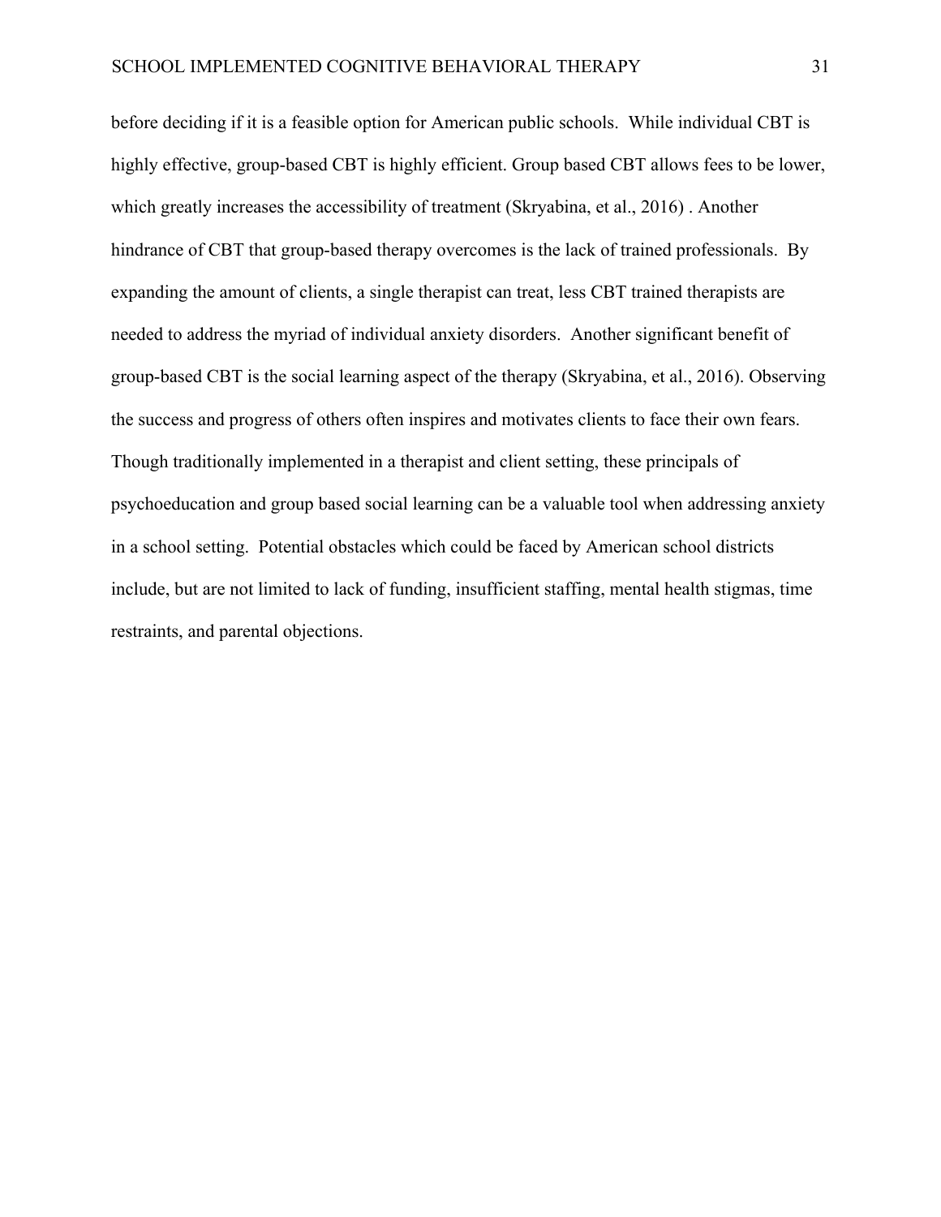before deciding if it is a feasible option for American public schools. While individual CBT is highly effective, group-based CBT is highly efficient. Group based CBT allows fees to be lower, which greatly increases the accessibility of treatment (Skryabina, et al., 2016) . Another hindrance of CBT that group-based therapy overcomes is the lack of trained professionals. By expanding the amount of clients, a single therapist can treat, less CBT trained therapists are needed to address the myriad of individual anxiety disorders. Another significant benefit of group-based CBT is the social learning aspect of the therapy (Skryabina, et al., 2016). Observing the success and progress of others often inspires and motivates clients to face their own fears. Though traditionally implemented in a therapist and client setting, these principals of psychoeducation and group based social learning can be a valuable tool when addressing anxiety in a school setting. Potential obstacles which could be faced by American school districts include, but are not limited to lack of funding, insufficient staffing, mental health stigmas, time restraints, and parental objections.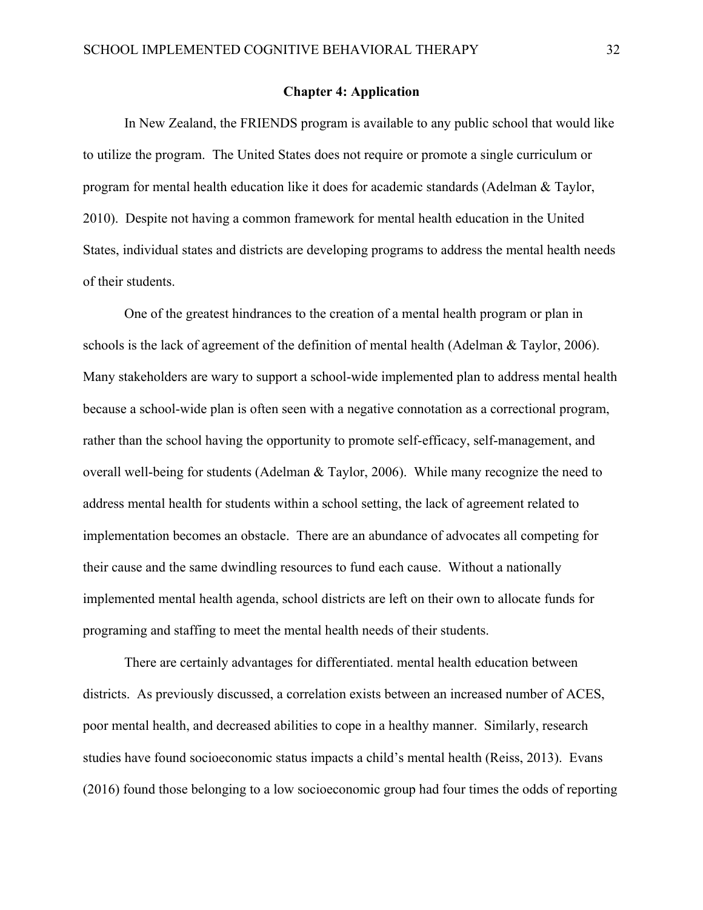# Chapter 4: Application

In New Zealand, the FRIENDS program is available to any public school that would like to utilize the program. The United States does not require or promote a single curriculum or program for mental health education like it does for academic standards (Adelman & Taylor, 2010). Despite not having a common framework for mental health education in the United States, individual states and districts are developing programs to address the mental health needs of their students.

One of the greatest hindrances to the creation of a mental health program or plan in schools is the lack of agreement of the definition of mental health (Adelman & Taylor, 2006). Many stakeholders are wary to support a school-wide implemented plan to address mental health because a school-wide plan is often seen with a negative connotation as a correctional program, rather than the school having the opportunity to promote self-efficacy, self-management, and overall well-being for students (Adelman & Taylor, 2006). While many recognize the need to address mental health for students within a school setting, the lack of agreement related to implementation becomes an obstacle. There are an abundance of advocates all competing for their cause and the same dwindling resources to fund each cause. Without a nationally implemented mental health agenda, school districts are left on their own to allocate funds for programing and staffing to meet the mental health needs of their students.

There are certainly advantages for differentiated. mental health education between districts. As previously discussed, a correlation exists between an increased number of ACES, poor mental health, and decreased abilities to cope in a healthy manner. Similarly, research studies have found socioeconomic status impacts a child's mental health (Reiss, 2013). Evans (2016) found those belonging to a low socioeconomic group had four times the odds of reporting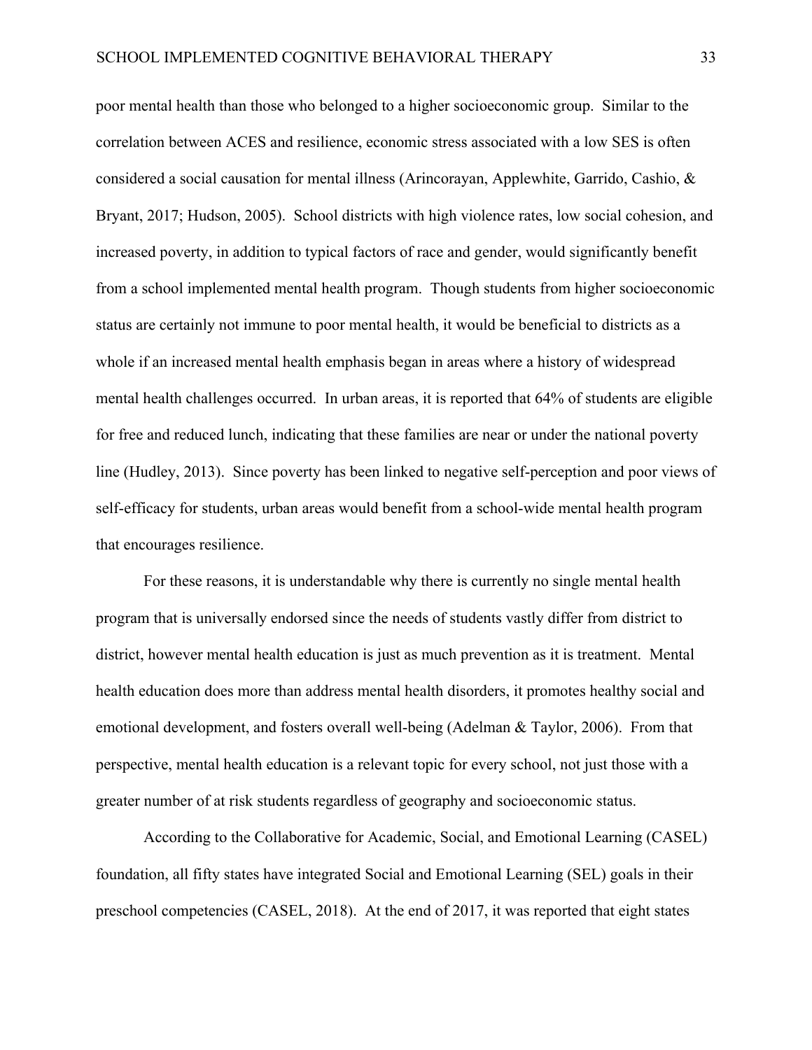poor mental health than those who belonged to a higher socioeconomic group. Similar to the correlation between ACES and resilience, economic stress associated with a low SES is often considered a social causation for mental illness (Arincorayan, Applewhite, Garrido, Cashio, & Bryant, 2017; Hudson, 2005). School districts with high violence rates, low social cohesion, and increased poverty, in addition to typical factors of race and gender, would significantly benefit from a school implemented mental health program. Though students from higher socioeconomic status are certainly not immune to poor mental health, it would be beneficial to districts as a whole if an increased mental health emphasis began in areas where a history of widespread mental health challenges occurred. In urban areas, it is reported that 64% of students are eligible for free and reduced lunch, indicating that these families are near or under the national poverty line (Hudley, 2013). Since poverty has been linked to negative self-perception and poor views of self-efficacy for students, urban areas would benefit from a school-wide mental health program that encourages resilience.

For these reasons, it is understandable why there is currently no single mental health program that is universally endorsed since the needs of students vastly differ from district to district, however mental health education is just as much prevention as it is treatment. Mental health education does more than address mental health disorders, it promotes healthy social and emotional development, and fosters overall well-being (Adelman & Taylor, 2006). From that perspective, mental health education is a relevant topic for every school, not just those with a greater number of at risk students regardless of geography and socioeconomic status.

According to the Collaborative for Academic, Social, and Emotional Learning (CASEL) foundation, all fifty states have integrated Social and Emotional Learning (SEL) goals in their preschool competencies (CASEL, 2018). At the end of 2017, it was reported that eight states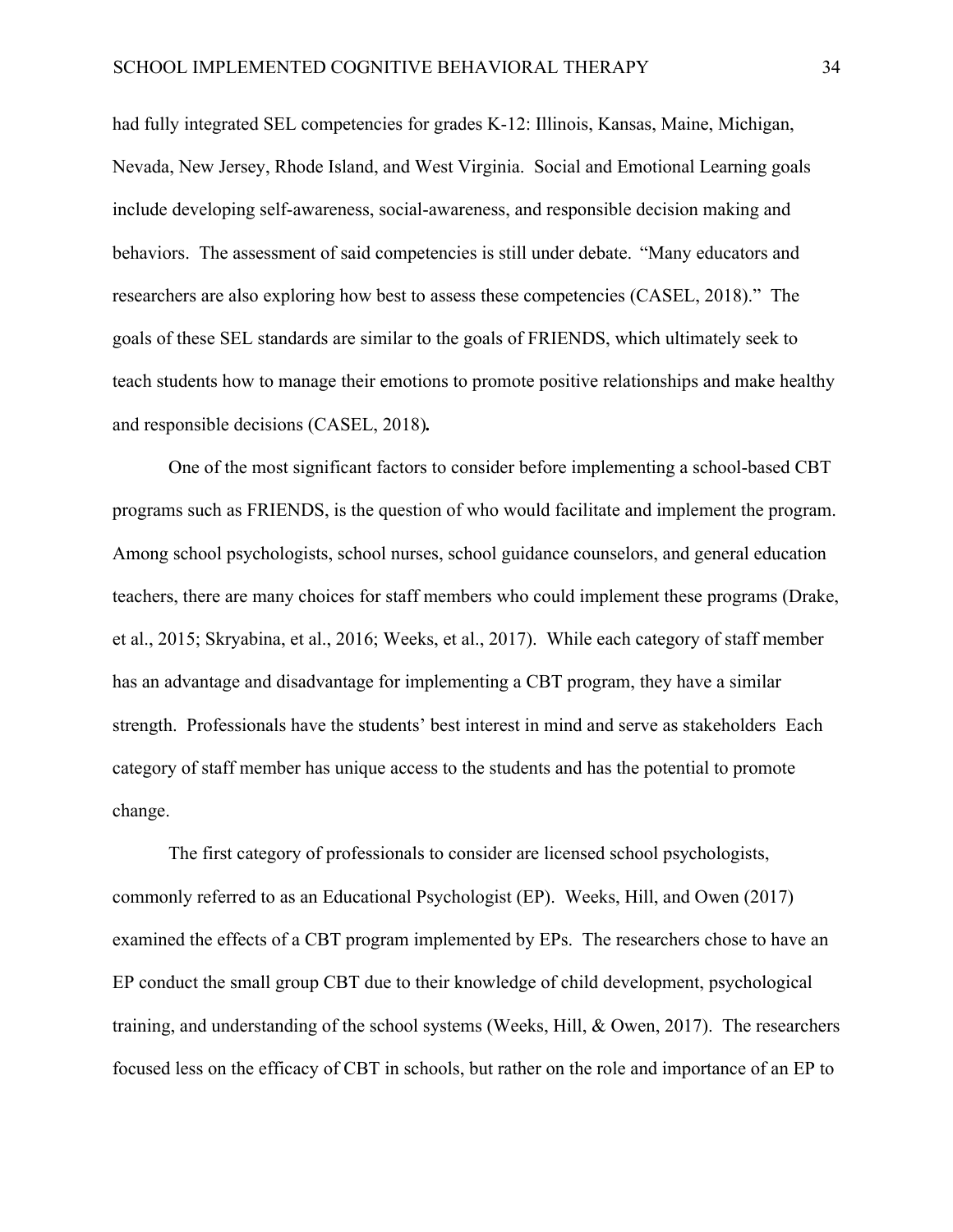had fully integrated SEL competencies for grades K-12: Illinois, Kansas, Maine, Michigan, Nevada, New Jersey, Rhode Island, and West Virginia. Social and Emotional Learning goals include developing self-awareness, social-awareness, and responsible decision making and behaviors. The assessment of said competencies is still under debate. "Many educators and researchers are also exploring how best to assess these competencies (CASEL, 2018)." The goals of these SEL standards are similar to the goals of FRIENDS, which ultimately seek to teach students how to manage their emotions to promote positive relationships and make healthy and responsible decisions (CASEL, 2018)**.**

One of the most significant factors to consider before implementing a school-based CBT programs such as FRIENDS, is the question of who would facilitate and implement the program. Among school psychologists, school nurses, school guidance counselors, and general education teachers, there are many choices for staff members who could implement these programs (Drake, et al., 2015; Skryabina, et al., 2016; Weeks, et al., 2017). While each category of staff member has an advantage and disadvantage for implementing a CBT program, they have a similar strength. Professionals have the students' best interest in mind and serve as stakeholders Each category of staff member has unique access to the students and has the potential to promote change.

The first category of professionals to consider are licensed school psychologists, commonly referred to as an Educational Psychologist (EP). Weeks, Hill, and Owen (2017) examined the effects of a CBT program implemented by EPs. The researchers chose to have an EP conduct the small group CBT due to their knowledge of child development, psychological training, and understanding of the school systems (Weeks, Hill, & Owen, 2017). The researchers focused less on the efficacy of CBT in schools, but rather on the role and importance of an EP to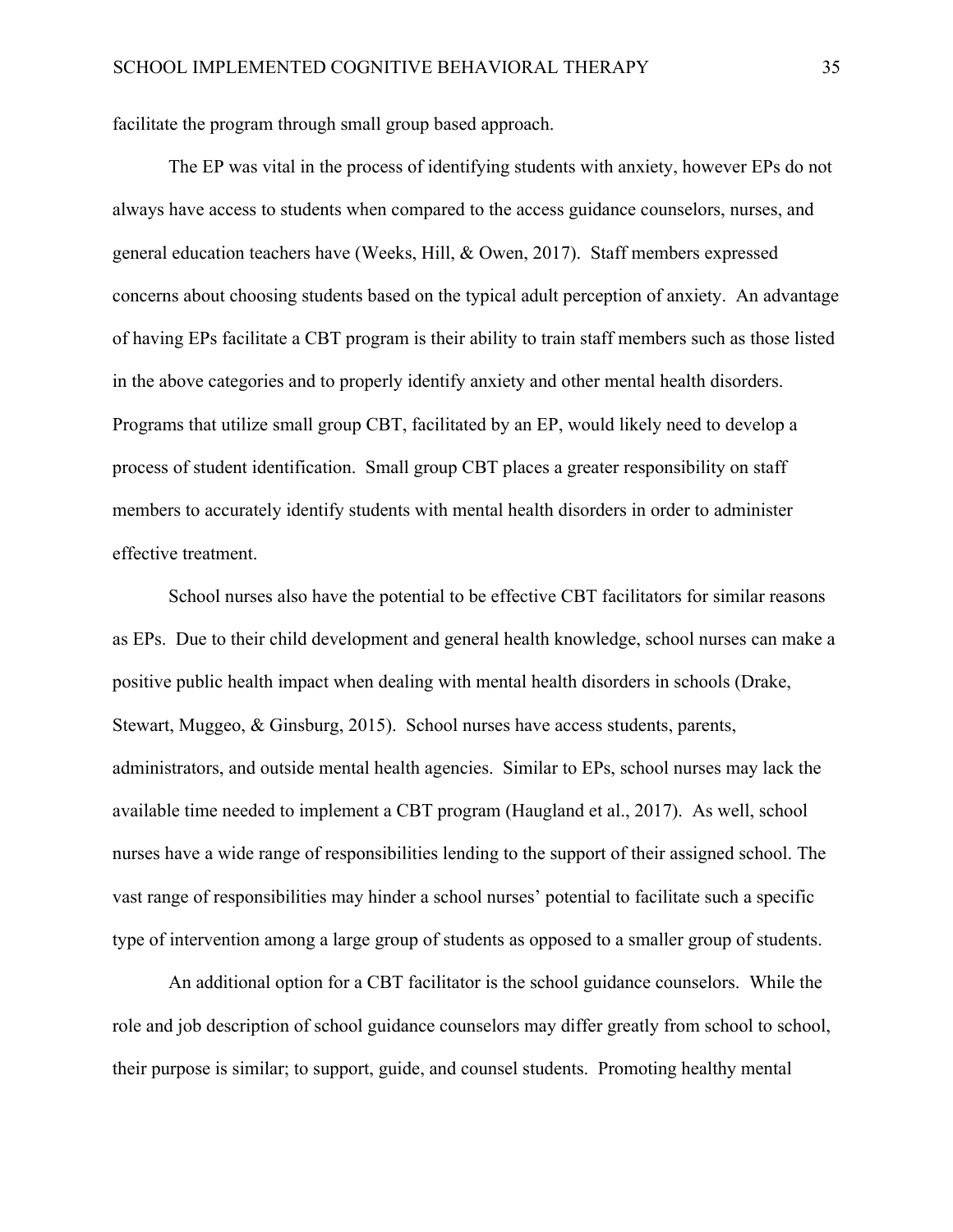facilitate the program through small group based approach.

The EP was vital in the process of identifying students with anxiety, however EPs do not always have access to students when compared to the access guidance counselors, nurses, and general education teachers have (Weeks, Hill, & Owen, 2017). Staff members expressed concerns about choosing students based on the typical adult perception of anxiety. An advantage of having EPs facilitate a CBT program is their ability to train staff members such as those listed in the above categories and to properly identify anxiety and other mental health disorders. Programs that utilize small group CBT, facilitated by an EP, would likely need to develop a process of student identification. Small group CBT places a greater responsibility on staff members to accurately identify students with mental health disorders in order to administer effective treatment.

School nurses also have the potential to be effective CBT facilitators for similar reasons as EPs. Due to their child development and general health knowledge, school nurses can make a positive public health impact when dealing with mental health disorders in schools (Drake, Stewart, Muggeo, & Ginsburg, 2015). School nurses have access students, parents, administrators, and outside mental health agencies. Similar to EPs, school nurses may lack the available time needed to implement a CBT program (Haugland et al., 2017). As well, school nurses have a wide range of responsibilities lending to the support of their assigned school. The vast range of responsibilities may hinder a school nurses' potential to facilitate such a specific type of intervention among a large group of students as opposed to a smaller group of students.

An additional option for a CBT facilitator is the school guidance counselors. While the role and job description of school guidance counselors may differ greatly from school to school, their purpose is similar; to support, guide, and counsel students. Promoting healthy mental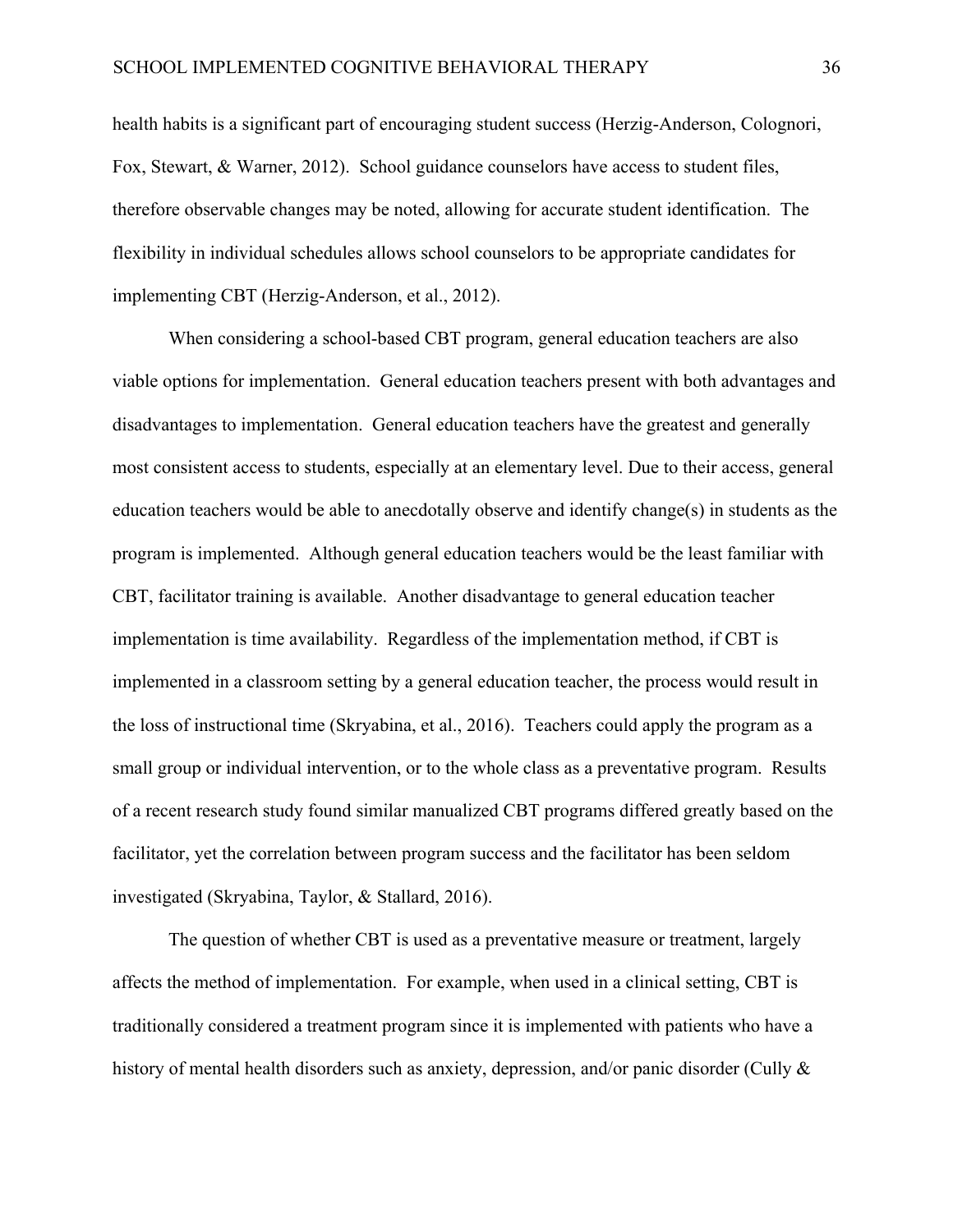health habits is a significant part of encouraging student success (Herzig-Anderson, Colognori, Fox, Stewart, & Warner, 2012). School guidance counselors have access to student files, therefore observable changes may be noted, allowing for accurate student identification. The flexibility in individual schedules allows school counselors to be appropriate candidates for implementing CBT (Herzig-Anderson, et al., 2012).

When considering a school-based CBT program, general education teachers are also viable options for implementation. General education teachers present with both advantages and disadvantages to implementation. General education teachers have the greatest and generally most consistent access to students, especially at an elementary level. Due to their access, general education teachers would be able to anecdotally observe and identify change(s) in students as the program is implemented. Although general education teachers would be the least familiar with CBT, facilitator training is available. Another disadvantage to general education teacher implementation is time availability. Regardless of the implementation method, if CBT is implemented in a classroom setting by a general education teacher, the process would result in the loss of instructional time (Skryabina, et al., 2016). Teachers could apply the program as a small group or individual intervention, or to the whole class as a preventative program. Results of a recent research study found similar manualized CBT programs differed greatly based on the facilitator, yet the correlation between program success and the facilitator has been seldom investigated (Skryabina, Taylor, & Stallard, 2016).

The question of whether CBT is used as a preventative measure or treatment, largely affects the method of implementation. For example, when used in a clinical setting, CBT is traditionally considered a treatment program since it is implemented with patients who have a history of mental health disorders such as anxiety, depression, and/or panic disorder (Cully &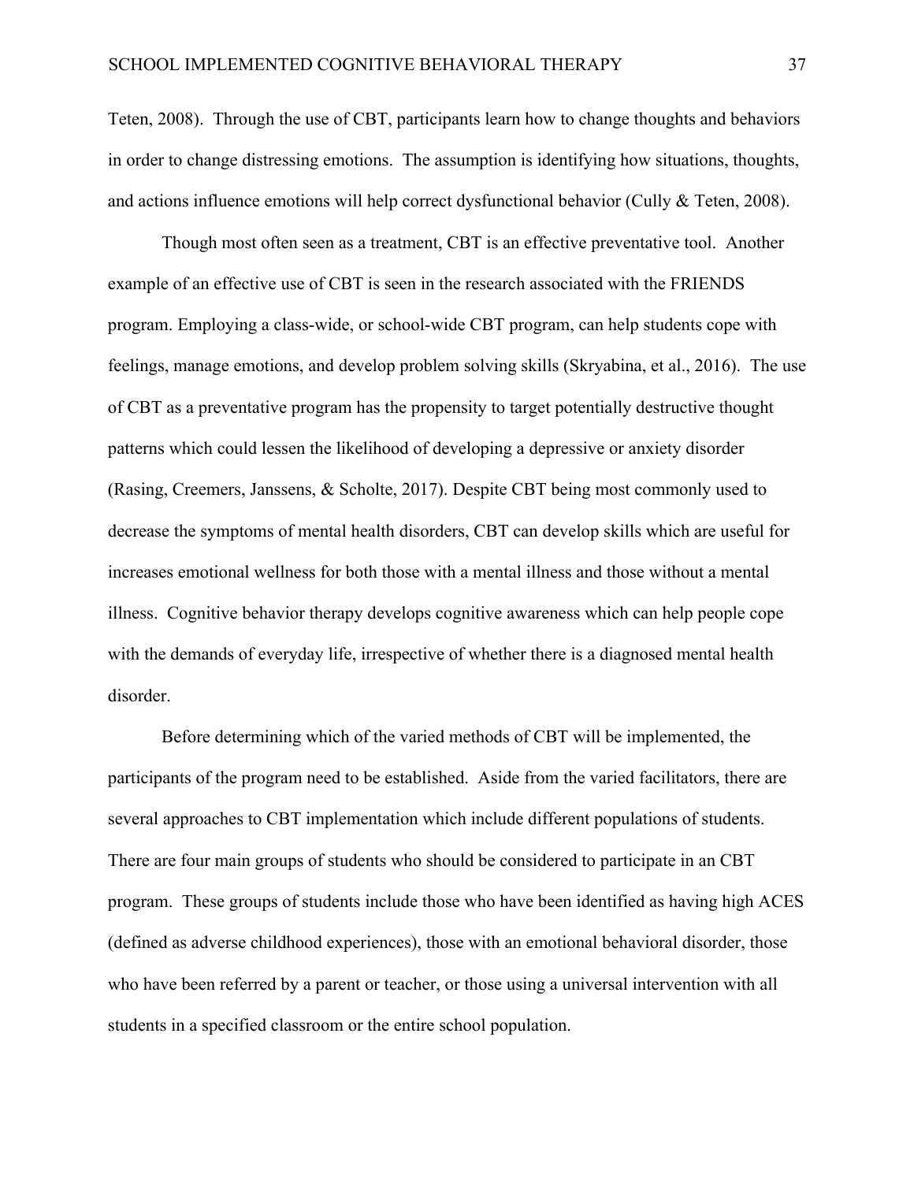Teten, 2008). Through the use of CBT, participants learn how to change thoughts and behaviors in order to change distressing emotions. The assumption is identifying how situations, thoughts, and actions influence emotions will help correct dysfunctional behavior (Cully & Teten, 2008).

Though most often seen as a treatment, CBT is an effective preventative tool. Another example of an effective use of CBT is seen in the research associated with the FRIENDS program. Employing a class-wide, or school-wide CBT program, can help students cope with feelings, manage emotions, and develop problem solving skills (Skryabina, et al., 2016). The use of CBT as a preventative program has the propensity to target potentially destructive thought patterns which could lessen the likelihood of developing a depressive or anxiety disorder (Rasing, Creemers, Janssens, & Scholte, 2017). Despite CBT being most commonly used to decrease the symptoms of mental health disorders, CBT can develop skills which are useful for increases emotional wellness for both those with a mental illness and those without a mental illness. Cognitive behavior therapy develops cognitive awareness which can help people cope with the demands of everyday life, irrespective of whether there is a diagnosed mental health disorder.

Before determining which of the varied methods of CBT will be implemented, the participants of the program need to be established. Aside from the varied facilitators, there are several approaches to CBT implementation which include different populations of students. There are four main groups of students who should be considered to participate in an CBT program. These groups of students include those who have been identified as having high ACES (defined as adverse childhood experiences), those with an emotional behavioral disorder, those who have been referred by a parent or teacher, or those using a universal intervention with all students in a specified classroom or the entire school population.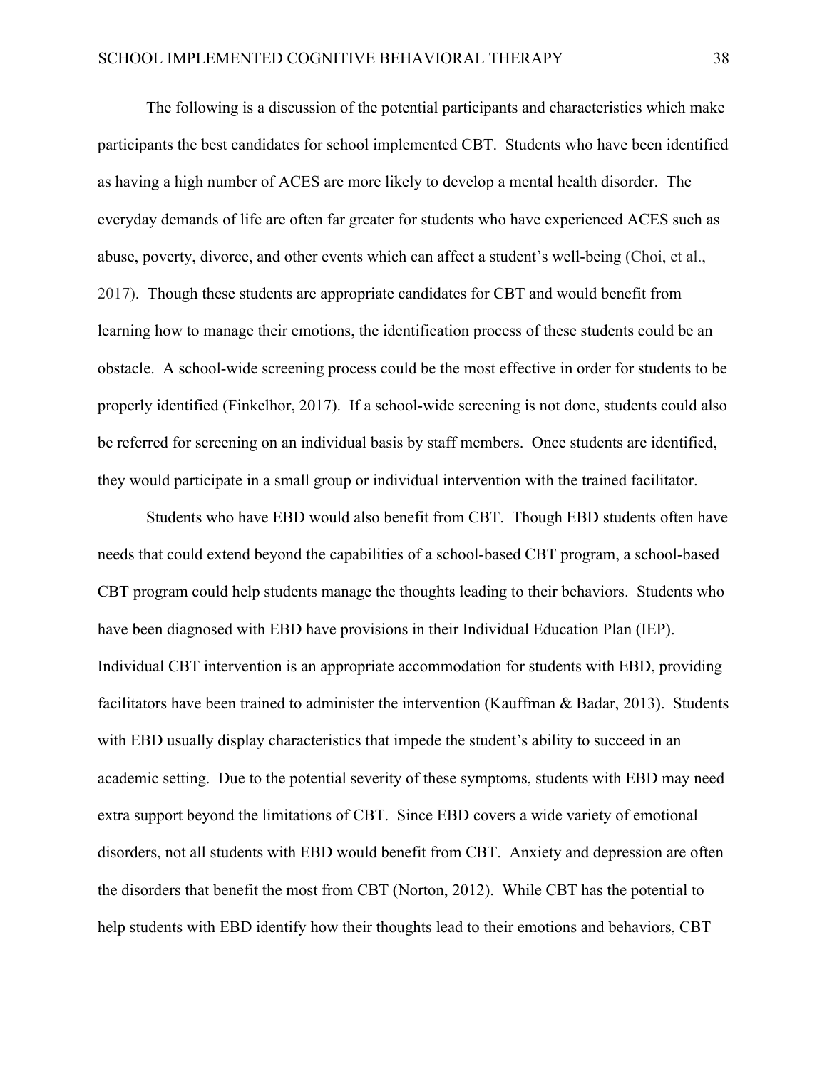The following is a discussion of the potential participants and characteristics which make participants the best candidates for school implemented CBT. Students who have been identified as having a high number of ACES are more likely to develop a mental health disorder. The everyday demands of life are often far greater for students who have experienced ACES such as abuse, poverty, divorce, and other events which can affect a student's well-being (Choi, et al., 2017). Though these students are appropriate candidates for CBT and would benefit from learning how to manage their emotions, the identification process of these students could be an obstacle. A school-wide screening process could be the most effective in order for students to be properly identified (Finkelhor, 2017). If a school-wide screening is not done, students could also be referred for screening on an individual basis by staff members. Once students are identified, they would participate in a small group or individual intervention with the trained facilitator.

Students who have EBD would also benefit from CBT. Though EBD students often have needs that could extend beyond the capabilities of a school-based CBT program, a school-based CBT program could help students manage the thoughts leading to their behaviors. Students who have been diagnosed with EBD have provisions in their Individual Education Plan (IEP). Individual CBT intervention is an appropriate accommodation for students with EBD, providing facilitators have been trained to administer the intervention (Kauffman & Badar, 2013). Students with EBD usually display characteristics that impede the student's ability to succeed in an academic setting. Due to the potential severity of these symptoms, students with EBD may need extra support beyond the limitations of CBT. Since EBD covers a wide variety of emotional disorders, not all students with EBD would benefit from CBT. Anxiety and depression are often the disorders that benefit the most from CBT (Norton, 2012). While CBT has the potential to help students with EBD identify how their thoughts lead to their emotions and behaviors, CBT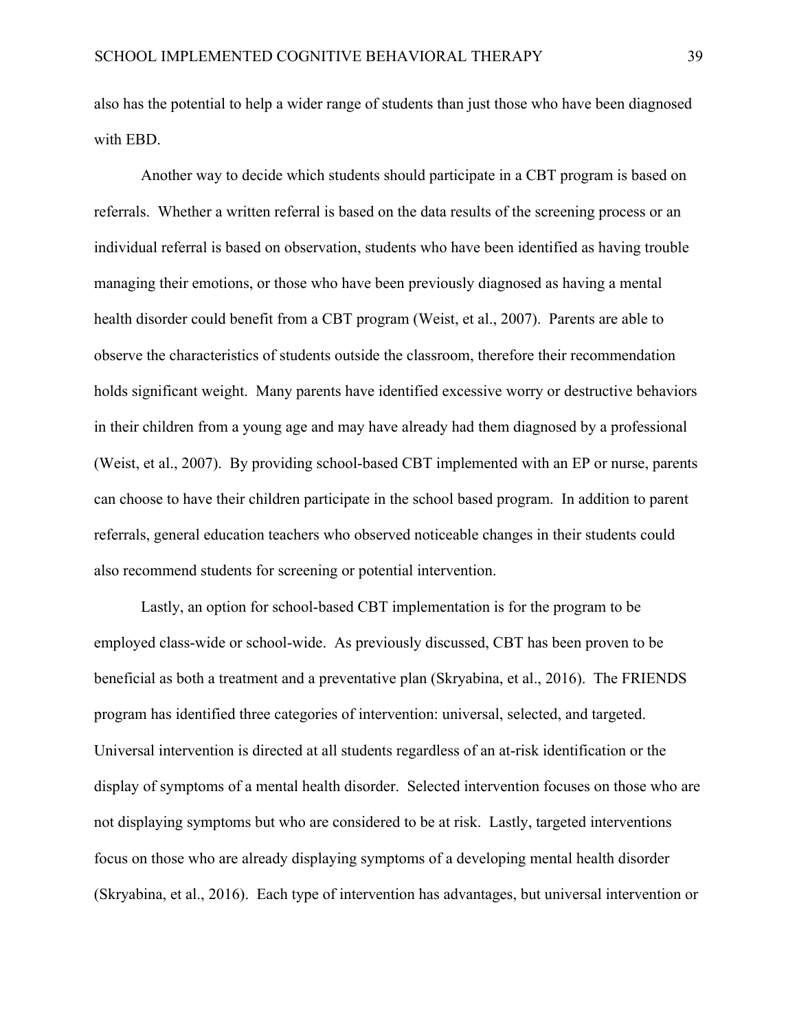also has the potential to help a wider range of students than just those who have been diagnosed with EBD.

Another way to decide which students should participate in a CBT program is based on referrals. Whether a written referral is based on the data results of the screening process or an individual referral is based on observation, students who have been identified as having trouble managing their emotions, or those who have been previously diagnosed as having a mental health disorder could benefit from a CBT program (Weist, et al., 2007). Parents are able to observe the characteristics of students outside the classroom, therefore their recommendation holds significant weight. Many parents have identified excessive worry or destructive behaviors in their children from a young age and may have already had them diagnosed by a professional (Weist, et al., 2007). By providing school-based CBT implemented with an EP or nurse, parents can choose to have their children participate in the school based program. In addition to parent referrals, general education teachers who observed noticeable changes in their students could also recommend students for screening or potential intervention.

Lastly, an option for school-based CBT implementation is for the program to be employed class-wide or school-wide. As previously discussed, CBT has been proven to be beneficial as both a treatment and a preventative plan (Skryabina, et al., 2016). The FRIENDS program has identified three categories of intervention: universal, selected, and targeted. Universal intervention is directed at all students regardless of an at-risk identification or the display of symptoms of a mental health disorder. Selected intervention focuses on those who are not displaying symptoms but who are considered to be at risk. Lastly, targeted interventions focus on those who are already displaying symptoms of a developing mental health disorder (Skryabina, et al., 2016). Each type of intervention has advantages, but universal intervention or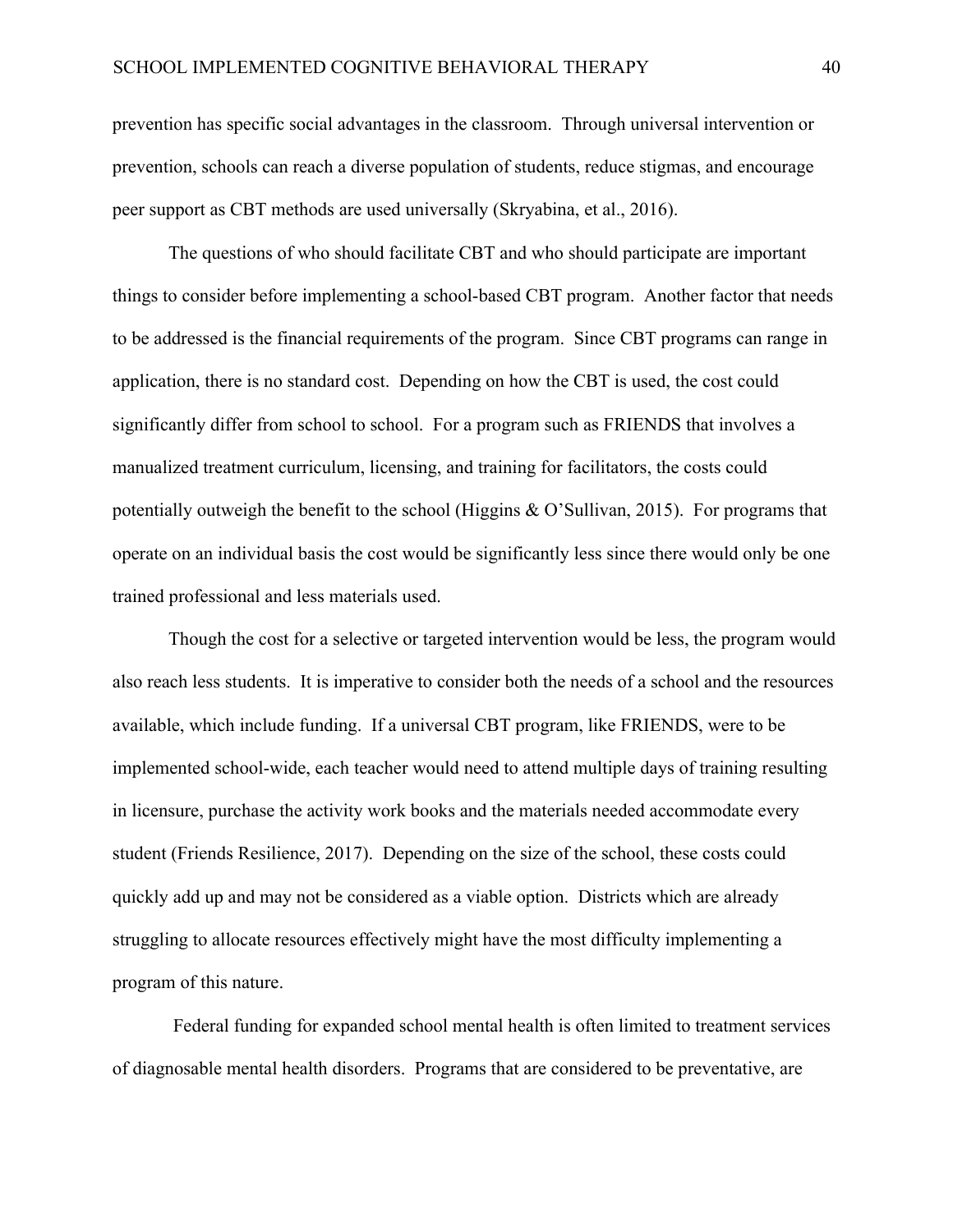prevention has specific social advantages in the classroom. Through universal intervention or prevention, schools can reach a diverse population of students, reduce stigmas, and encourage peer support as CBT methods are used universally (Skryabina, et al., 2016).

The questions of who should facilitate CBT and who should participate are important things to consider before implementing a school-based CBT program. Another factor that needs to be addressed is the financial requirements of the program. Since CBT programs can range in application, there is no standard cost. Depending on how the CBT is used, the cost could significantly differ from school to school. For a program such as FRIENDS that involves a manualized treatment curriculum, licensing, and training for facilitators, the costs could potentially outweigh the benefit to the school (Higgins & O'Sullivan, 2015). For programs that operate on an individual basis the cost would be significantly less since there would only be one trained professional and less materials used.

Though the cost for a selective or targeted intervention would be less, the program would also reach less students. It is imperative to consider both the needs of a school and the resources available, which include funding. If a universal CBT program, like FRIENDS, were to be implemented school-wide, each teacher would need to attend multiple days of training resulting in licensure, purchase the activity work books and the materials needed accommodate every student (Friends Resilience, 2017). Depending on the size of the school, these costs could quickly add up and may not be considered as a viable option. Districts which are already struggling to allocate resources effectively might have the most difficulty implementing a program of this nature.

Federal funding for expanded school mental health is often limited to treatment services of diagnosable mental health disorders. Programs that are considered to be preventative, are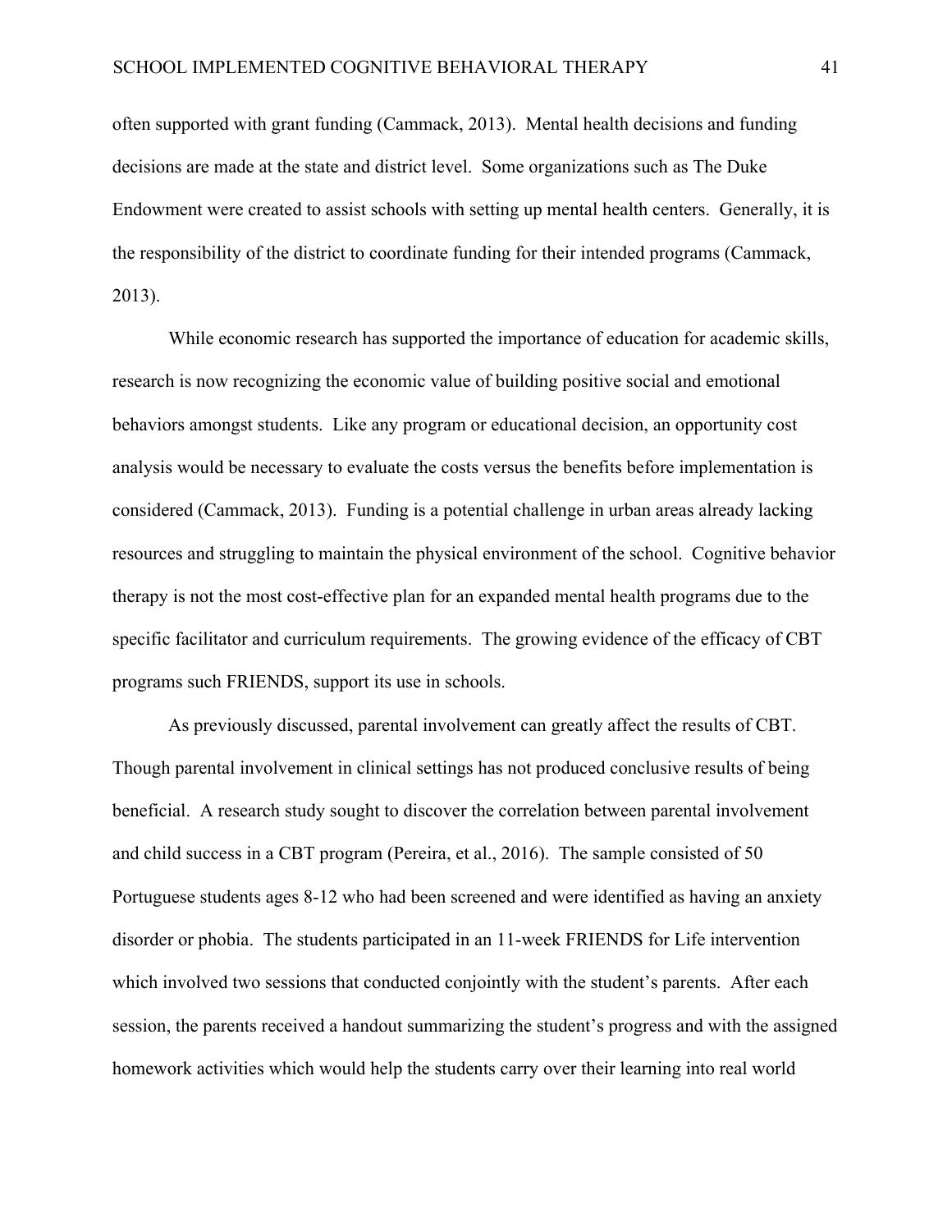often supported with grant funding (Cammack, 2013). Mental health decisions and funding decisions are made at the state and district level. Some organizations such as The Duke Endowment were created to assist schools with setting up mental health centers. Generally, it is the responsibility of the district to coordinate funding for their intended programs (Cammack, 2013).

While economic research has supported the importance of education for academic skills, research is now recognizing the economic value of building positive social and emotional behaviors amongst students. Like any program or educational decision, an opportunity cost analysis would be necessary to evaluate the costs versus the benefits before implementation is considered (Cammack, 2013). Funding is a potential challenge in urban areas already lacking resources and struggling to maintain the physical environment of the school. Cognitive behavior therapy is not the most cost-effective plan for an expanded mental health programs due to the specific facilitator and curriculum requirements. The growing evidence of the efficacy of CBT programs such FRIENDS, support its use in schools.

As previously discussed, parental involvement can greatly affect the results of CBT. Though parental involvement in clinical settings has not produced conclusive results of being beneficial. A research study sought to discover the correlation between parental involvement and child success in a CBT program (Pereira, et al., 2016). The sample consisted of 50 Portuguese students ages 8-12 who had been screened and were identified as having an anxiety disorder or phobia. The students participated in an 11-week FRIENDS for Life intervention which involved two sessions that conducted conjointly with the student's parents. After each session, the parents received a handout summarizing the student's progress and with the assigned homework activities which would help the students carry over their learning into real world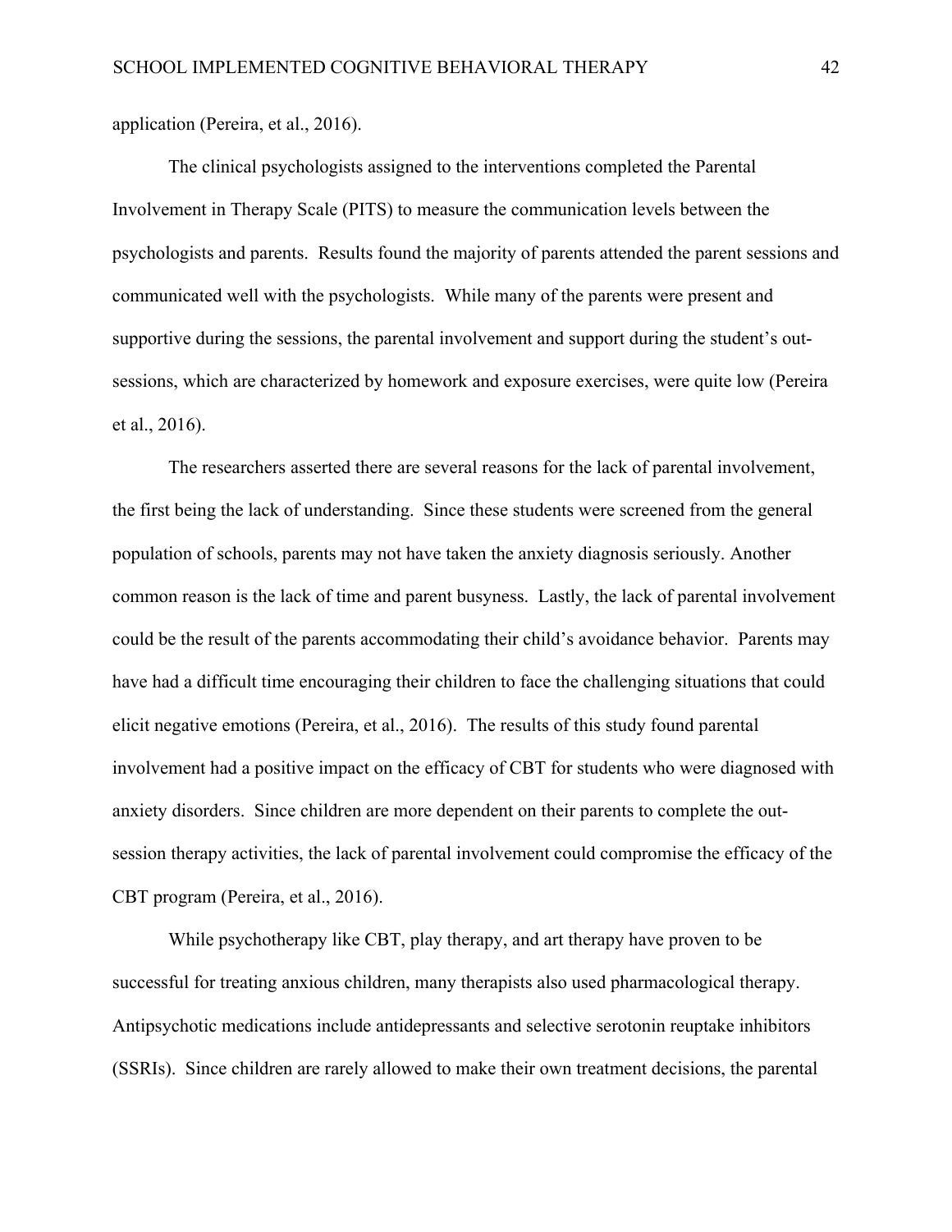application (Pereira, et al., 2016).

The clinical psychologists assigned to the interventions completed the Parental Involvement in Therapy Scale (PITS) to measure the communication levels between the psychologists and parents. Results found the majority of parents attended the parent sessions and communicated well with the psychologists. While many of the parents were present and supportive during the sessions, the parental involvement and support during the student's out-sessions, which are characterized by homework and exposure exercises, were quite low (Pereira et al., 2016).

The researchers asserted there are several reasons for the lack of parental involvement, the first being the lack of understanding. Since these students were screened from the general population of schools, parents may not have taken the anxiety diagnosis seriously. Another common reason is the lack of time and parent busyness. Lastly, the lack of parental involvement could be the result of the parents accommodating their child's avoidance behavior. Parents may have had a difficult time encouraging their children to face the challenging situations that could elicit negative emotions (Pereira, et al., 2016). The results of this study found parental involvement had a positive impact on the efficacy of CBT for students who were diagnosed with anxiety disorders. Since children are more dependent on their parents to complete the out-session therapy activities, the lack of parental involvement could compromise the efficacy of the CBT program (Pereira, et al., 2016).

While psychotherapy like CBT, play therapy, and art therapy have proven to be successful for treating anxious children, many therapists also used pharmacological therapy. Antipsychotic medications include antidepressants and selective serotonin reuptake inhibitors (SSRIs). Since children are rarely allowed to make their own treatment decisions, the parental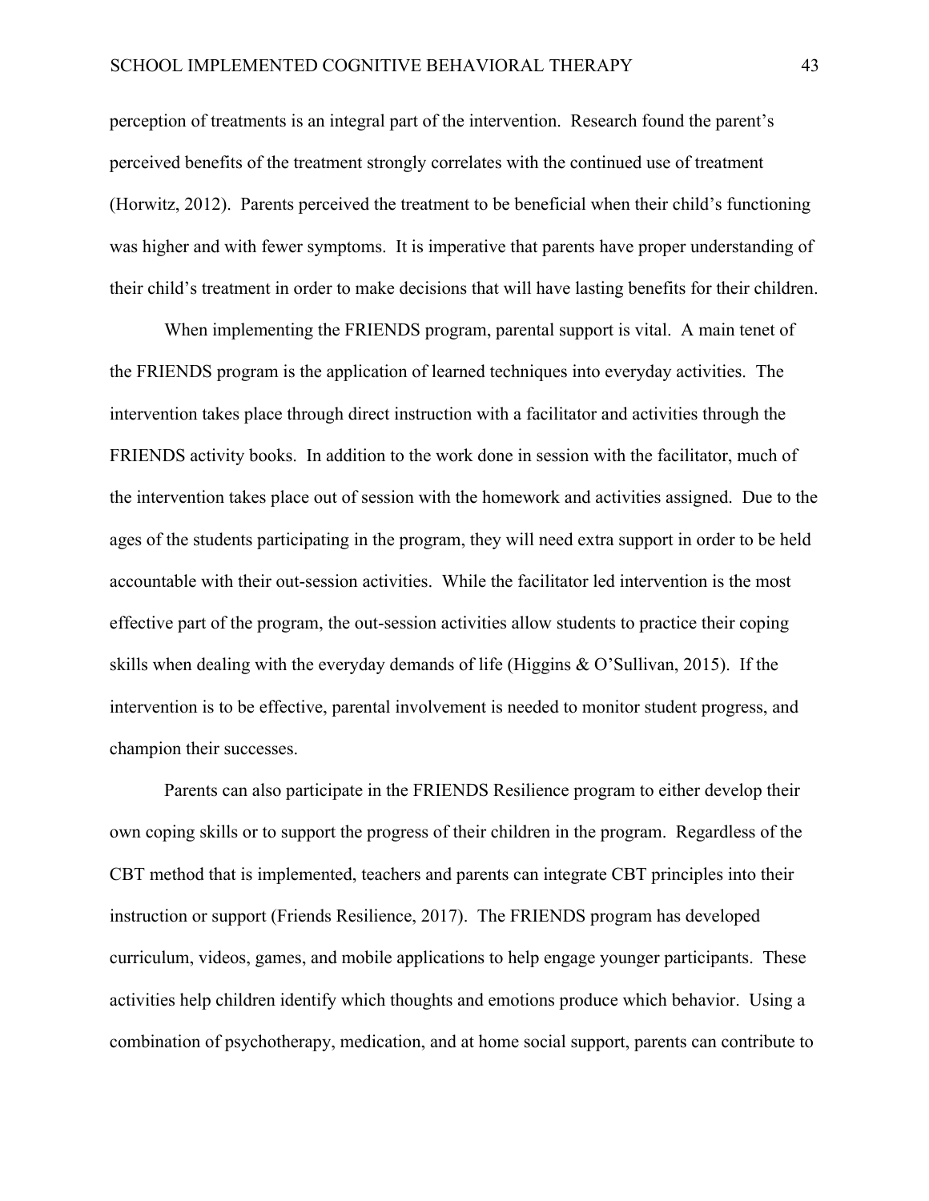perception of treatments is an integral part of the intervention. Research found the parent's perceived benefits of the treatment strongly correlates with the continued use of treatment (Horwitz, 2012). Parents perceived the treatment to be beneficial when their child's functioning was higher and with fewer symptoms. It is imperative that parents have proper understanding of their child's treatment in order to make decisions that will have lasting benefits for their children.

When implementing the FRIENDS program, parental support is vital. A main tenet of the FRIENDS program is the application of learned techniques into everyday activities. The intervention takes place through direct instruction with a facilitator and activities through the FRIENDS activity books. In addition to the work done in session with the facilitator, much of the intervention takes place out of session with the homework and activities assigned. Due to the ages of the students participating in the program, they will need extra support in order to be held accountable with their out-session activities. While the facilitator led intervention is the most effective part of the program, the out-session activities allow students to practice their coping skills when dealing with the everyday demands of life (Higgins & O'Sullivan, 2015). If the intervention is to be effective, parental involvement is needed to monitor student progress, and champion their successes.

Parents can also participate in the FRIENDS Resilience program to either develop their own coping skills or to support the progress of their children in the program. Regardless of the CBT method that is implemented, teachers and parents can integrate CBT principles into their instruction or support (Friends Resilience, 2017). The FRIENDS program has developed curriculum, videos, games, and mobile applications to help engage younger participants. These activities help children identify which thoughts and emotions produce which behavior. Using a combination of psychotherapy, medication, and at home social support, parents can contribute to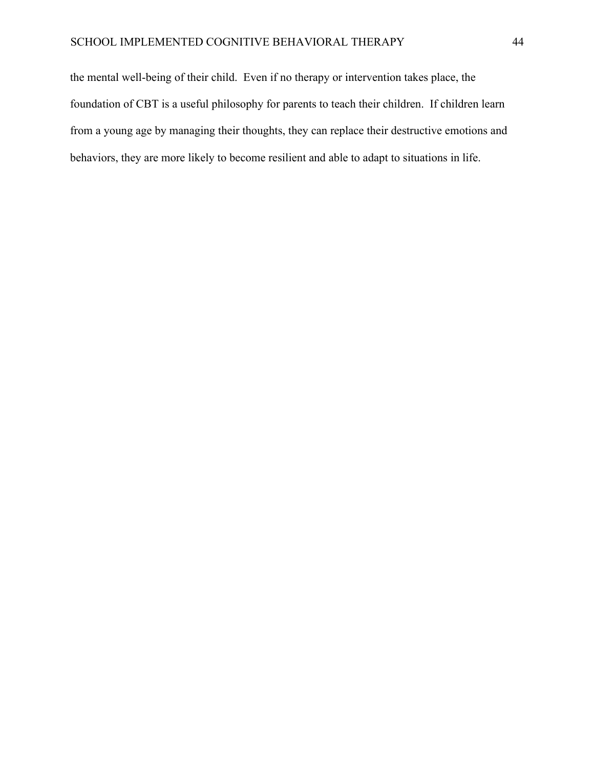the mental well-being of their child. Even if no therapy or intervention takes place, the foundation of CBT is a useful philosophy for parents to teach their children. If children learn from a young age by managing their thoughts, they can replace their destructive emotions and behaviors, they are more likely to become resilient and able to adapt to situations in life.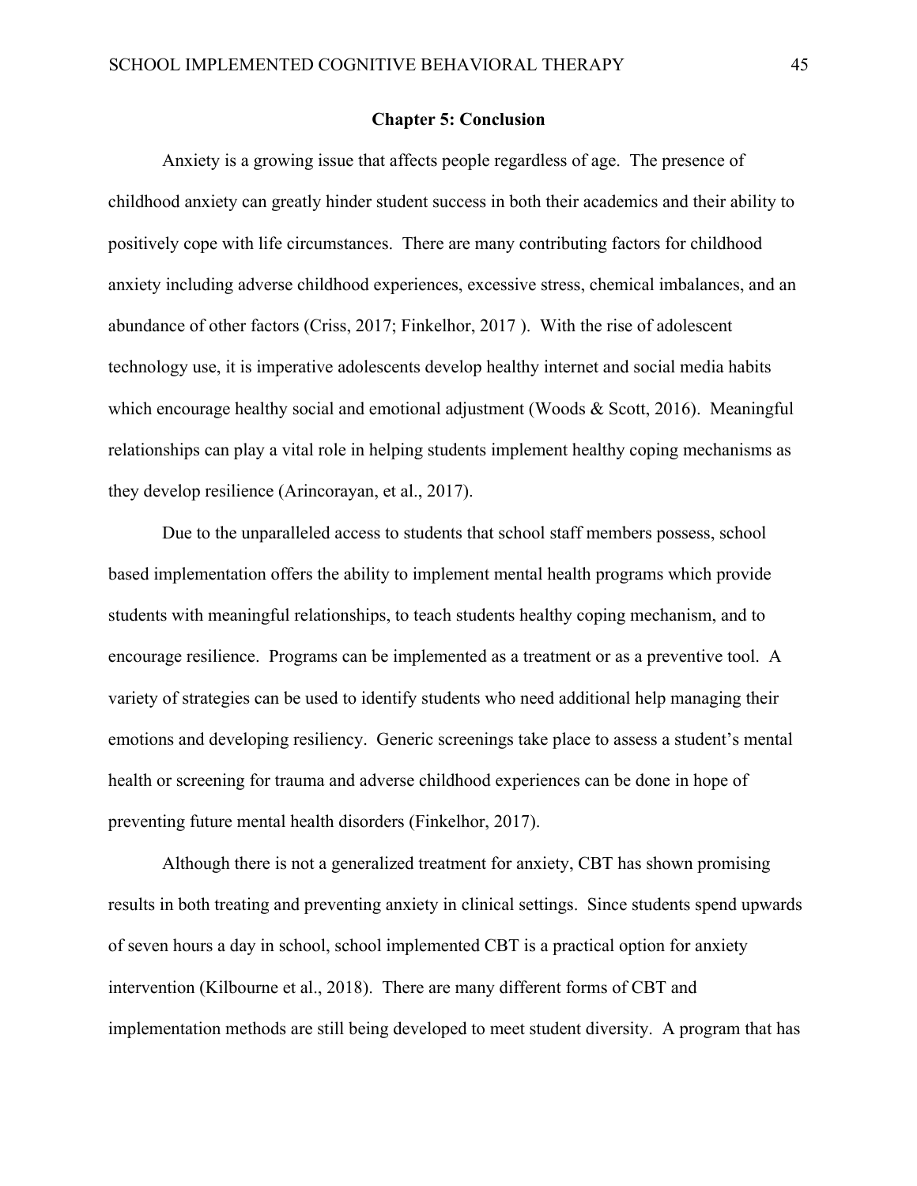## Chapter 5: Conclusion

Anxiety is a growing issue that affects people regardless of age. The presence of childhood anxiety can greatly hinder student success in both their academics and their ability to positively cope with life circumstances. There are many contributing factors for childhood anxiety including adverse childhood experiences, excessive stress, chemical imbalances, and an abundance of other factors (Criss, 2017; Finkelhor, 2017 ). With the rise of adolescent technology use, it is imperative adolescents develop healthy internet and social media habits which encourage healthy social and emotional adjustment (Woods & Scott, 2016). Meaningful relationships can play a vital role in helping students implement healthy coping mechanisms as they develop resilience (Arincorayan, et al., 2017).

Due to the unparalleled access to students that school staff members possess, school based implementation offers the ability to implement mental health programs which provide students with meaningful relationships, to teach students healthy coping mechanism, and to encourage resilience. Programs can be implemented as a treatment or as a preventive tool. A variety of strategies can be used to identify students who need additional help managing their emotions and developing resiliency. Generic screenings take place to assess a student's mental health or screening for trauma and adverse childhood experiences can be done in hope of preventing future mental health disorders (Finkelhor, 2017).

Although there is not a generalized treatment for anxiety, CBT has shown promising results in both treating and preventing anxiety in clinical settings. Since students spend upwards of seven hours a day in school, school implemented CBT is a practical option for anxiety intervention (Kilbourne et al., 2018). There are many different forms of CBT and implementation methods are still being developed to meet student diversity. A program that has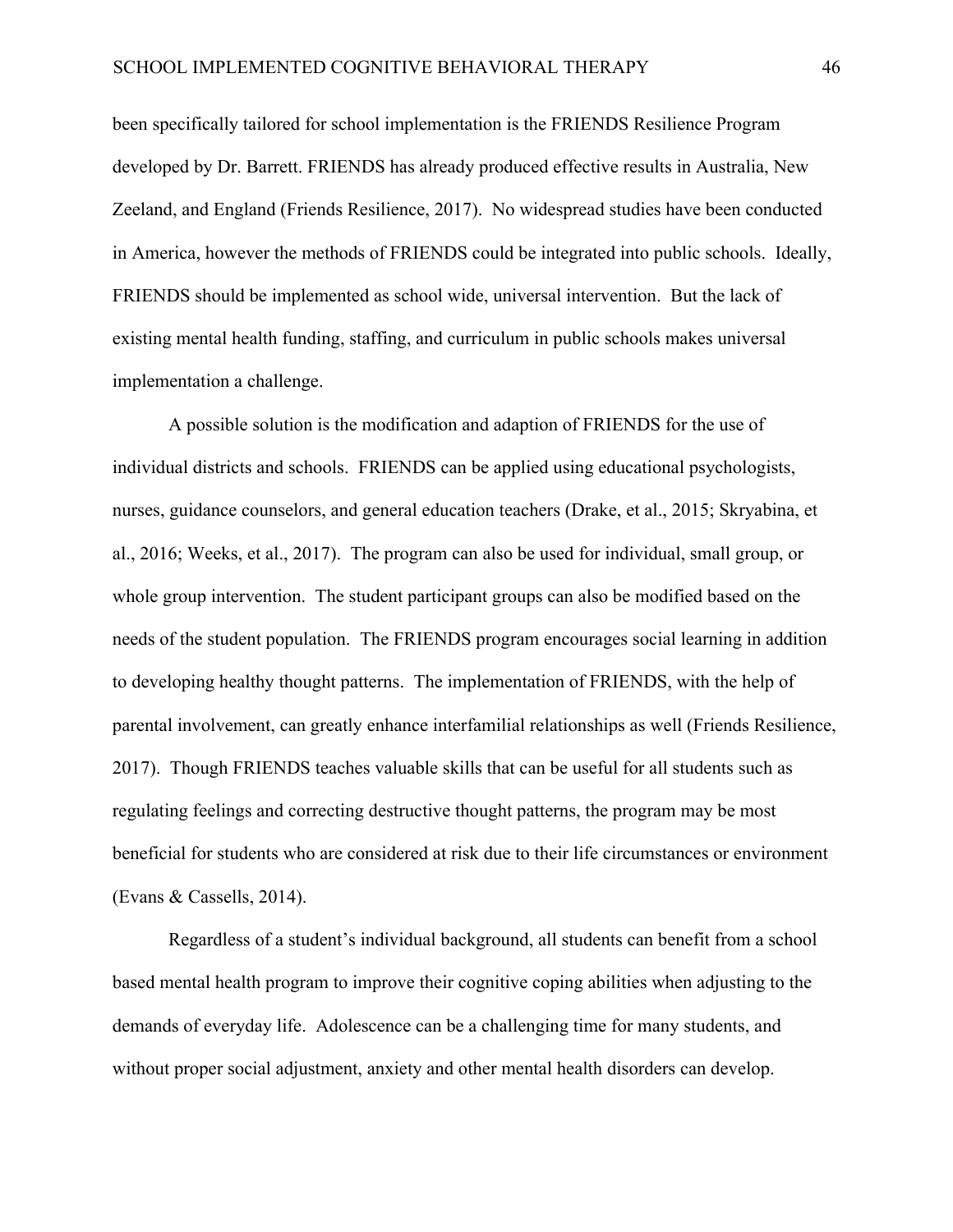been specifically tailored for school implementation is the FRIENDS Resilience Program developed by Dr. Barrett. FRIENDS has already produced effective results in Australia, New Zeeland, and England (Friends Resilience, 2017). No widespread studies have been conducted in America, however the methods of FRIENDS could be integrated into public schools. Ideally, FRIENDS should be implemented as school wide, universal intervention. But the lack of existing mental health funding, staffing, and curriculum in public schools makes universal implementation a challenge.

A possible solution is the modification and adaption of FRIENDS for the use of individual districts and schools. FRIENDS can be applied using educational psychologists, nurses, guidance counselors, and general education teachers (Drake, et al., 2015; Skryabina, et al., 2016; Weeks, et al., 2017). The program can also be used for individual, small group, or whole group intervention. The student participant groups can also be modified based on the needs of the student population. The FRIENDS program encourages social learning in addition to developing healthy thought patterns. The implementation of FRIENDS, with the help of parental involvement, can greatly enhance interfamilial relationships as well (Friends Resilience, 2017). Though FRIENDS teaches valuable skills that can be useful for all students such as regulating feelings and correcting destructive thought patterns, the program may be most beneficial for students who are considered at risk due to their life circumstances or environment (Evans & Cassells, 2014).

Regardless of a student's individual background, all students can benefit from a school based mental health program to improve their cognitive coping abilities when adjusting to the demands of everyday life. Adolescence can be a challenging time for many students, and without proper social adjustment, anxiety and other mental health disorders can develop.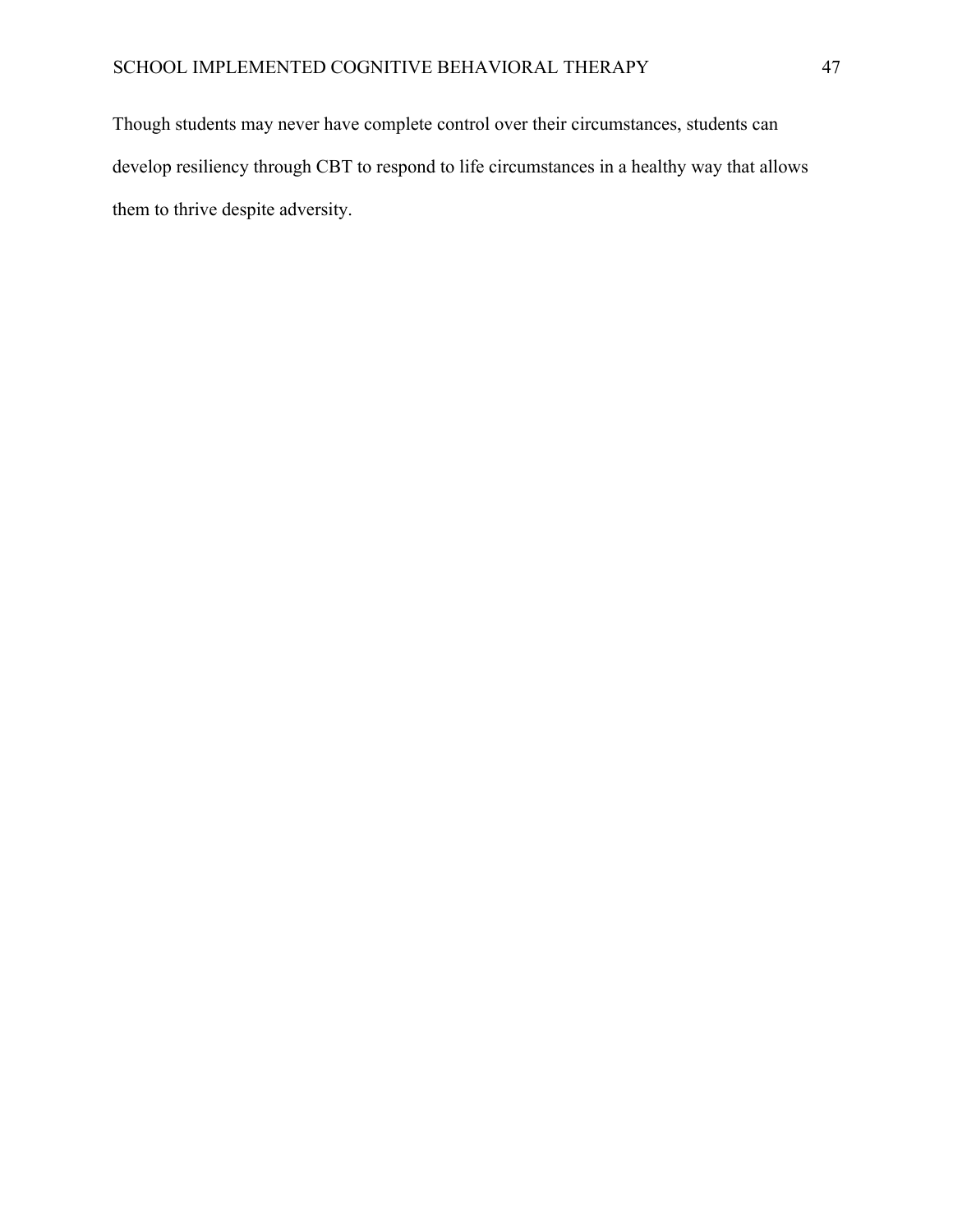Though students may never have complete control over their circumstances, students can develop resiliency through CBT to respond to life circumstances in a healthy way that allows them to thrive despite adversity.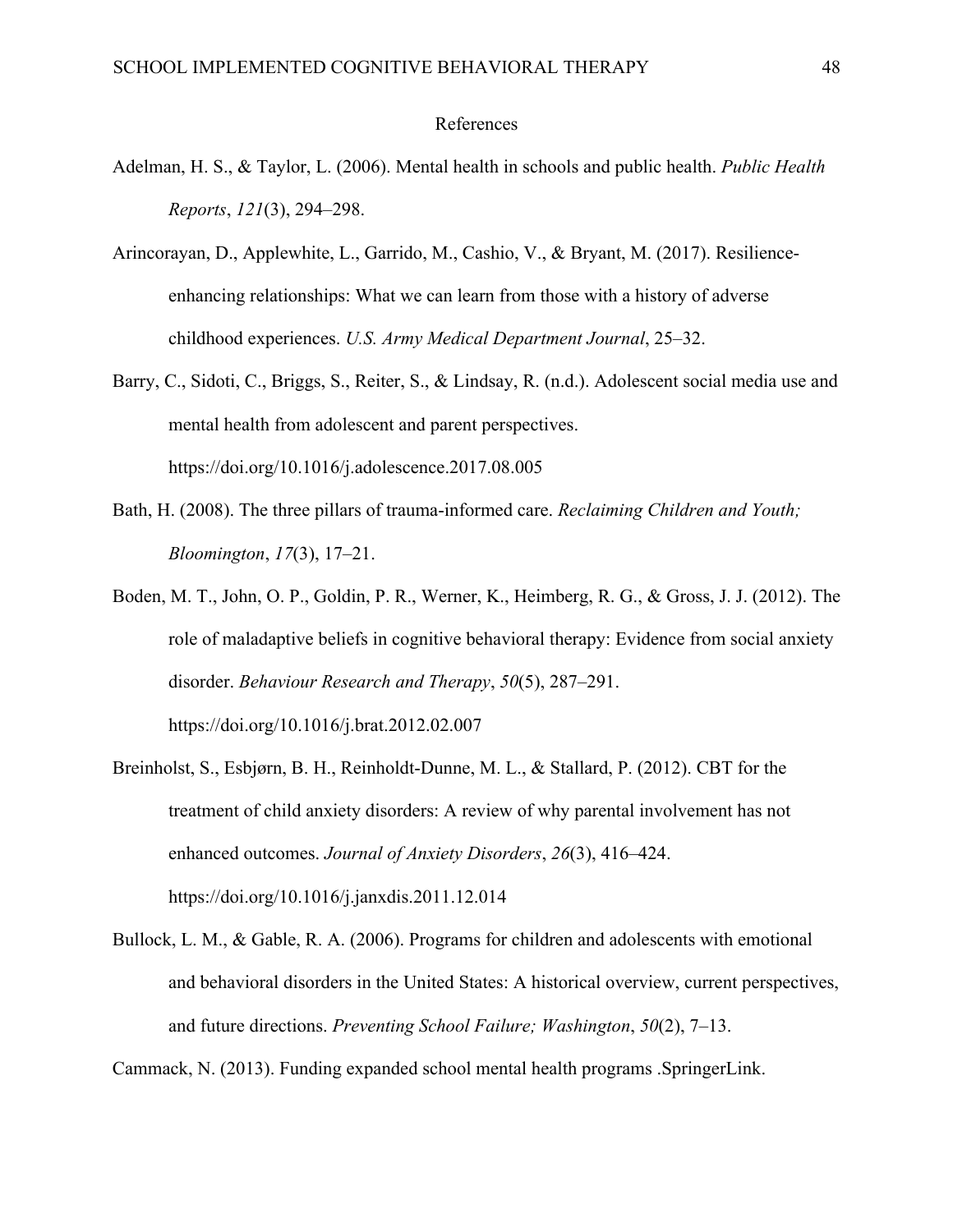# References

Adelman, H. S., & Taylor, L. (2006). Mental health in schools and public health. *Public Health Reports*, *121*(3), 294–298.

Arincorayan, D., Applewhite, L., Garrido, M., Cashio, V., & Bryant, M. (2017). Resilience-enhancing relationships: What we can learn from those with a history of adverse childhood experiences. *U.S. Army Medical Department Journal*, 25–32.

Barry, C., Sidoti, C., Briggs, S., Reiter, S., & Lindsay, R. (n.d.). Adolescent social media use and mental health from adolescent and parent perspectives. https://doi.org/10.1016/j.adolescence.2017.08.005

Bath, H. (2008). The three pillars of trauma-informed care. *Reclaiming Children and Youth; Bloomington*, *17*(3), 17–21.

Boden, M. T., John, O. P., Goldin, P. R., Werner, K., Heimberg, R. G., & Gross, J. J. (2012). The role of maladaptive beliefs in cognitive behavioral therapy: Evidence from social anxiety disorder. *Behaviour Research and Therapy*, *50*(5), 287–291. https://doi.org/10.1016/j.brat.2012.02.007

Breinholst, S., Esbjørn, B. H., Reinholdt-Dunne, M. L., & Stallard, P. (2012). CBT for the treatment of child anxiety disorders: A review of why parental involvement has not enhanced outcomes. *Journal of Anxiety Disorders*, *26*(3), 416–424. https://doi.org/10.1016/j.janxdis.2011.12.014

Bullock, L. M., & Gable, R. A. (2006). Programs for children and adolescents with emotional and behavioral disorders in the United States: A historical overview, current perspectives, and future directions. *Preventing School Failure; Washington*, *50*(2), 7–13.

Cammack, N. (2013). Funding expanded school mental health programs .SpringerLink.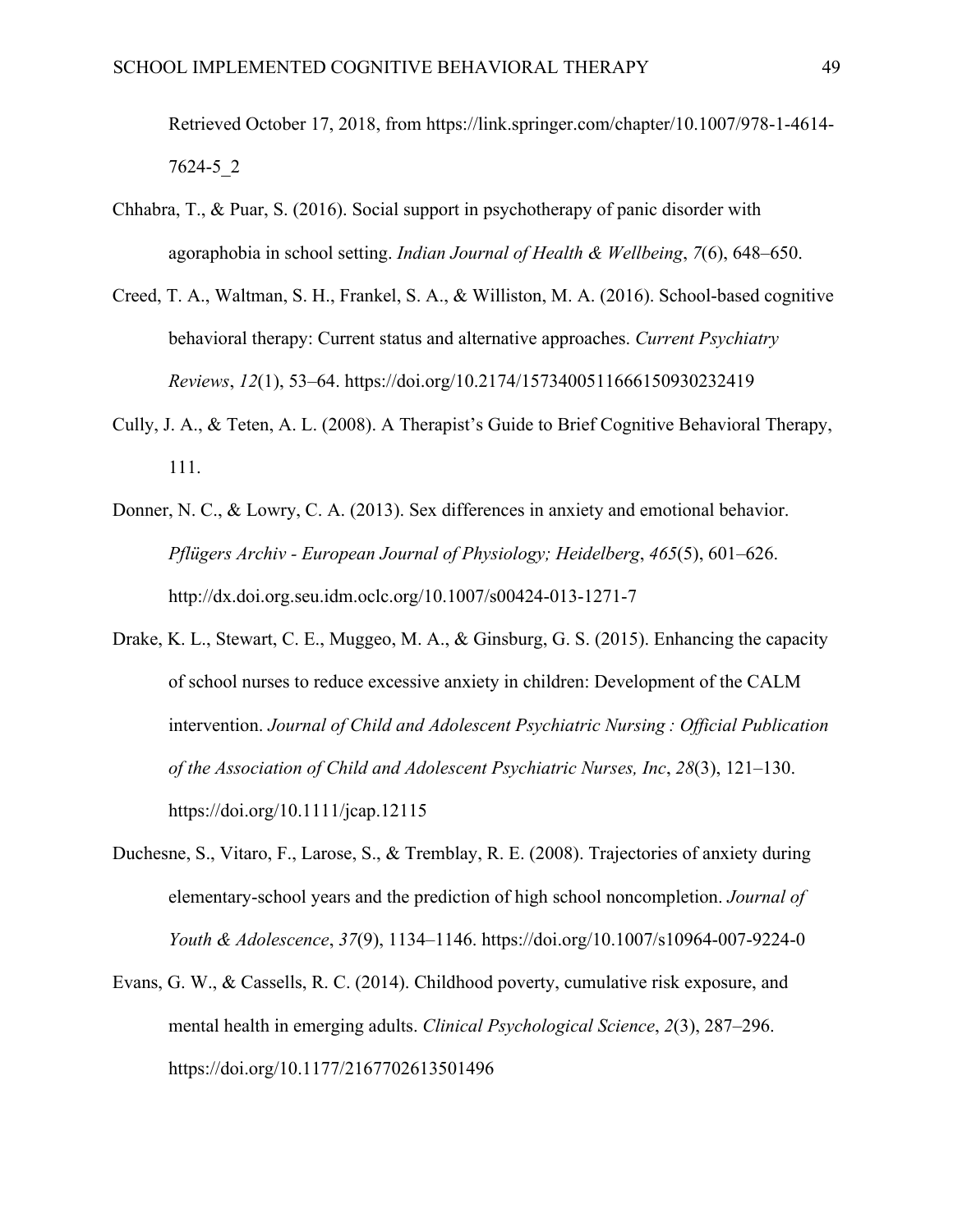Retrieved October 17, 2018, from https://link.springer.com/chapter/10.1007/978-1-4614-7624-5_2

Chhabra, T., & Puar, S. (2016). Social support in psychotherapy of panic disorder with agoraphobia in school setting. *Indian Journal of Health & Wellbeing*, *7*(6), 648–650.

Creed, T. A., Waltman, S. H., Frankel, S. A., & Williston, M. A. (2016). School-based cognitive behavioral therapy: Current status and alternative approaches. *Current Psychiatry Reviews*, *12*(1), 53–64. https://doi.org/10.2174/1573400511666150930232419

Cully, J. A., & Teten, A. L. (2008). A Therapist's Guide to Brief Cognitive Behavioral Therapy, 111.

Donner, N. C., & Lowry, C. A. (2013). Sex differences in anxiety and emotional behavior. *Pflügers Archiv - European Journal of Physiology; Heidelberg*, *465*(5), 601–626. http://dx.doi.org.seu.idm.oclc.org/10.1007/s00424-013-1271-7

Drake, K. L., Stewart, C. E., Muggeo, M. A., & Ginsburg, G. S. (2015). Enhancing the capacity of school nurses to reduce excessive anxiety in children: Development of the CALM intervention. *Journal of Child and Adolescent Psychiatric Nursing : Official Publication of the Association of Child and Adolescent Psychiatric Nurses, Inc*, *28*(3), 121–130. https://doi.org/10.1111/jcap.12115

Duchesne, S., Vitaro, F., Larose, S., & Tremblay, R. E. (2008). Trajectories of anxiety during elementary-school years and the prediction of high school noncompletion. *Journal of Youth & Adolescence*, *37*(9), 1134–1146. https://doi.org/10.1007/s10964-007-9224-0

Evans, G. W., & Cassells, R. C. (2014). Childhood poverty, cumulative risk exposure, and mental health in emerging adults. *Clinical Psychological Science*, *2*(3), 287–296. https://doi.org/10.1177/2167702613501496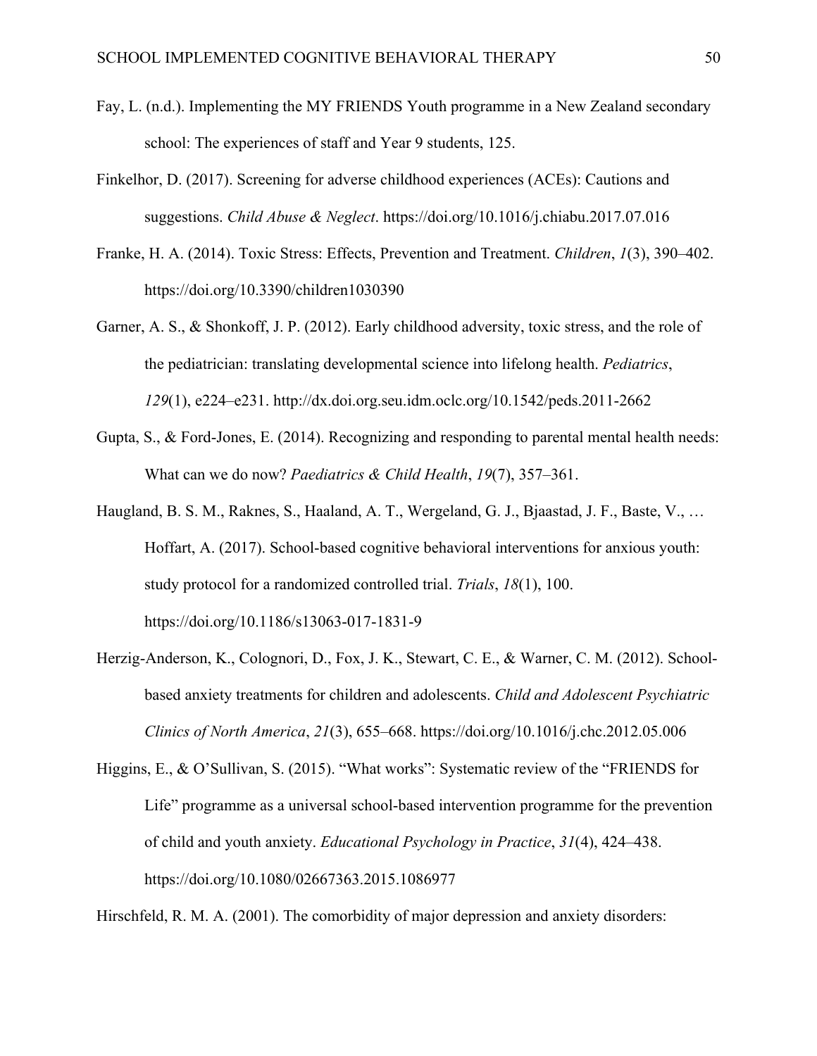Fay, L. (n.d.). Implementing the MY FRIENDS Youth programme in a New Zealand secondary school: The experiences of staff and Year 9 students, 125.

Finkelhor, D. (2017). Screening for adverse childhood experiences (ACEs): Cautions and suggestions. *Child Abuse & Neglect*. https://doi.org/10.1016/j.chiabu.2017.07.016

Franke, H. A. (2014). Toxic Stress: Effects, Prevention and Treatment. *Children*, *1*(3), 390–402. https://doi.org/10.3390/children1030390

Garner, A. S., & Shonkoff, J. P. (2012). Early childhood adversity, toxic stress, and the role of the pediatrician: translating developmental science into lifelong health. *Pediatrics*, *129*(1), e224–e231. http://dx.doi.org.seu.idm.oclc.org/10.1542/peds.2011-2662

Gupta, S., & Ford-Jones, E. (2014). Recognizing and responding to parental mental health needs: What can we do now? *Paediatrics & Child Health*, *19*(7), 357–361.

Haugland, B. S. M., Raknes, S., Haaland, A. T., Wergeland, G. J., Bjaastad, J. F., Baste, V., … Hoffart, A. (2017). School-based cognitive behavioral interventions for anxious youth: study protocol for a randomized controlled trial. *Trials*, *18*(1), 100. https://doi.org/10.1186/s13063-017-1831-9

Herzig-Anderson, K., Colognori, D., Fox, J. K., Stewart, C. E., & Warner, C. M. (2012). School-based anxiety treatments for children and adolescents. *Child and Adolescent Psychiatric Clinics of North America*, *21*(3), 655–668. https://doi.org/10.1016/j.chc.2012.05.006

Higgins, E., & O'Sullivan, S. (2015). "What works": Systematic review of the "FRIENDS for Life" programme as a universal school-based intervention programme for the prevention of child and youth anxiety. *Educational Psychology in Practice*, *31*(4), 424–438. https://doi.org/10.1080/02667363.2015.1086977

Hirschfeld, R. M. A. (2001). The comorbidity of major depression and anxiety disorders: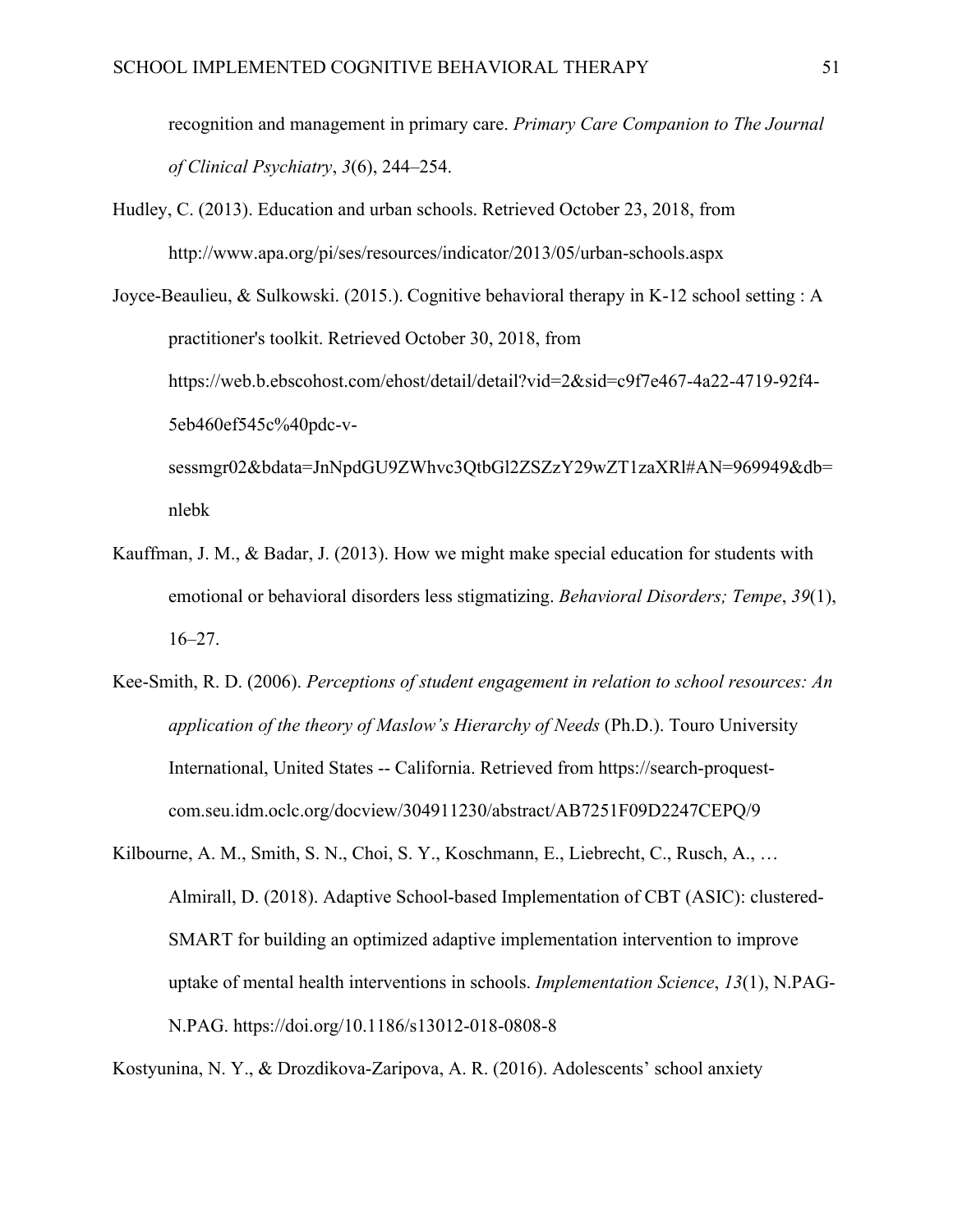recognition and management in primary care. *Primary Care Companion to The Journal of Clinical Psychiatry*, *3*(6), 244–254.

Hudley, C. (2013). Education and urban schools. Retrieved October 23, 2018, from http://www.apa.org/pi/ses/resources/indicator/2013/05/urban-schools.aspx

Joyce-Beaulieu, & Sulkowski. (2015.). Cognitive behavioral therapy in K-12 school setting : A practitioner's toolkit. Retrieved October 30, 2018, from https://web.b.ebscohost.com/ehost/detail/detail?vid=2&sid=c9f7e467-4a22-4719-92f4-5eb460ef545c%40pdc-v-sessmgr02&bdata=JnNpdGU9ZWhvc3QtbGl2ZSZzY29wZT1zaXRl#AN=969949&db=nlebk

Kauffman, J. M., & Badar, J. (2013). How we might make special education for students with emotional or behavioral disorders less stigmatizing. *Behavioral Disorders; Tempe*, *39*(1), 16–27.

Kee-Smith, R. D. (2006). *Perceptions of student engagement in relation to school resources: An application of the theory of Maslow's Hierarchy of Needs* (Ph.D.). Touro University International, United States -- California. Retrieved from https://search-proquest-com.seu.idm.oclc.org/docview/304911230/abstract/AB7251F09D2247CEPQ/9

Kilbourne, A. M., Smith, S. N., Choi, S. Y., Koschmann, E., Liebrecht, C., Rusch, A., … Almirall, D. (2018). Adaptive School-based Implementation of CBT (ASIC): clustered-SMART for building an optimized adaptive implementation intervention to improve uptake of mental health interventions in schools. *Implementation Science*, *13*(1), N.PAG-N.PAG. https://doi.org/10.1186/s13012-018-0808-8

Kostyunina, N. Y., & Drozdikova-Zaripova, A. R. (2016). Adolescents' school anxiety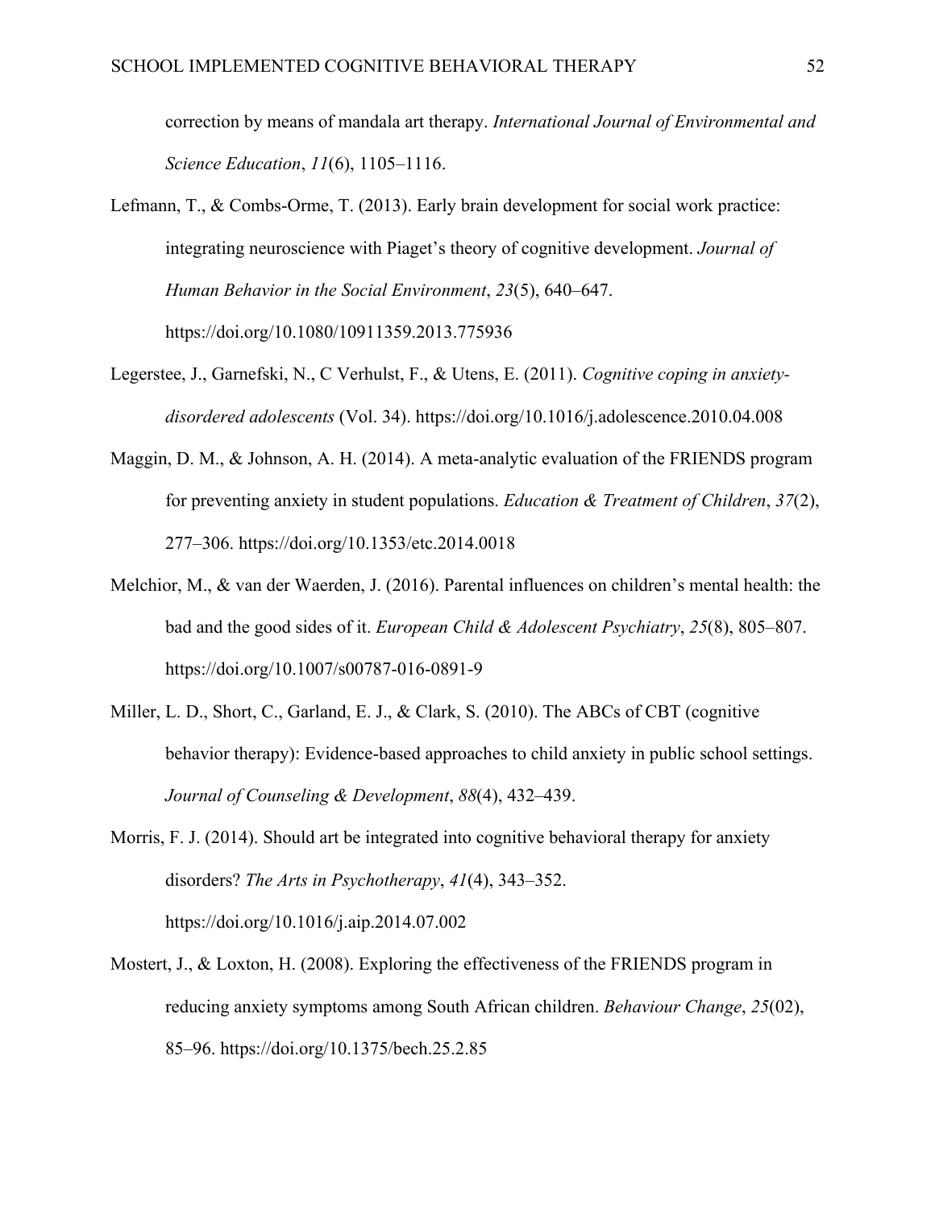correction by means of mandala art therapy. *International Journal of Environmental and Science Education*, *11*(6), 1105–1116.

Lefmann, T., & Combs-Orme, T. (2013). Early brain development for social work practice: integrating neuroscience with Piaget's theory of cognitive development. *Journal of Human Behavior in the Social Environment*, *23*(5), 640–647. https://doi.org/10.1080/10911359.2013.775936

Legerstee, J., Garnefski, N., C Verhulst, F., & Utens, E. (2011). *Cognitive coping in anxiety-disordered adolescents* (Vol. 34). https://doi.org/10.1016/j.adolescence.2010.04.008

Maggin, D. M., & Johnson, A. H. (2014). A meta-analytic evaluation of the FRIENDS program for preventing anxiety in student populations. *Education & Treatment of Children*, *37*(2), 277–306. https://doi.org/10.1353/etc.2014.0018

Melchior, M., & van der Waerden, J. (2016). Parental influences on children's mental health: the bad and the good sides of it. *European Child & Adolescent Psychiatry*, *25*(8), 805–807. https://doi.org/10.1007/s00787-016-0891-9

Miller, L. D., Short, C., Garland, E. J., & Clark, S. (2010). The ABCs of CBT (cognitive behavior therapy): Evidence-based approaches to child anxiety in public school settings. *Journal of Counseling & Development*, *88*(4), 432–439.

Morris, F. J. (2014). Should art be integrated into cognitive behavioral therapy for anxiety disorders? *The Arts in Psychotherapy*, *41*(4), 343–352. https://doi.org/10.1016/j.aip.2014.07.002

Mostert, J., & Loxton, H. (2008). Exploring the effectiveness of the FRIENDS program in reducing anxiety symptoms among South African children. *Behaviour Change*, *25*(02), 85–96. https://doi.org/10.1375/bech.25.2.85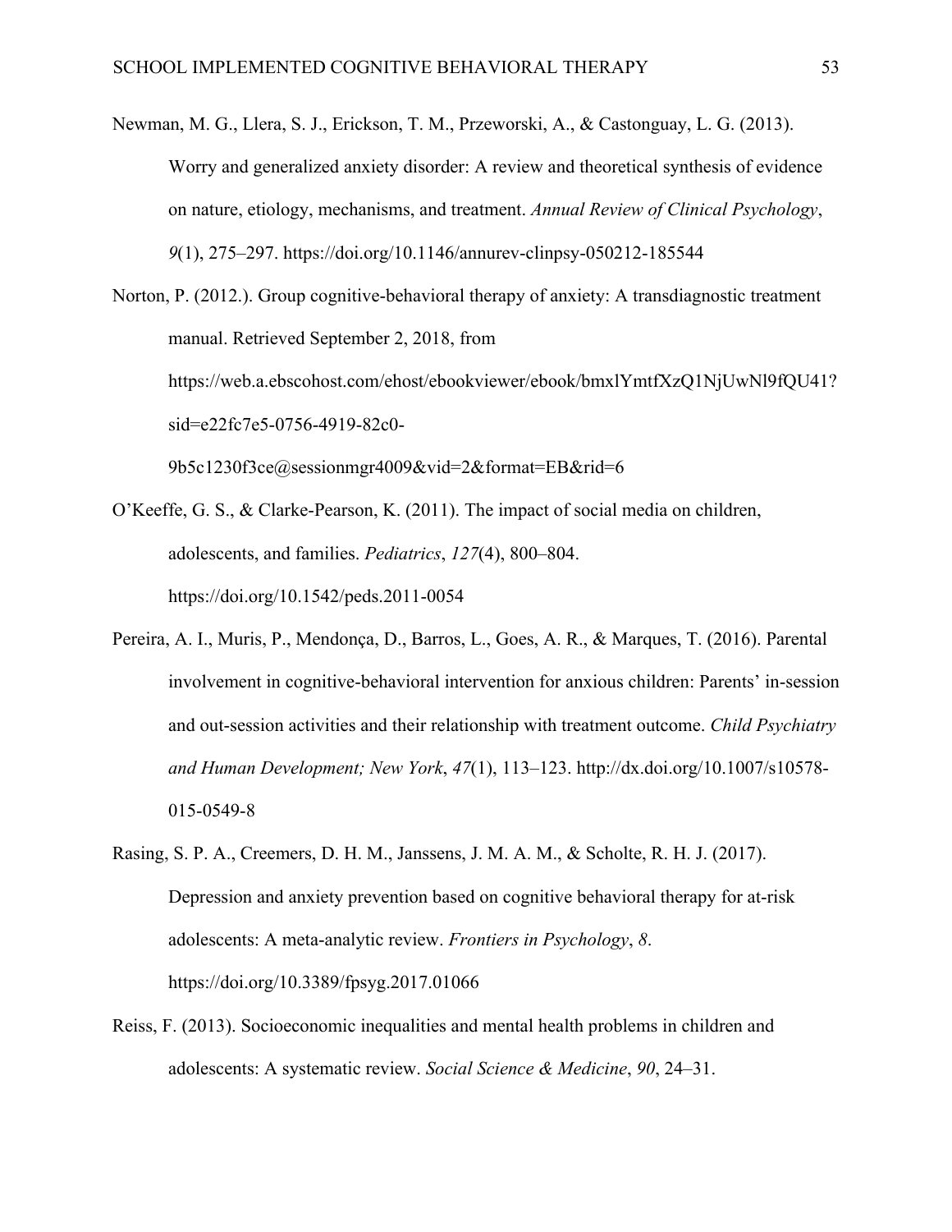Newman, M. G., Llera, S. J., Erickson, T. M., Przeworski, A., & Castonguay, L. G. (2013). Worry and generalized anxiety disorder: A review and theoretical synthesis of evidence on nature, etiology, mechanisms, and treatment. *Annual Review of Clinical Psychology*, *9*(1), 275–297. https://doi.org/10.1146/annurev-clinpsy-050212-185544

Norton, P. (2012.). Group cognitive-behavioral therapy of anxiety: A transdiagnostic treatment manual. Retrieved September 2, 2018, from https://web.a.ebscohost.com/ehost/ebookviewer/ebook/bmxlYmtfXzQ1NjUwNl9fQU41?sid=e22fc7e5-0756-4919-82c0-9b5c1230f3ce@sessionmgr4009&vid=2&format=EB&rid=6

O'Keeffe, G. S., & Clarke-Pearson, K. (2011). The impact of social media on children, adolescents, and families. *Pediatrics*, *127*(4), 800–804. https://doi.org/10.1542/peds.2011-0054

Pereira, A. I., Muris, P., Mendonça, D., Barros, L., Goes, A. R., & Marques, T. (2016). Parental involvement in cognitive-behavioral intervention for anxious children: Parents' in-session and out-session activities and their relationship with treatment outcome. *Child Psychiatry and Human Development; New York*, *47*(1), 113–123. http://dx.doi.org/10.1007/s10578-015-0549-8

Rasing, S. P. A., Creemers, D. H. M., Janssens, J. M. A. M., & Scholte, R. H. J. (2017). Depression and anxiety prevention based on cognitive behavioral therapy for at-risk adolescents: A meta-analytic review. *Frontiers in Psychology*, *8*. https://doi.org/10.3389/fpsyg.2017.01066

Reiss, F. (2013). Socioeconomic inequalities and mental health problems in children and adolescents: A systematic review. *Social Science & Medicine*, *90*, 24–31.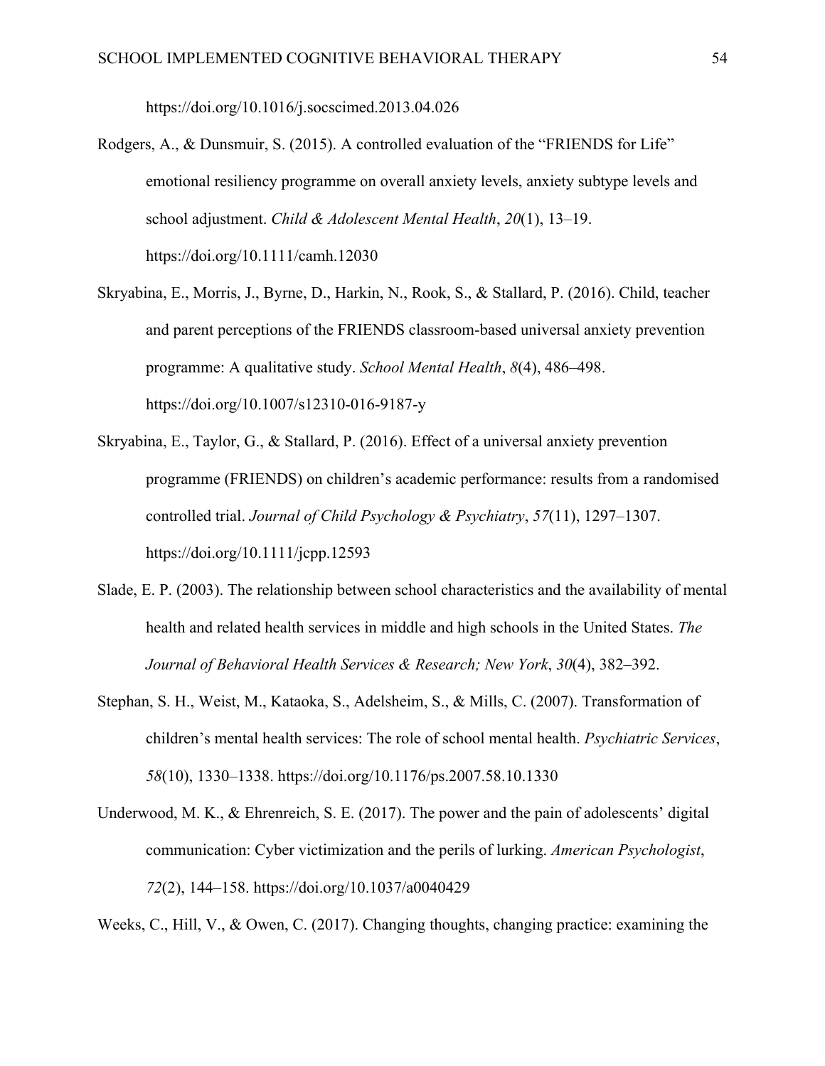https://doi.org/10.1016/j.socscimed.2013.04.026

Rodgers, A., & Dunsmuir, S. (2015). A controlled evaluation of the "FRIENDS for Life" emotional resiliency programme on overall anxiety levels, anxiety subtype levels and school adjustment. *Child & Adolescent Mental Health*, *20*(1), 13–19. https://doi.org/10.1111/camh.12030

Skryabina, E., Morris, J., Byrne, D., Harkin, N., Rook, S., & Stallard, P. (2016). Child, teacher and parent perceptions of the FRIENDS classroom-based universal anxiety prevention programme: A qualitative study. *School Mental Health*, *8*(4), 486–498. https://doi.org/10.1007/s12310-016-9187-y

Skryabina, E., Taylor, G., & Stallard, P. (2016). Effect of a universal anxiety prevention programme (FRIENDS) on children's academic performance: results from a randomised controlled trial. *Journal of Child Psychology & Psychiatry*, *57*(11), 1297–1307. https://doi.org/10.1111/jcpp.12593

Slade, E. P. (2003). The relationship between school characteristics and the availability of mental health and related health services in middle and high schools in the United States. *The Journal of Behavioral Health Services & Research; New York*, *30*(4), 382–392.

Stephan, S. H., Weist, M., Kataoka, S., Adelsheim, S., & Mills, C. (2007). Transformation of children's mental health services: The role of school mental health. *Psychiatric Services*, *58*(10), 1330–1338. https://doi.org/10.1176/ps.2007.58.10.1330

Underwood, M. K., & Ehrenreich, S. E. (2017). The power and the pain of adolescents' digital communication: Cyber victimization and the perils of lurking. *American Psychologist*, *72*(2), 144–158. https://doi.org/10.1037/a0040429

Weeks, C., Hill, V., & Owen, C. (2017). Changing thoughts, changing practice: examining the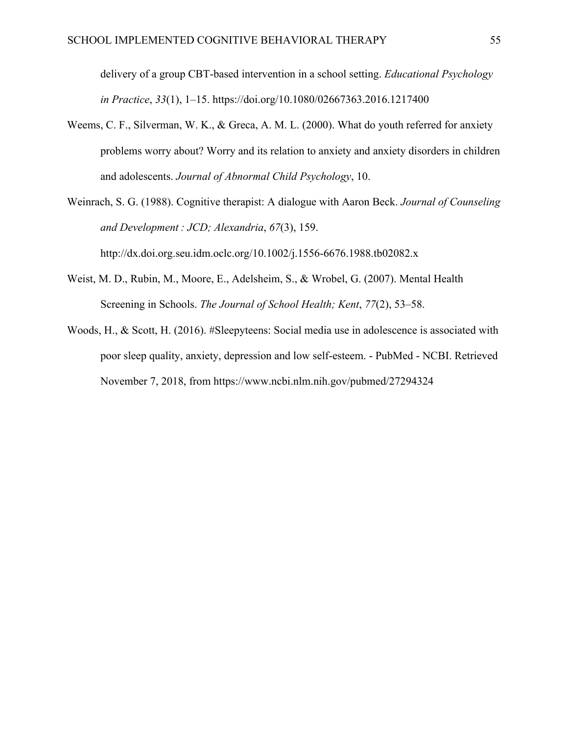delivery of a group CBT-based intervention in a school setting. *Educational Psychology in Practice*, *33*(1), 1–15. https://doi.org/10.1080/02667363.2016.1217400

Weems, C. F., Silverman, W. K., & Greca, A. M. L. (2000). What do youth referred for anxiety problems worry about? Worry and its relation to anxiety and anxiety disorders in children and adolescents. *Journal of Abnormal Child Psychology*, 10.

Weinrach, S. G. (1988). Cognitive therapist: A dialogue with Aaron Beck. *Journal of Counseling and Development : JCD; Alexandria*, *67*(3), 159. http://dx.doi.org.seu.idm.oclc.org/10.1002/j.1556-6676.1988.tb02082.x

Weist, M. D., Rubin, M., Moore, E., Adelsheim, S., & Wrobel, G. (2007). Mental Health Screening in Schools. *The Journal of School Health; Kent*, *77*(2), 53–58.

Woods, H., & Scott, H. (2016). #Sleepyteens: Social media use in adolescence is associated with poor sleep quality, anxiety, depression and low self-esteem. - PubMed - NCBI. Retrieved November 7, 2018, from https://www.ncbi.nlm.nih.gov/pubmed/27294324